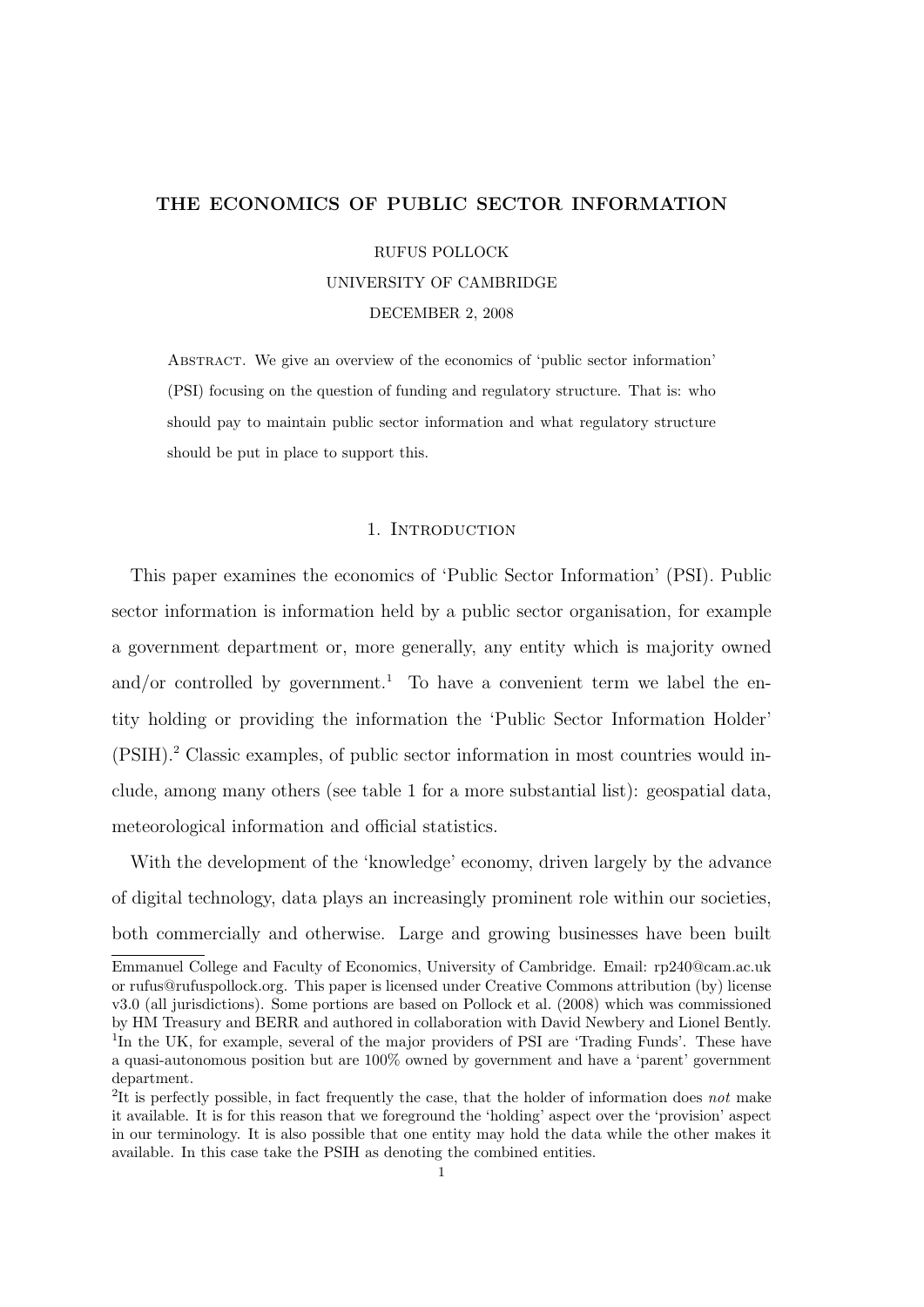# THE ECONOMICS OF PUBLIC SECTOR INFORMATION

RUFUS POLLOCK

UNIVERSITY OF CAMBRIDGE

DECEMBER 2, 2008

Abstract. We give an overview of the economics of 'public sector information' (PSI) focusing on the question of funding and regulatory structure. That is: who should pay to maintain public sector information and what regulatory structure should be put in place to support this.

## 1. Introduction

This paper examines the economics of 'Public Sector Information' (PSI). Public sector information is information held by a public sector organisation, for example a government department or, more generally, any entity which is majority owned and/or controlled by government.[1] To have a convenient term we label the entity holding or providing the information the 'Public Sector Information Holder' (PSIH).[2] Classic examples, of public sector information in most countries would include, among many others (see table 1 for a more substantial list): geospatial data, meteorological information and official statistics.

With the development of the 'knowledge' economy, driven largely by the advance of digital technology, data plays an increasingly prominent role within our societies, both commercially and otherwise. Large and growing businesses have been built

---

Emmanuel College and Faculty of Economics, University of Cambridge. Email: rp240@cam.ac.uk or rufus@rufuspollock.org. This paper is licensed under Creative Commons attribution (by) license v3.0 (all jurisdictions). Some portions are based on Pollock et al. (2008) which was commissioned by HM Treasury and BERR and authored in collaboration with David Newbery and Lionel Bently.

[1] In the UK, for example, several of the major providers of PSI are 'Trading Funds'. These have a quasi-autonomous position but are 100% owned by government and have a 'parent' government department.

[2] It is perfectly possible, in fact frequently the case, that the holder of information does *not* make it available. It is for this reason that we foreground the 'holding' aspect over the 'provision' aspect in our terminology. It is also possible that one entity may hold the data while the other makes it available. In this case take the PSIH as denoting the combined entities.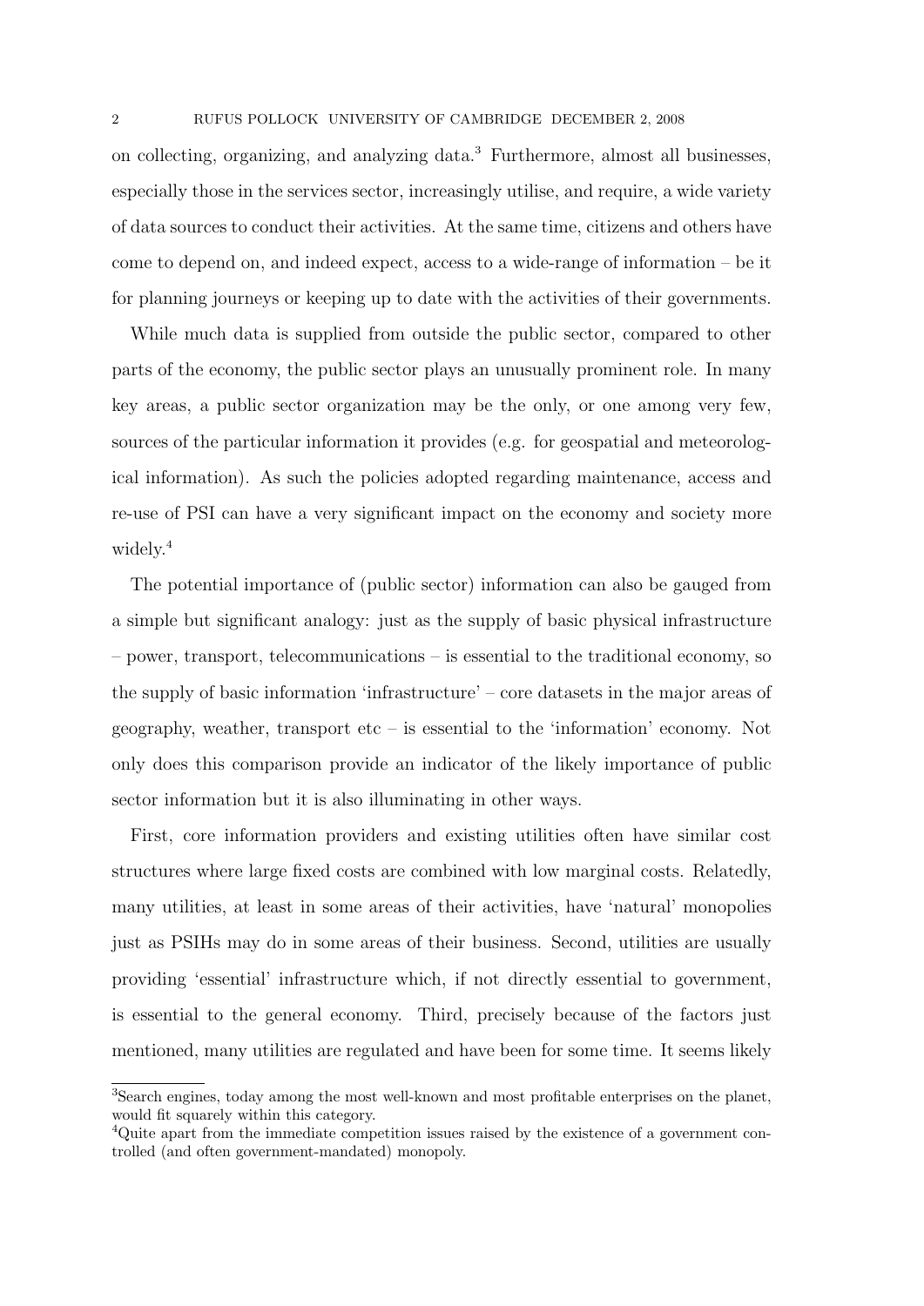on collecting, organizing, and analyzing data.[3] Furthermore, almost all businesses, especially those in the services sector, increasingly utilise, and require, a wide variety of data sources to conduct their activities. At the same time, citizens and others have come to depend on, and indeed expect, access to a wide-range of information – be it for planning journeys or keeping up to date with the activities of their governments.

While much data is supplied from outside the public sector, compared to other parts of the economy, the public sector plays an unusually prominent role. In many key areas, a public sector organization may be the only, or one among very few, sources of the particular information it provides (e.g. for geospatial and meteorological information). As such the policies adopted regarding maintenance, access and re-use of PSI can have a very significant impact on the economy and society more widely.[4]

The potential importance of (public sector) information can also be gauged from a simple but significant analogy: just as the supply of basic physical infrastructure – power, transport, telecommunications – is essential to the traditional economy, so the supply of basic information 'infrastructure' – core datasets in the major areas of geography, weather, transport etc – is essential to the 'information' economy. Not only does this comparison provide an indicator of the likely importance of public sector information but it is also illuminating in other ways.

First, core information providers and existing utilities often have similar cost structures where large fixed costs are combined with low marginal costs. Relatedly, many utilities, at least in some areas of their activities, have 'natural' monopolies just as PSIHs may do in some areas of their business. Second, utilities are usually providing 'essential' infrastructure which, if not directly essential to government, is essential to the general economy. Third, precisely because of the factors just mentioned, many utilities are regulated and have been for some time. It seems likely

[3]Search engines, today among the most well-known and most profitable enterprises on the planet, would fit squarely within this category.

[4]Quite apart from the immediate competition issues raised by the existence of a government controlled (and often government-mandated) monopoly.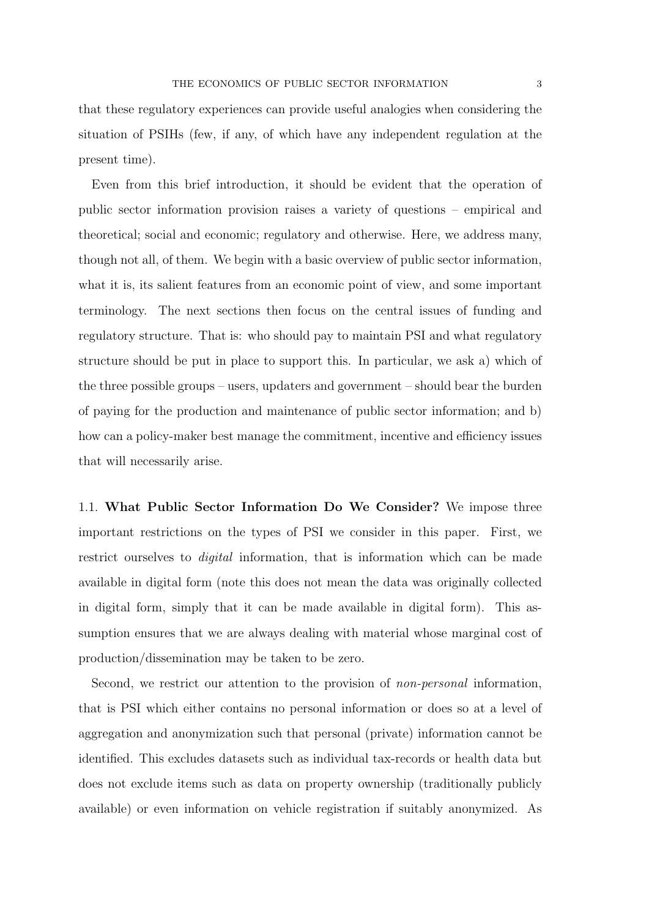that these regulatory experiences can provide useful analogies when considering the situation of PSIHs (few, if any, of which have any independent regulation at the present time).

Even from this brief introduction, it should be evident that the operation of public sector information provision raises a variety of questions – empirical and theoretical; social and economic; regulatory and otherwise. Here, we address many, though not all, of them. We begin with a basic overview of public sector information, what it is, its salient features from an economic point of view, and some important terminology. The next sections then focus on the central issues of funding and regulatory structure. That is: who should pay to maintain PSI and what regulatory structure should be put in place to support this. In particular, we ask a) which of the three possible groups – users, updaters and government – should bear the burden of paying for the production and maintenance of public sector information; and b) how can a policy-maker best manage the commitment, incentive and efficiency issues that will necessarily arise.

1.1. **What Public Sector Information Do We Consider?** We impose three important restrictions on the types of PSI we consider in this paper. First, we restrict ourselves to *digital* information, that is information which can be made available in digital form (note this does not mean the data was originally collected in digital form, simply that it can be made available in digital form). This assumption ensures that we are always dealing with material whose marginal cost of production/dissemination may be taken to be zero.

Second, we restrict our attention to the provision of *non-personal* information, that is PSI which either contains no personal information or does so at a level of aggregation and anonymization such that personal (private) information cannot be identified. This excludes datasets such as individual tax-records or health data but does not exclude items such as data on property ownership (traditionally publicly available) or even information on vehicle registration if suitably anonymized. As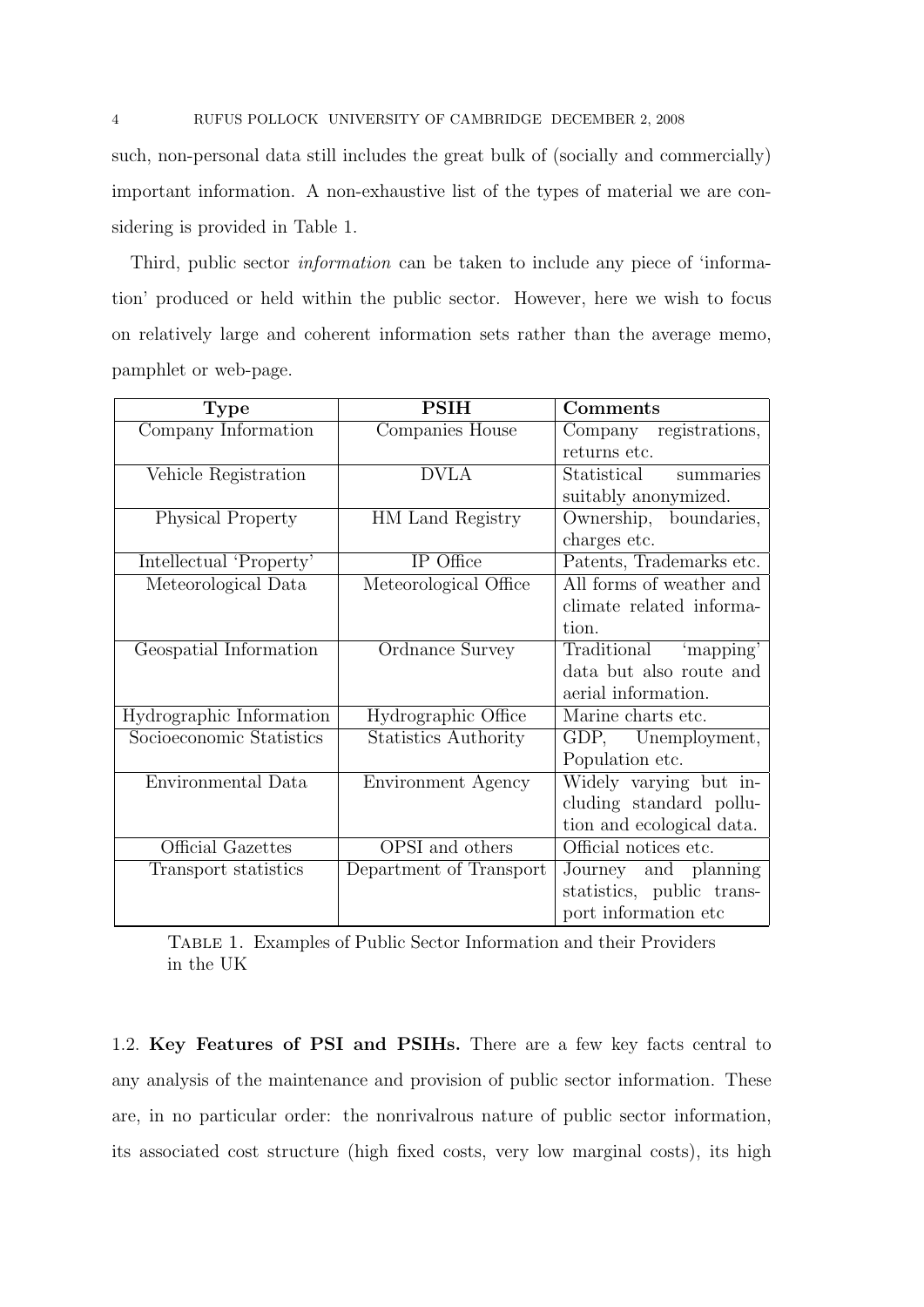such, non-personal data still includes the great bulk of (socially and commercially) important information. A non-exhaustive list of the types of material we are considering is provided in Table 1.

Third, public sector *information* can be taken to include any piece of 'information' produced or held within the public sector. However, here we wish to focus on relatively large and coherent information sets rather than the average memo, pamphlet or web-page.

| **Type** | **PSIH** | **Comments** |
|---|---|---|
| Company Information | Companies House | Company registrations, returns etc. |
| Vehicle Registration | DVLA | Statistical summaries suitably anonymized. |
| Physical Property | HM Land Registry | Ownership, boundaries, charges etc. |
| Intellectual 'Property' | IP Office | Patents, Trademarks etc. |
| Meteorological Data | Meteorological Office | All forms of weather and climate related information. |
| Geospatial Information | Ordnance Survey | Traditional 'mapping' data but also route and aerial information. |
| Hydrographic Information | Hydrographic Office | Marine charts etc. |
| Socioeconomic Statistics | Statistics Authority | GDP, Unemployment, Population etc. |
| Environmental Data | Environment Agency | Widely varying but including standard pollution and ecological data. |
| Official Gazettes | OPSI and others | Official notices etc. |
| Transport statistics | Department of Transport | Journey and planning statistics, public transport information etc |

Table 1. Examples of Public Sector Information and their Providers in the UK

1.2. **Key Features of PSI and PSIHs.** There are a few key facts central to any analysis of the maintenance and provision of public sector information. These are, in no particular order: the nonrivalrous nature of public sector information, its associated cost structure (high fixed costs, very low marginal costs), its high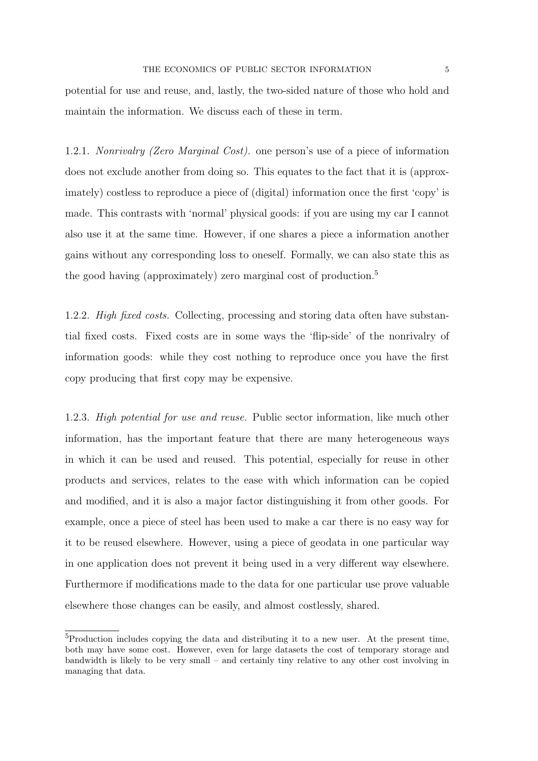potential for use and reuse, and, lastly, the two-sided nature of those who hold and maintain the information. We discuss each of these in term.

1.2.1. *Nonrivalry (Zero Marginal Cost).* one person's use of a piece of information does not exclude another from doing so. This equates to the fact that it is (approximately) costless to reproduce a piece of (digital) information once the first 'copy' is made. This contrasts with 'normal' physical goods: if you are using my car I cannot also use it at the same time. However, if one shares a piece a information another gains without any corresponding loss to oneself. Formally, we can also state this as the good having (approximately) zero marginal cost of production.[5]

1.2.2. *High fixed costs.* Collecting, processing and storing data often have substantial fixed costs. Fixed costs are in some ways the 'flip-side' of the nonrivalry of information goods: while they cost nothing to reproduce once you have the first copy producing that first copy may be expensive.

1.2.3. *High potential for use and reuse.* Public sector information, like much other information, has the important feature that there are many heterogeneous ways in which it can be used and reused. This potential, especially for reuse in other products and services, relates to the ease with which information can be copied and modified, and it is also a major factor distinguishing it from other goods. For example, once a piece of steel has been used to make a car there is no easy way for it to be reused elsewhere. However, using a piece of geodata in one particular way in one application does not prevent it being used in a very different way elsewhere. Furthermore if modifications made to the data for one particular use prove valuable elsewhere those changes can be easily, and almost costlessly, shared.

---

[5]Production includes copying the data and distributing it to a new user. At the present time, both may have some cost. However, even for large datasets the cost of temporary storage and bandwidth is likely to be very small – and certainly tiny relative to any other cost involving in managing that data.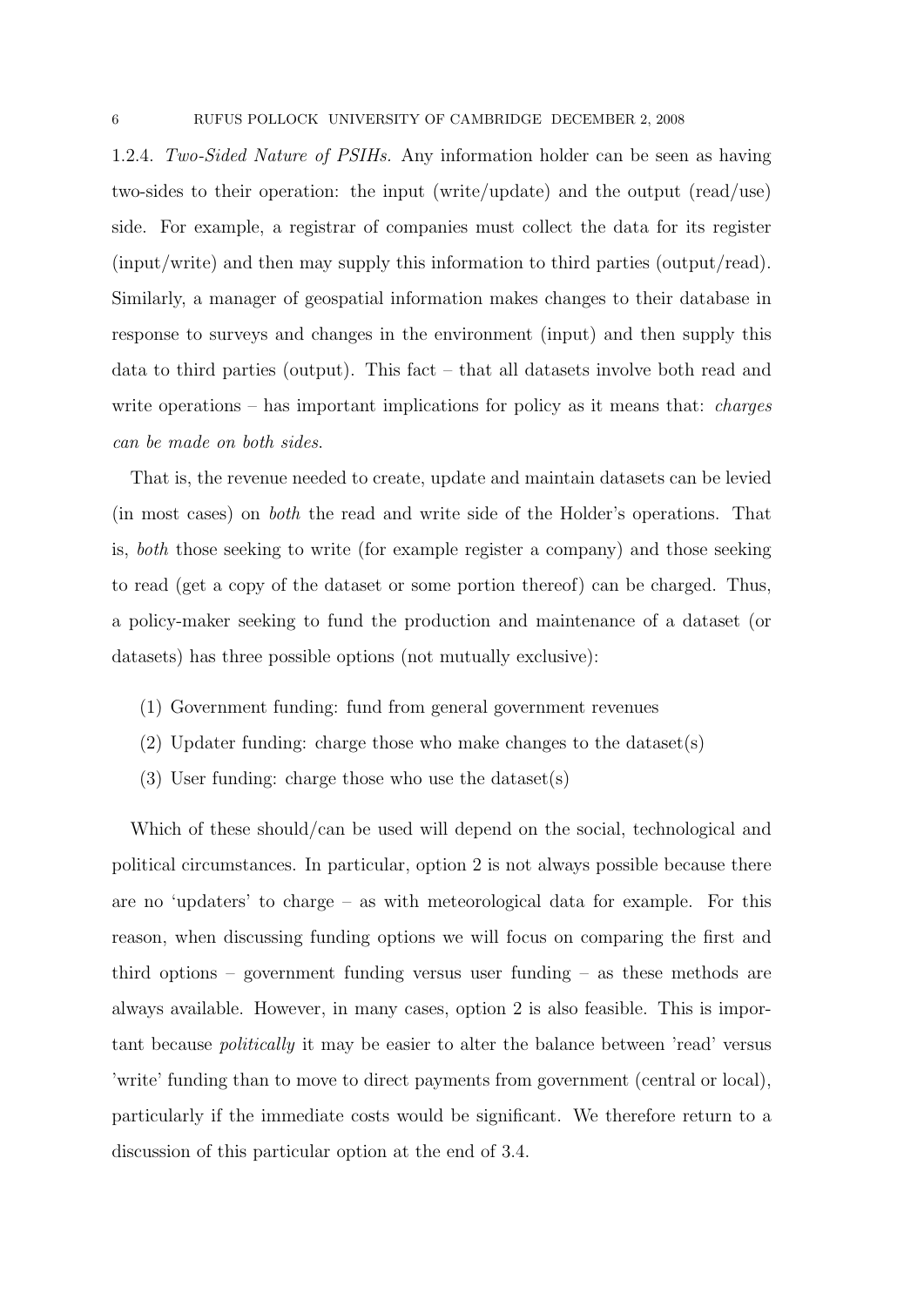1.2.4. *Two-Sided Nature of PSIHs.* Any information holder can be seen as having two-sides to their operation: the input (write/update) and the output (read/use) side. For example, a registrar of companies must collect the data for its register (input/write) and then may supply this information to third parties (output/read). Similarly, a manager of geospatial information makes changes to their database in response to surveys and changes in the environment (input) and then supply this data to third parties (output). This fact – that all datasets involve both read and write operations – has important implications for policy as it means that: *charges can be made on both sides*.

That is, the revenue needed to create, update and maintain datasets can be levied (in most cases) on *both* the read and write side of the Holder's operations. That is, *both* those seeking to write (for example register a company) and those seeking to read (get a copy of the dataset or some portion thereof) can be charged. Thus, a policy-maker seeking to fund the production and maintenance of a dataset (or datasets) has three possible options (not mutually exclusive):

(1) Government funding: fund from general government revenues
(2) Updater funding: charge those who make changes to the dataset(s)
(3) User funding: charge those who use the dataset(s)

Which of these should/can be used will depend on the social, technological and political circumstances. In particular, option 2 is not always possible because there are no 'updaters' to charge – as with meteorological data for example. For this reason, when discussing funding options we will focus on comparing the first and third options – government funding versus user funding – as these methods are always available. However, in many cases, option 2 is also feasible. This is important because *politically* it may be easier to alter the balance between 'read' versus 'write' funding than to move to direct payments from government (central or local), particularly if the immediate costs would be significant. We therefore return to a discussion of this particular option at the end of 3.4.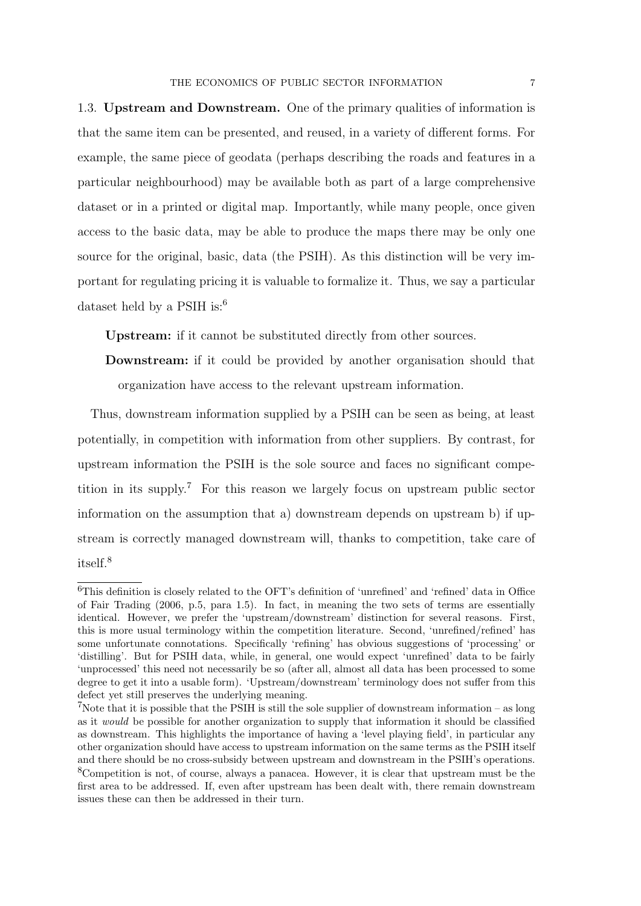1.3. **Upstream and Downstream.** One of the primary qualities of information is that the same item can be presented, and reused, in a variety of different forms. For example, the same piece of geodata (perhaps describing the roads and features in a particular neighbourhood) may be available both as part of a large comprehensive dataset or in a printed or digital map. Importantly, while many people, once given access to the basic data, may be able to produce the maps there may be only one source for the original, basic, data (the PSIH). As this distinction will be very important for regulating pricing it is valuable to formalize it. Thus, we say a particular dataset held by a PSIH is:[6]

**Upstream:** if it cannot be substituted directly from other sources.

**Downstream:** if it could be provided by another organisation should that organization have access to the relevant upstream information.

Thus, downstream information supplied by a PSIH can be seen as being, at least potentially, in competition with information from other suppliers. By contrast, for upstream information the PSIH is the sole source and faces no significant competition in its supply.[7] For this reason we largely focus on upstream public sector information on the assumption that a) downstream depends on upstream b) if upstream is correctly managed downstream will, thanks to competition, take care of itself.[8]

---

[6]This definition is closely related to the OFT's definition of 'unrefined' and 'refined' data in Office of Fair Trading (2006, p.5, para 1.5). In fact, in meaning the two sets of terms are essentially identical. However, we prefer the 'upstream/downstream' distinction for several reasons. First, this is more usual terminology within the competition literature. Second, 'unrefined/refined' has some unfortunate connotations. Specifically 'refining' has obvious suggestions of 'processing' or 'distilling'. But for PSIH data, while, in general, one would expect 'unrefined' data to be fairly 'unprocessed' this need not necessarily be so (after all, almost all data has been processed to some degree to get it into a usable form). 'Upstream/downstream' terminology does not suffer from this defect yet still preserves the underlying meaning.

[7]Note that it is possible that the PSIH is still the sole supplier of downstream information – as long as it *would* be possible for another organization to supply that information it should be classified as downstream. This highlights the importance of having a 'level playing field', in particular any other organization should have access to upstream information on the same terms as the PSIH itself and there should be no cross-subsidy between upstream and downstream in the PSIH's operations.

[8]Competition is not, of course, always a panacea. However, it is clear that upstream must be the first area to be addressed. If, even after upstream has been dealt with, there remain downstream issues these can then be addressed in their turn.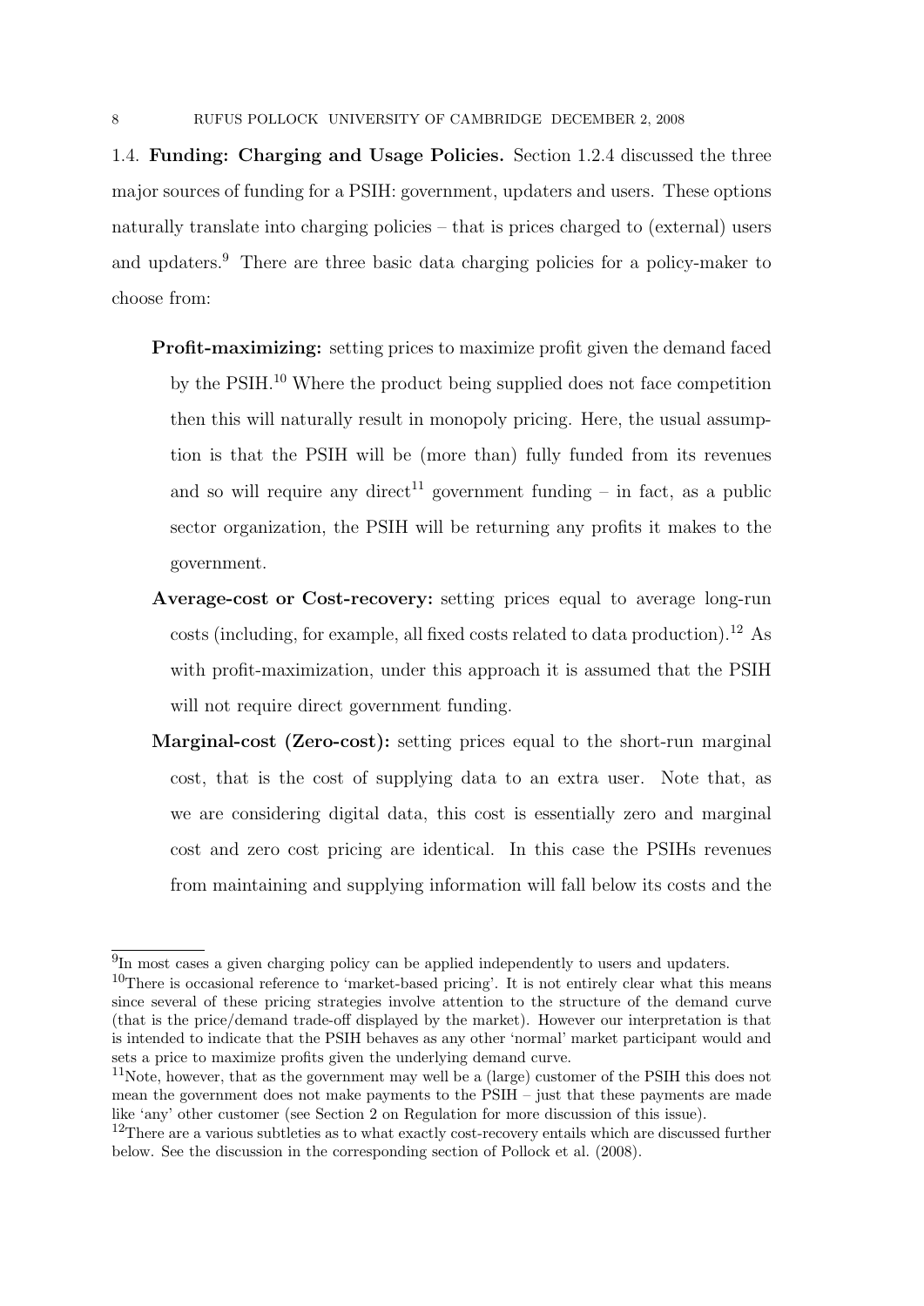1.4. **Funding: Charging and Usage Policies.** Section 1.2.4 discussed the three major sources of funding for a PSIH: government, updaters and users. These options naturally translate into charging policies – that is prices charged to (external) users and updaters.[9] There are three basic data charging policies for a policy-maker to choose from:

- **Profit-maximizing:** setting prices to maximize profit given the demand faced by the PSIH.[10] Where the product being supplied does not face competition then this will naturally result in monopoly pricing. Here, the usual assumption is that the PSIH will be (more than) fully funded from its revenues and so will require any direct[11] government funding – in fact, as a public sector organization, the PSIH will be returning any profits it makes to the government.
- **Average-cost or Cost-recovery:** setting prices equal to average long-run costs (including, for example, all fixed costs related to data production).[12] As with profit-maximization, under this approach it is assumed that the PSIH will not require direct government funding.
- **Marginal-cost (Zero-cost):** setting prices equal to the short-run marginal cost, that is the cost of supplying data to an extra user. Note that, as we are considering digital data, this cost is essentially zero and marginal cost and zero cost pricing are identical. In this case the PSIHs revenues from maintaining and supplying information will fall below its costs and the

---

[9] In most cases a given charging policy can be applied independently to users and updaters.

[10] There is occasional reference to 'market-based pricing'. It is not entirely clear what this means since several of these pricing strategies involve attention to the structure of the demand curve (that is the price/demand trade-off displayed by the market). However our interpretation is that is intended to indicate that the PSIH behaves as any other 'normal' market participant would and sets a price to maximize profits given the underlying demand curve.

[11] Note, however, that as the government may well be a (large) customer of the PSIH this does not mean the government does not make payments to the PSIH – just that these payments are made like 'any' other customer (see Section 2 on Regulation for more discussion of this issue).

[12] There are a various subtleties as to what exactly cost-recovery entails which are discussed further below. See the discussion in the corresponding section of Pollock et al. (2008).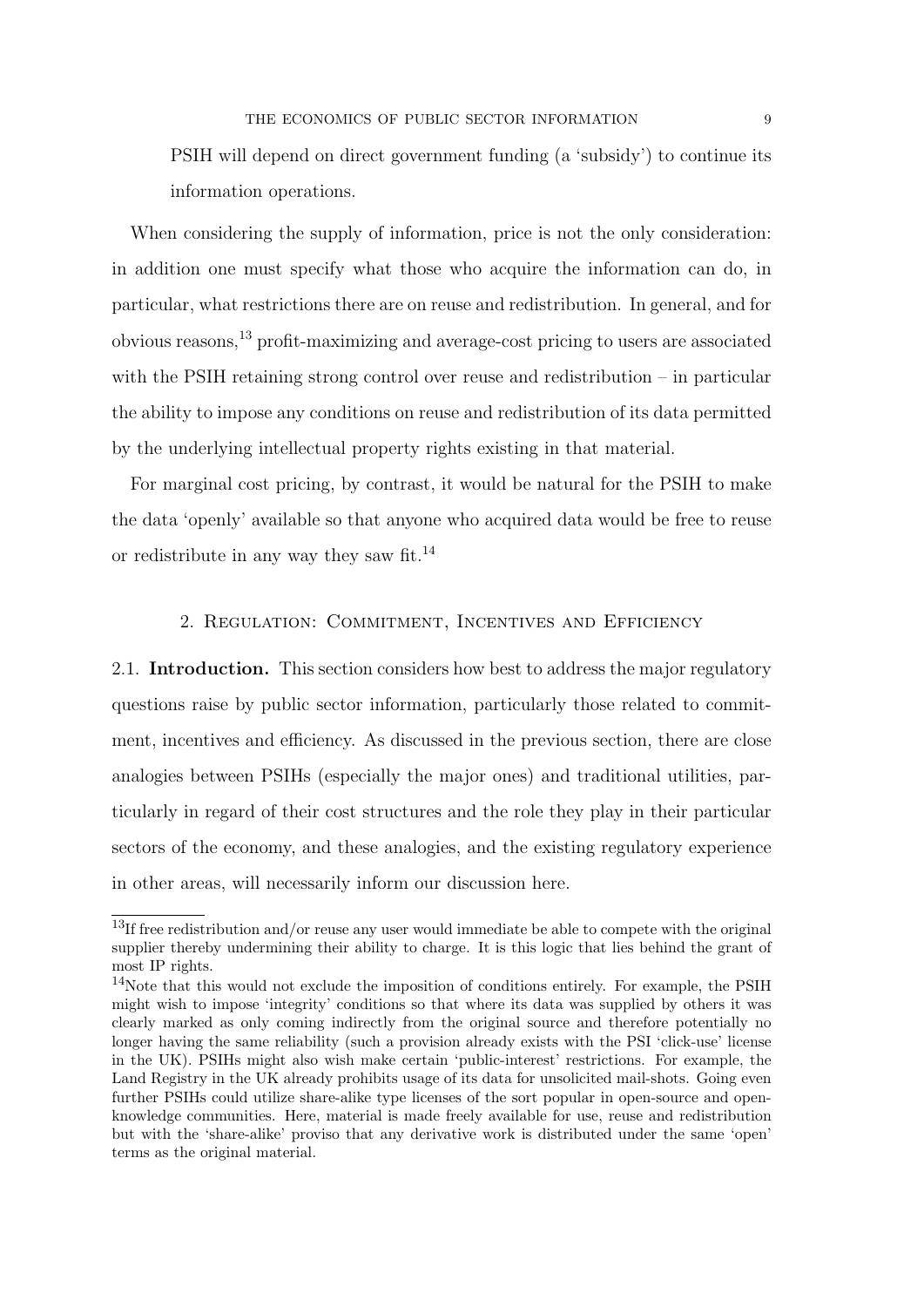PSIH will depend on direct government funding (a 'subsidy') to continue its information operations.

When considering the supply of information, price is not the only consideration: in addition one must specify what those who acquire the information can do, in particular, what restrictions there are on reuse and redistribution. In general, and for obvious reasons,[13] profit-maximizing and average-cost pricing to users are associated with the PSIH retaining strong control over reuse and redistribution – in particular the ability to impose any conditions on reuse and redistribution of its data permitted by the underlying intellectual property rights existing in that material.

For marginal cost pricing, by contrast, it would be natural for the PSIH to make the data 'openly' available so that anyone who acquired data would be free to reuse or redistribute in any way they saw fit.[14]

## 2. Regulation: Commitment, Incentives and Efficiency

2.1. **Introduction.** This section considers how best to address the major regulatory questions raise by public sector information, particularly those related to commitment, incentives and efficiency. As discussed in the previous section, there are close analogies between PSIHs (especially the major ones) and traditional utilities, particularly in regard of their cost structures and the role they play in their particular sectors of the economy, and these analogies, and the existing regulatory experience in other areas, will necessarily inform our discussion here.

[13] If free redistribution and/or reuse any user would immediate be able to compete with the original supplier thereby undermining their ability to charge. It is this logic that lies behind the grant of most IP rights.

[14] Note that this would not exclude the imposition of conditions entirely. For example, the PSIH might wish to impose 'integrity' conditions so that where its data was supplied by others it was clearly marked as only coming indirectly from the original source and therefore potentially no longer having the same reliability (such a provision already exists with the PSI 'click-use' license in the UK). PSIHs might also wish make certain 'public-interest' restrictions. For example, the Land Registry in the UK already prohibits usage of its data for unsolicited mail-shots. Going even further PSIHs could utilize share-alike type licenses of the sort popular in open-source and open-knowledge communities. Here, material is made freely available for use, reuse and redistribution but with the 'share-alike' proviso that any derivative work is distributed under the same 'open' terms as the original material.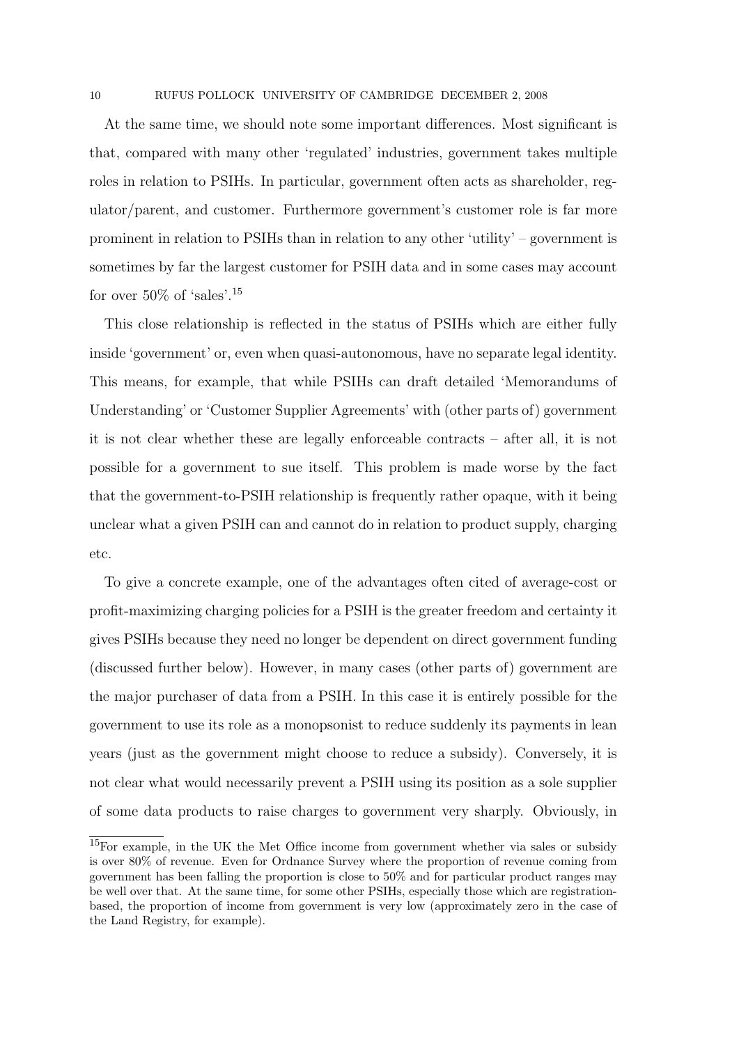At the same time, we should note some important differences. Most significant is that, compared with many other 'regulated' industries, government takes multiple roles in relation to PSIHs. In particular, government often acts as shareholder, regulator/parent, and customer. Furthermore government's customer role is far more prominent in relation to PSIHs than in relation to any other 'utility' – government is sometimes by far the largest customer for PSIH data and in some cases may account for over 50% of 'sales'.[15]

This close relationship is reflected in the status of PSIHs which are either fully inside 'government' or, even when quasi-autonomous, have no separate legal identity. This means, for example, that while PSIHs can draft detailed 'Memorandums of Understanding' or 'Customer Supplier Agreements' with (other parts of) government it is not clear whether these are legally enforceable contracts – after all, it is not possible for a government to sue itself. This problem is made worse by the fact that the government-to-PSIH relationship is frequently rather opaque, with it being unclear what a given PSIH can and cannot do in relation to product supply, charging etc.

To give a concrete example, one of the advantages often cited of average-cost or profit-maximizing charging policies for a PSIH is the greater freedom and certainty it gives PSIHs because they need no longer be dependent on direct government funding (discussed further below). However, in many cases (other parts of) government are the major purchaser of data from a PSIH. In this case it is entirely possible for the government to use its role as a monopsonist to reduce suddenly its payments in lean years (just as the government might choose to reduce a subsidy). Conversely, it is not clear what would necessarily prevent a PSIH using its position as a sole supplier of some data products to raise charges to government very sharply. Obviously, in

[15]For example, in the UK the Met Office income from government whether via sales or subsidy is over 80% of revenue. Even for Ordnance Survey where the proportion of revenue coming from government has been falling the proportion is close to 50% and for particular product ranges may be well over that. At the same time, for some other PSIHs, especially those which are registration-based, the proportion of income from government is very low (approximately zero in the case of the Land Registry, for example).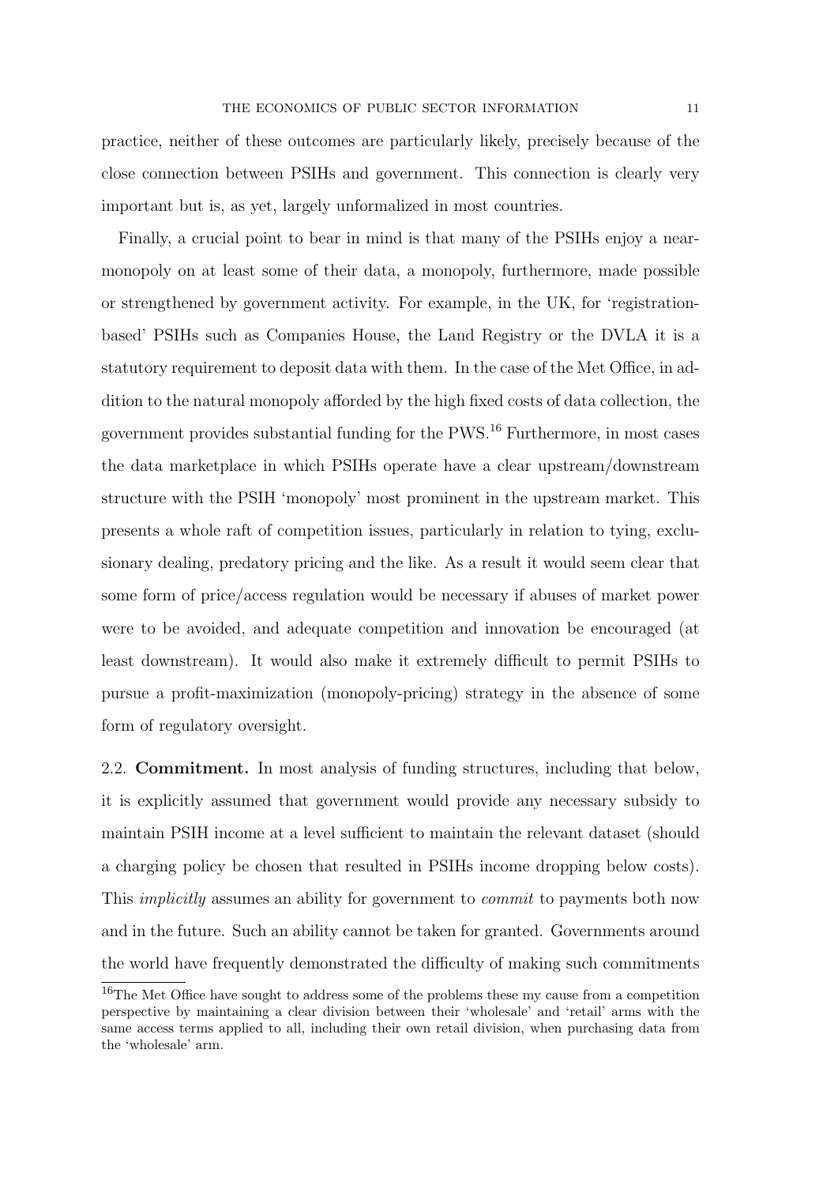practice, neither of these outcomes are particularly likely, precisely because of the close connection between PSIHs and government. This connection is clearly very important but is, as yet, largely unformalized in most countries.

Finally, a crucial point to bear in mind is that many of the PSIHs enjoy a near-monopoly on at least some of their data, a monopoly, furthermore, made possible or strengthened by government activity. For example, in the UK, for 'registration-based' PSIHs such as Companies House, the Land Registry or the DVLA it is a statutory requirement to deposit data with them. In the case of the Met Office, in addition to the natural monopoly afforded by the high fixed costs of data collection, the government provides substantial funding for the PWS.[16] Furthermore, in most cases the data marketplace in which PSIHs operate have a clear upstream/downstream structure with the PSIH 'monopoly' most prominent in the upstream market. This presents a whole raft of competition issues, particularly in relation to tying, exclusionary dealing, predatory pricing and the like. As a result it would seem clear that some form of price/access regulation would be necessary if abuses of market power were to be avoided, and adequate competition and innovation be encouraged (at least downstream). It would also make it extremely difficult to permit PSIHs to pursue a profit-maximization (monopoly-pricing) strategy in the absence of some form of regulatory oversight.

2.2. **Commitment.** In most analysis of funding structures, including that below, it is explicitly assumed that government would provide any necessary subsidy to maintain PSIH income at a level sufficient to maintain the relevant dataset (should a charging policy be chosen that resulted in PSIHs income dropping below costs). This *implicitly* assumes an ability for government to *commit* to payments both now and in the future. Such an ability cannot be taken for granted. Governments around the world have frequently demonstrated the difficulty of making such commitments

[16] The Met Office have sought to address some of the problems these my cause from a competition perspective by maintaining a clear division between their 'wholesale' and 'retail' arms with the same access terms applied to all, including their own retail division, when purchasing data from the 'wholesale' arm.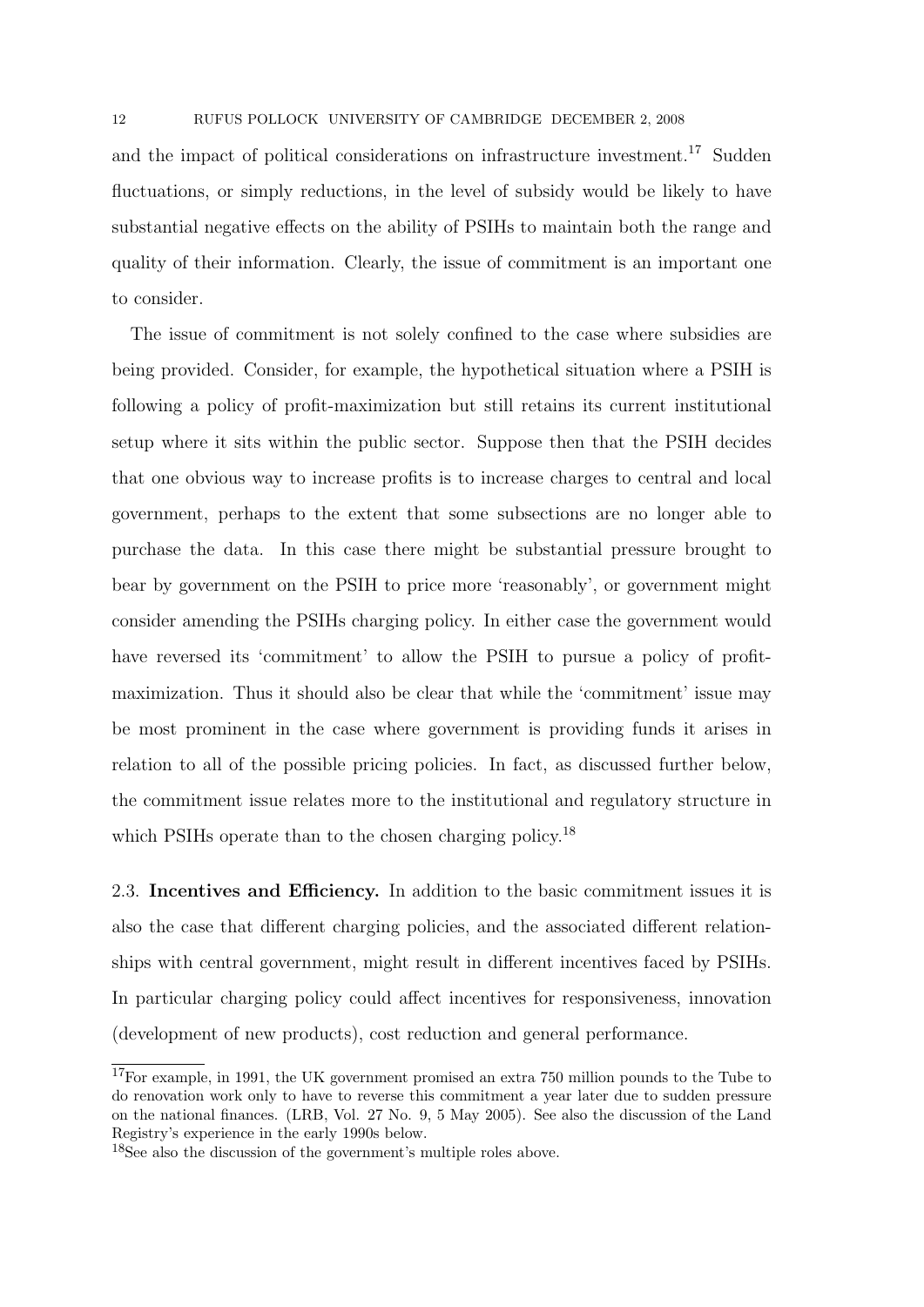and the impact of political considerations on infrastructure investment.[17] Sudden fluctuations, or simply reductions, in the level of subsidy would be likely to have substantial negative effects on the ability of PSIHs to maintain both the range and quality of their information. Clearly, the issue of commitment is an important one to consider.

The issue of commitment is not solely confined to the case where subsidies are being provided. Consider, for example, the hypothetical situation where a PSIH is following a policy of profit-maximization but still retains its current institutional setup where it sits within the public sector. Suppose then that the PSIH decides that one obvious way to increase profits is to increase charges to central and local government, perhaps to the extent that some subsections are no longer able to purchase the data. In this case there might be substantial pressure brought to bear by government on the PSIH to price more 'reasonably', or government might consider amending the PSIHs charging policy. In either case the government would have reversed its 'commitment' to allow the PSIH to pursue a policy of profit-maximization. Thus it should also be clear that while the 'commitment' issue may be most prominent in the case where government is providing funds it arises in relation to all of the possible pricing policies. In fact, as discussed further below, the commitment issue relates more to the institutional and regulatory structure in which PSIHs operate than to the chosen charging policy.[18]

2.3. **Incentives and Efficiency.** In addition to the basic commitment issues it is also the case that different charging policies, and the associated different relationships with central government, might result in different incentives faced by PSIHs. In particular charging policy could affect incentives for responsiveness, innovation (development of new products), cost reduction and general performance.

[17] For example, in 1991, the UK government promised an extra 750 million pounds to the Tube to do renovation work only to have to reverse this commitment a year later due to sudden pressure on the national finances. (LRB, Vol. 27 No. 9, 5 May 2005). See also the discussion of the Land Registry's experience in the early 1990s below.

[18] See also the discussion of the government's multiple roles above.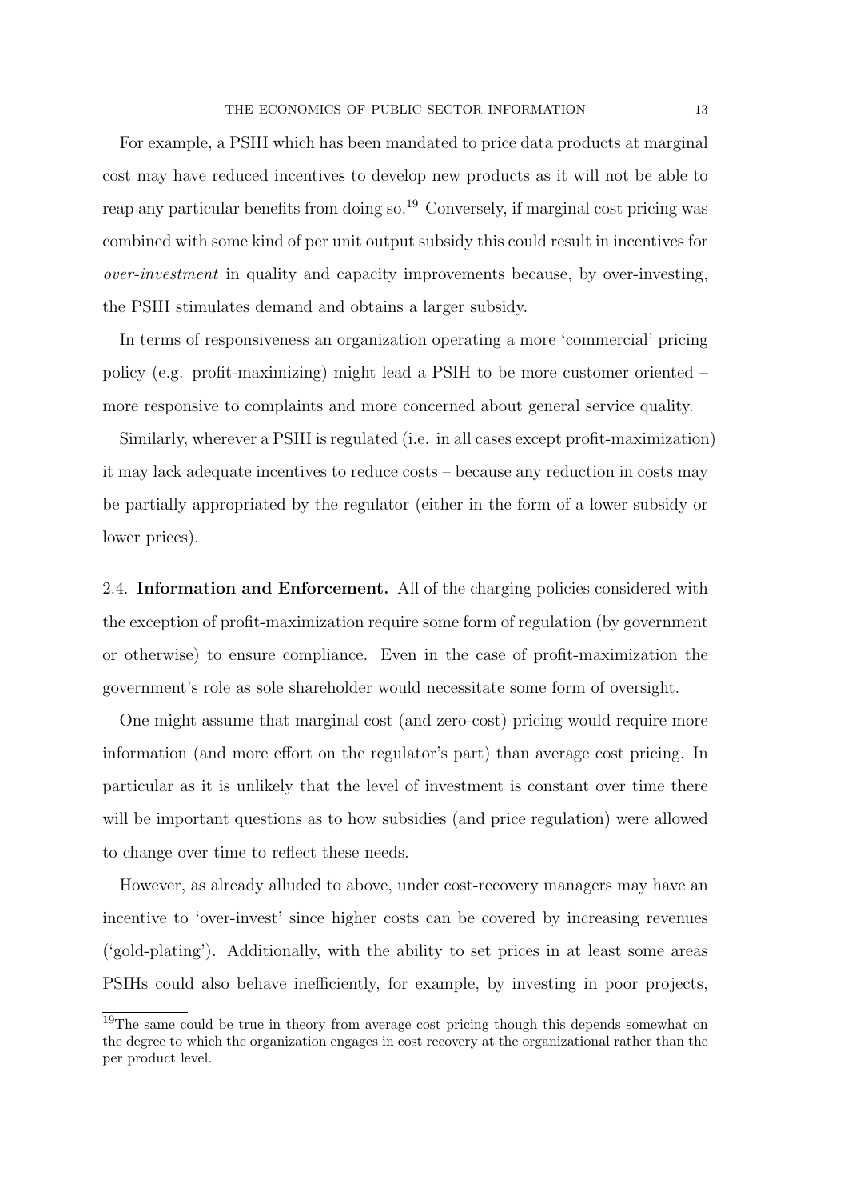For example, a PSIH which has been mandated to price data products at marginal cost may have reduced incentives to develop new products as it will not be able to reap any particular benefits from doing so.[19] Conversely, if marginal cost pricing was combined with some kind of per unit output subsidy this could result in incentives for *over-investment* in quality and capacity improvements because, by over-investing, the PSIH stimulates demand and obtains a larger subsidy.

In terms of responsiveness an organization operating a more 'commercial' pricing policy (e.g. profit-maximizing) might lead a PSIH to be more customer oriented – more responsive to complaints and more concerned about general service quality.

Similarly, wherever a PSIH is regulated (i.e. in all cases except profit-maximization) it may lack adequate incentives to reduce costs – because any reduction in costs may be partially appropriated by the regulator (either in the form of a lower subsidy or lower prices).

2.4. **Information and Enforcement.** All of the charging policies considered with the exception of profit-maximization require some form of regulation (by government or otherwise) to ensure compliance. Even in the case of profit-maximization the government's role as sole shareholder would necessitate some form of oversight.

One might assume that marginal cost (and zero-cost) pricing would require more information (and more effort on the regulator's part) than average cost pricing. In particular as it is unlikely that the level of investment is constant over time there will be important questions as to how subsidies (and price regulation) were allowed to change over time to reflect these needs.

However, as already alluded to above, under cost-recovery managers may have an incentive to 'over-invest' since higher costs can be covered by increasing revenues ('gold-plating'). Additionally, with the ability to set prices in at least some areas PSIHs could also behave inefficiently, for example, by investing in poor projects,

[19]The same could be true in theory from average cost pricing though this depends somewhat on the degree to which the organization engages in cost recovery at the organizational rather than the per product level.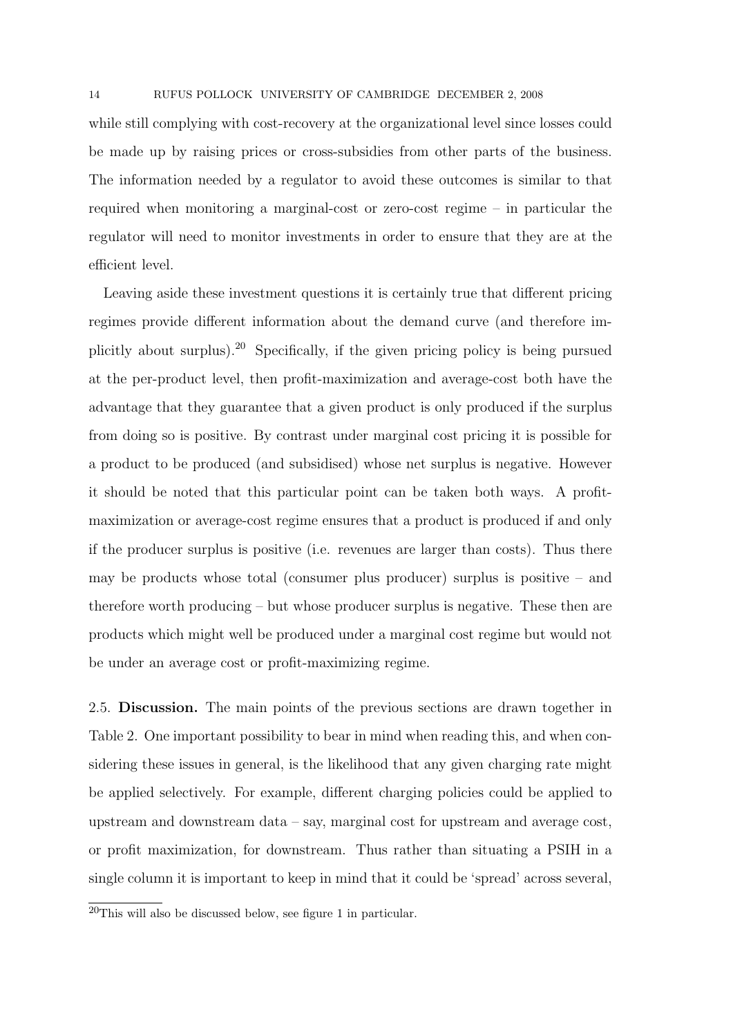while still complying with cost-recovery at the organizational level since losses could be made up by raising prices or cross-subsidies from other parts of the business. The information needed by a regulator to avoid these outcomes is similar to that required when monitoring a marginal-cost or zero-cost regime – in particular the regulator will need to monitor investments in order to ensure that they are at the efficient level.

Leaving aside these investment questions it is certainly true that different pricing regimes provide different information about the demand curve (and therefore implicitly about surplus).[20] Specifically, if the given pricing policy is being pursued at the per-product level, then profit-maximization and average-cost both have the advantage that they guarantee that a given product is only produced if the surplus from doing so is positive. By contrast under marginal cost pricing it is possible for a product to be produced (and subsidised) whose net surplus is negative. However it should be noted that this particular point can be taken both ways. A profit-maximization or average-cost regime ensures that a product is produced if and only if the producer surplus is positive (i.e. revenues are larger than costs). Thus there may be products whose total (consumer plus producer) surplus is positive – and therefore worth producing – but whose producer surplus is negative. These then are products which might well be produced under a marginal cost regime but would not be under an average cost or profit-maximizing regime.

2.5. **Discussion.** The main points of the previous sections are drawn together in Table 2. One important possibility to bear in mind when reading this, and when considering these issues in general, is the likelihood that any given charging rate might be applied selectively. For example, different charging policies could be applied to upstream and downstream data – say, marginal cost for upstream and average cost, or profit maximization, for downstream. Thus rather than situating a PSIH in a single column it is important to keep in mind that it could be 'spread' across several,

[20] This will also be discussed below, see figure 1 in particular.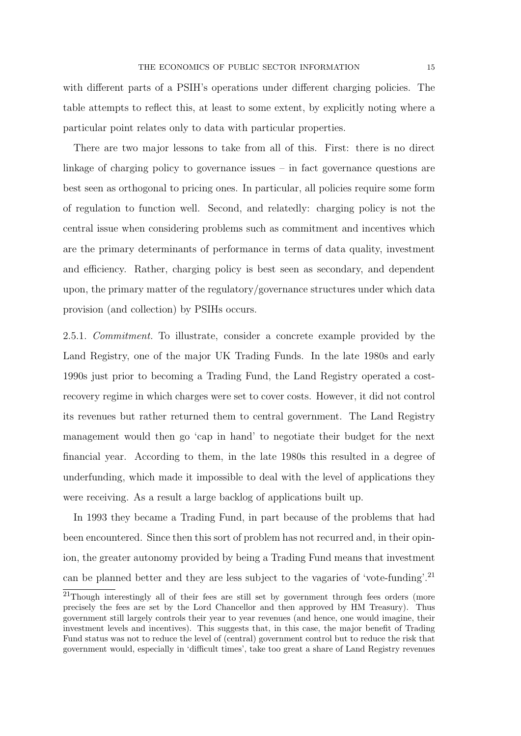with different parts of a PSIH's operations under different charging policies. The table attempts to reflect this, at least to some extent, by explicitly noting where a particular point relates only to data with particular properties.

There are two major lessons to take from all of this. First: there is no direct linkage of charging policy to governance issues – in fact governance questions are best seen as orthogonal to pricing ones. In particular, all policies require some form of regulation to function well. Second, and relatedly: charging policy is not the central issue when considering problems such as commitment and incentives which are the primary determinants of performance in terms of data quality, investment and efficiency. Rather, charging policy is best seen as secondary, and dependent upon, the primary matter of the regulatory/governance structures under which data provision (and collection) by PSIHs occurs.

2.5.1. *Commitment.* To illustrate, consider a concrete example provided by the Land Registry, one of the major UK Trading Funds. In the late 1980s and early 1990s just prior to becoming a Trading Fund, the Land Registry operated a cost-recovery regime in which charges were set to cover costs. However, it did not control its revenues but rather returned them to central government. The Land Registry management would then go 'cap in hand' to negotiate their budget for the next financial year. According to them, in the late 1980s this resulted in a degree of underfunding, which made it impossible to deal with the level of applications they were receiving. As a result a large backlog of applications built up.

In 1993 they became a Trading Fund, in part because of the problems that had been encountered. Since then this sort of problem has not recurred and, in their opinion, the greater autonomy provided by being a Trading Fund means that investment can be planned better and they are less subject to the vagaries of 'vote-funding'.[21]

[21]Though interestingly all of their fees are still set by government through fees orders (more precisely the fees are set by the Lord Chancellor and then approved by HM Treasury). Thus government still largely controls their year to year revenues (and hence, one would imagine, their investment levels and incentives). This suggests that, in this case, the major benefit of Trading Fund status was not to reduce the level of (central) government control but to reduce the risk that government would, especially in 'difficult times', take too great a share of Land Registry revenues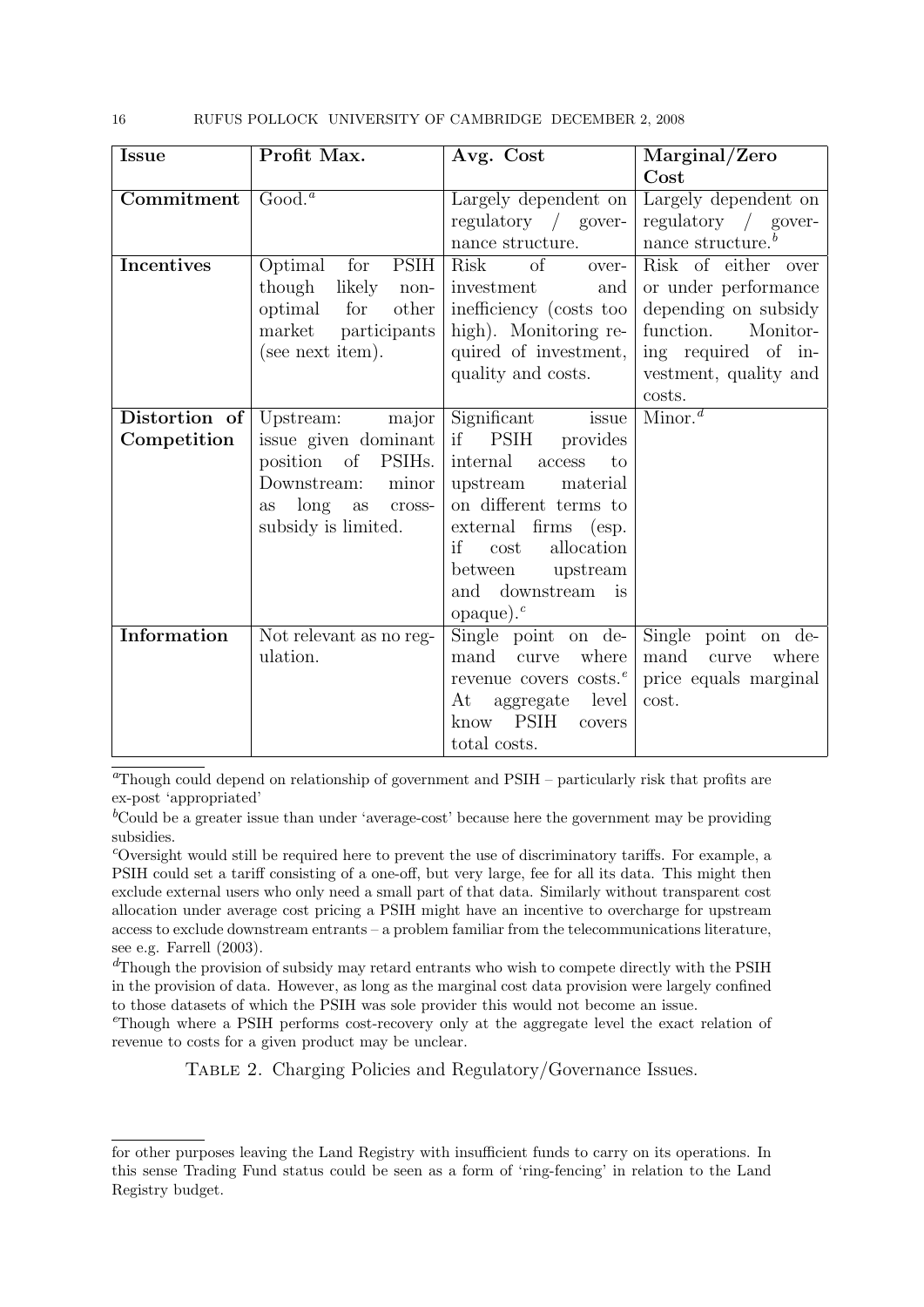| **Issue** | **Profit Max.** | **Avg. Cost** | **Marginal/Zero Cost** |
|---|---|---|---|
| **Commitment** | Good.[a] | Largely dependent on regulatory / governance structure. | Largely dependent on regulatory / governance structure.[b] |
| **Incentives** | Optimal for PSIH though likely non-optimal for other market participants (see next item). | Risk of over-investment and inefficiency (costs too high). Monitoring required of investment, quality and costs. | Risk of either over or under performance depending on subsidy function. Monitoring required of investment, quality and costs. |
| **Distortion of Competition** | Upstream: major issue given dominant position of PSIHs. Downstream: minor as long as cross-subsidy is limited. | Significant issue if PSIH provides internal access to upstream material on different terms to external firms (esp. if cost allocation between upstream and downstream is opaque).[c] | Minor.[d] |
| **Information** | Not relevant as no regulation. | Single point on demand curve where revenue covers costs.[e] At aggregate level know PSIH covers total costs. | Single point on demand curve where price equals marginal cost. |

[a]Though could depend on relationship of government and PSIH – particularly risk that profits are ex-post 'appropriated'

[b]Could be a greater issue than under 'average-cost' because here the government may be providing subsidies.

[c]Oversight would still be required here to prevent the use of discriminatory tariffs. For example, a PSIH could set a tariff consisting of a one-off, but very large, fee for all its data. This might then exclude external users who only need a small part of that data. Similarly without transparent cost allocation under average cost pricing a PSIH might have an incentive to overcharge for upstream access to exclude downstream entrants – a problem familiar from the telecommunications literature, see e.g. Farrell (2003).

[d]Though the provision of subsidy may retard entrants who wish to compete directly with the PSIH in the provision of data. However, as long as the marginal cost data provision were largely confined to those datasets of which the PSIH was sole provider this would not become an issue.

[e]Though where a PSIH performs cost-recovery only at the aggregate level the exact relation of revenue to costs for a given product may be unclear.

Table 2. Charging Policies and Regulatory/Governance Issues.

for other purposes leaving the Land Registry with insufficient funds to carry on its operations. In this sense Trading Fund status could be seen as a form of 'ring-fencing' in relation to the Land Registry budget.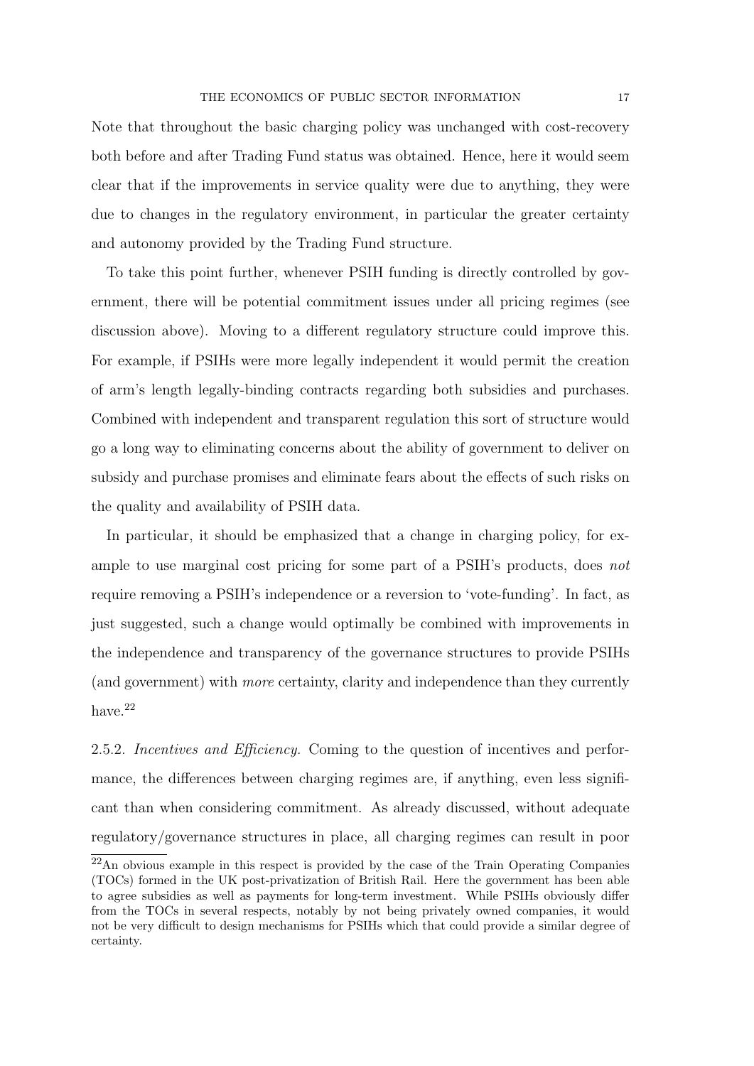Note that throughout the basic charging policy was unchanged with cost-recovery both before and after Trading Fund status was obtained. Hence, here it would seem clear that if the improvements in service quality were due to anything, they were due to changes in the regulatory environment, in particular the greater certainty and autonomy provided by the Trading Fund structure.

To take this point further, whenever PSIH funding is directly controlled by government, there will be potential commitment issues under all pricing regimes (see discussion above). Moving to a different regulatory structure could improve this. For example, if PSIHs were more legally independent it would permit the creation of arm's length legally-binding contracts regarding both subsidies and purchases. Combined with independent and transparent regulation this sort of structure would go a long way to eliminating concerns about the ability of government to deliver on subsidy and purchase promises and eliminate fears about the effects of such risks on the quality and availability of PSIH data.

In particular, it should be emphasized that a change in charging policy, for example to use marginal cost pricing for some part of a PSIH's products, does *not* require removing a PSIH's independence or a reversion to 'vote-funding'. In fact, as just suggested, such a change would optimally be combined with improvements in the independence and transparency of the governance structures to provide PSIHs (and government) with *more* certainty, clarity and independence than they currently have.[22]

2.5.2. *Incentives and Efficiency.* Coming to the question of incentives and performance, the differences between charging regimes are, if anything, even less significant than when considering commitment. As already discussed, without adequate regulatory/governance structures in place, all charging regimes can result in poor

[22] An obvious example in this respect is provided by the case of the Train Operating Companies (TOCs) formed in the UK post-privatization of British Rail. Here the government has been able to agree subsidies as well as payments for long-term investment. While PSIHs obviously differ from the TOCs in several respects, notably by not being privately owned companies, it would not be very difficult to design mechanisms for PSIHs which that could provide a similar degree of certainty.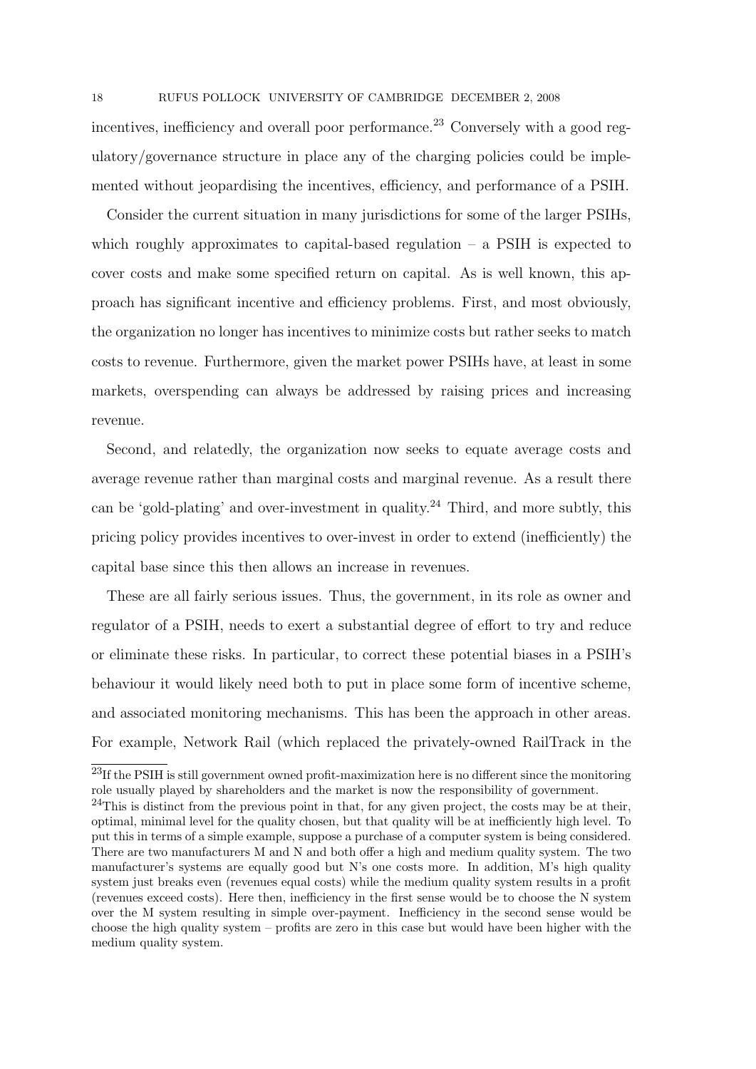incentives, inefficiency and overall poor performance.[23] Conversely with a good regulatory/governance structure in place any of the charging policies could be implemented without jeopardising the incentives, efficiency, and performance of a PSIH.

Consider the current situation in many jurisdictions for some of the larger PSIHs, which roughly approximates to capital-based regulation – a PSIH is expected to cover costs and make some specified return on capital. As is well known, this approach has significant incentive and efficiency problems. First, and most obviously, the organization no longer has incentives to minimize costs but rather seeks to match costs to revenue. Furthermore, given the market power PSIHs have, at least in some markets, overspending can always be addressed by raising prices and increasing revenue.

Second, and relatedly, the organization now seeks to equate average costs and average revenue rather than marginal costs and marginal revenue. As a result there can be 'gold-plating' and over-investment in quality.[24] Third, and more subtly, this pricing policy provides incentives to over-invest in order to extend (inefficiently) the capital base since this then allows an increase in revenues.

These are all fairly serious issues. Thus, the government, in its role as owner and regulator of a PSIH, needs to exert a substantial degree of effort to try and reduce or eliminate these risks. In particular, to correct these potential biases in a PSIH's behaviour it would likely need both to put in place some form of incentive scheme, and associated monitoring mechanisms. This has been the approach in other areas. For example, Network Rail (which replaced the privately-owned RailTrack in the

[23] If the PSIH is still government owned profit-maximization here is no different since the monitoring role usually played by shareholders and the market is now the responsibility of government.

[24] This is distinct from the previous point in that, for any given project, the costs may be at their, optimal, minimal level for the quality chosen, but that quality will be at inefficiently high level. To put this in terms of a simple example, suppose a purchase of a computer system is being considered. There are two manufacturers M and N and both offer a high and medium quality system. The two manufacturer's systems are equally good but N's one costs more. In addition, M's high quality system just breaks even (revenues equal costs) while the medium quality system results in a profit (revenues exceed costs). Here then, inefficiency in the first sense would be to choose the N system over the M system resulting in simple over-payment. Inefficiency in the second sense would be choose the high quality system – profits are zero in this case but would have been higher with the medium quality system.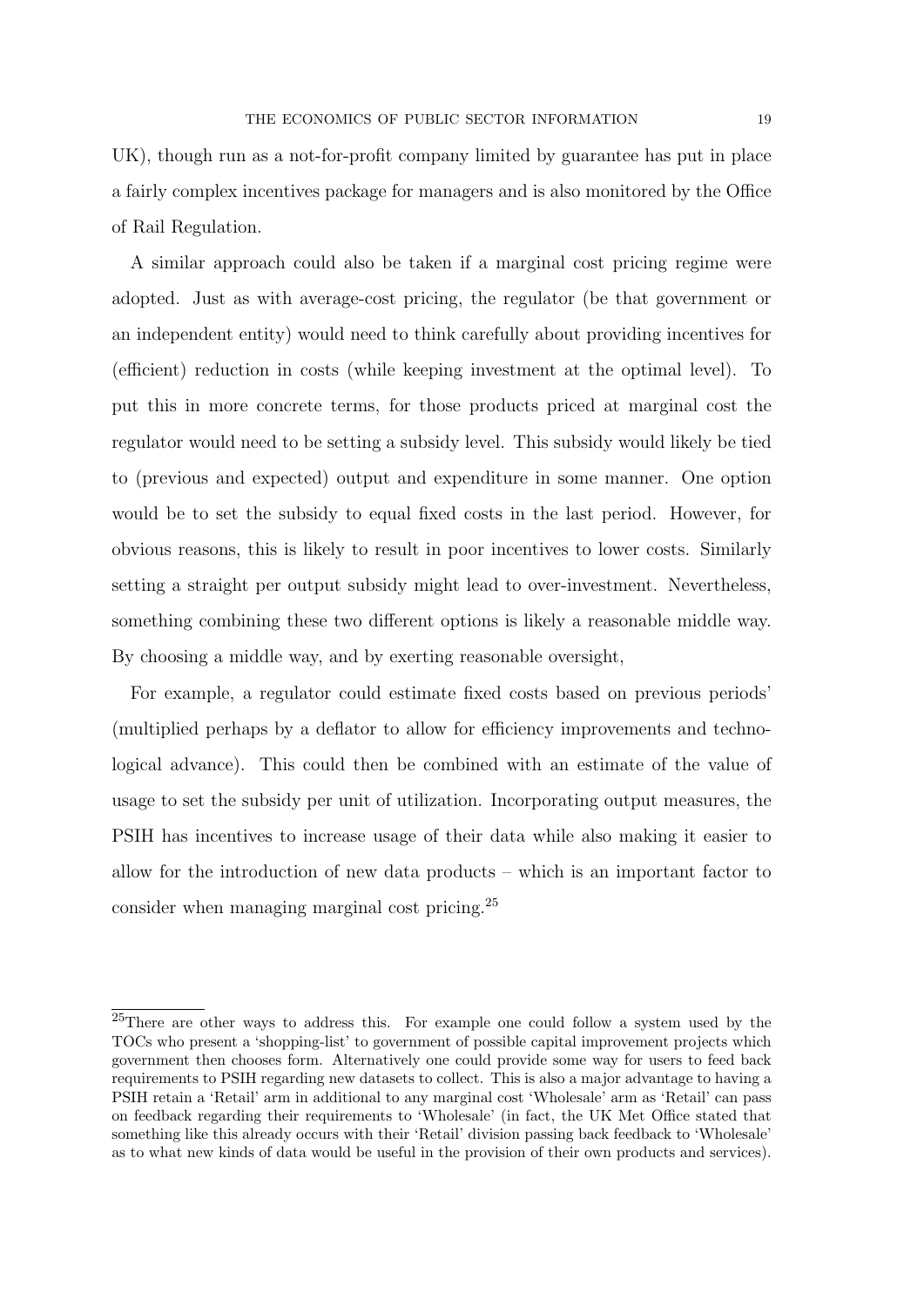UK), though run as a not-for-profit company limited by guarantee has put in place a fairly complex incentives package for managers and is also monitored by the Office of Rail Regulation.

A similar approach could also be taken if a marginal cost pricing regime were adopted. Just as with average-cost pricing, the regulator (be that government or an independent entity) would need to think carefully about providing incentives for (efficient) reduction in costs (while keeping investment at the optimal level). To put this in more concrete terms, for those products priced at marginal cost the regulator would need to be setting a subsidy level. This subsidy would likely be tied to (previous and expected) output and expenditure in some manner. One option would be to set the subsidy to equal fixed costs in the last period. However, for obvious reasons, this is likely to result in poor incentives to lower costs. Similarly setting a straight per output subsidy might lead to over-investment. Nevertheless, something combining these two different options is likely a reasonable middle way. By choosing a middle way, and by exerting reasonable oversight,

For example, a regulator could estimate fixed costs based on previous periods' (multiplied perhaps by a deflator to allow for efficiency improvements and technological advance). This could then be combined with an estimate of the value of usage to set the subsidy per unit of utilization. Incorporating output measures, the PSIH has incentives to increase usage of their data while also making it easier to allow for the introduction of new data products – which is an important factor to consider when managing marginal cost pricing.[25]

---

[25]There are other ways to address this. For example one could follow a system used by the TOCs who present a 'shopping-list' to government of possible capital improvement projects which government then chooses form. Alternatively one could provide some way for users to feed back requirements to PSIH regarding new datasets to collect. This is also a major advantage to having a PSIH retain a 'Retail' arm in additional to any marginal cost 'Wholesale' arm as 'Retail' can pass on feedback regarding their requirements to 'Wholesale' (in fact, the UK Met Office stated that something like this already occurs with their 'Retail' division passing back feedback to 'Wholesale' as to what new kinds of data would be useful in the provision of their own products and services).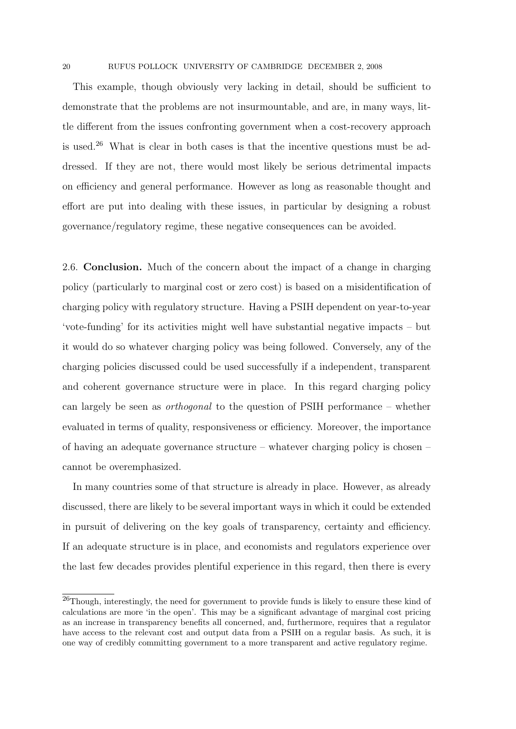This example, though obviously very lacking in detail, should be sufficient to demonstrate that the problems are not insurmountable, and are, in many ways, little different from the issues confronting government when a cost-recovery approach is used.[26] What is clear in both cases is that the incentive questions must be addressed. If they are not, there would most likely be serious detrimental impacts on efficiency and general performance. However as long as reasonable thought and effort are put into dealing with these issues, in particular by designing a robust governance/regulatory regime, these negative consequences can be avoided.

2.6. **Conclusion.** Much of the concern about the impact of a change in charging policy (particularly to marginal cost or zero cost) is based on a misidentification of charging policy with regulatory structure. Having a PSIH dependent on year-to-year 'vote-funding' for its activities might well have substantial negative impacts – but it would do so whatever charging policy was being followed. Conversely, any of the charging policies discussed could be used successfully if a independent, transparent and coherent governance structure were in place. In this regard charging policy can largely be seen as *orthogonal* to the question of PSIH performance – whether evaluated in terms of quality, responsiveness or efficiency. Moreover, the importance of having an adequate governance structure – whatever charging policy is chosen – cannot be overemphasized.

In many countries some of that structure is already in place. However, as already discussed, there are likely to be several important ways in which it could be extended in pursuit of delivering on the key goals of transparency, certainty and efficiency. If an adequate structure is in place, and economists and regulators experience over the last few decades provides plentiful experience in this regard, then there is every

[26]Though, interestingly, the need for government to provide funds is likely to ensure these kind of calculations are more 'in the open'. This may be a significant advantage of marginal cost pricing as an increase in transparency benefits all concerned, and, furthermore, requires that a regulator have access to the relevant cost and output data from a PSIH on a regular basis. As such, it is one way of credibly committing government to a more transparent and active regulatory regime.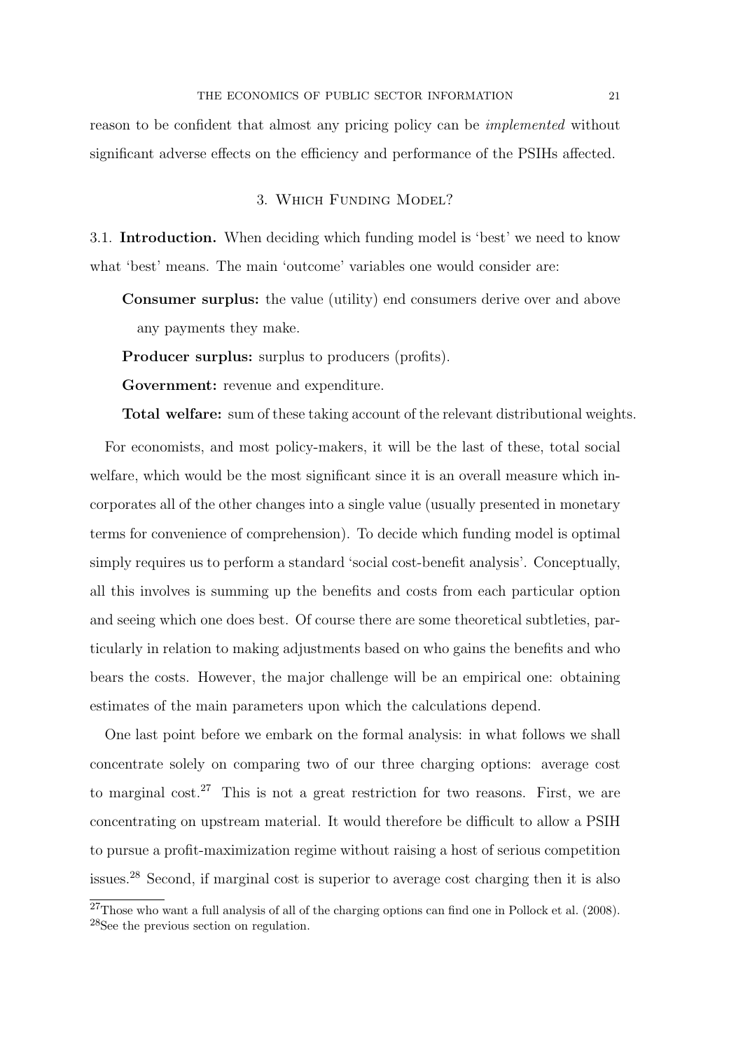reason to be confident that almost any pricing policy can be *implemented* without significant adverse effects on the efficiency and performance of the PSIHs affected.

## 3. Which Funding Model?

3.1. **Introduction.** When deciding which funding model is 'best' we need to know what 'best' means. The main 'outcome' variables one would consider are:

**Consumer surplus:** the value (utility) end consumers derive over and above any payments they make.

**Producer surplus:** surplus to producers (profits).

**Government:** revenue and expenditure.

**Total welfare:** sum of these taking account of the relevant distributional weights.

For economists, and most policy-makers, it will be the last of these, total social welfare, which would be the most significant since it is an overall measure which incorporates all of the other changes into a single value (usually presented in monetary terms for convenience of comprehension). To decide which funding model is optimal simply requires us to perform a standard 'social cost-benefit analysis'. Conceptually, all this involves is summing up the benefits and costs from each particular option and seeing which one does best. Of course there are some theoretical subtleties, particularly in relation to making adjustments based on who gains the benefits and who bears the costs. However, the major challenge will be an empirical one: obtaining estimates of the main parameters upon which the calculations depend.

One last point before we embark on the formal analysis: in what follows we shall concentrate solely on comparing two of our three charging options: average cost to marginal cost.[27] This is not a great restriction for two reasons. First, we are concentrating on upstream material. It would therefore be difficult to allow a PSIH to pursue a profit-maximization regime without raising a host of serious competition issues.[28] Second, if marginal cost is superior to average cost charging then it is also

[27] Those who want a full analysis of all of the charging options can find one in Pollock et al. (2008).

[28] See the previous section on regulation.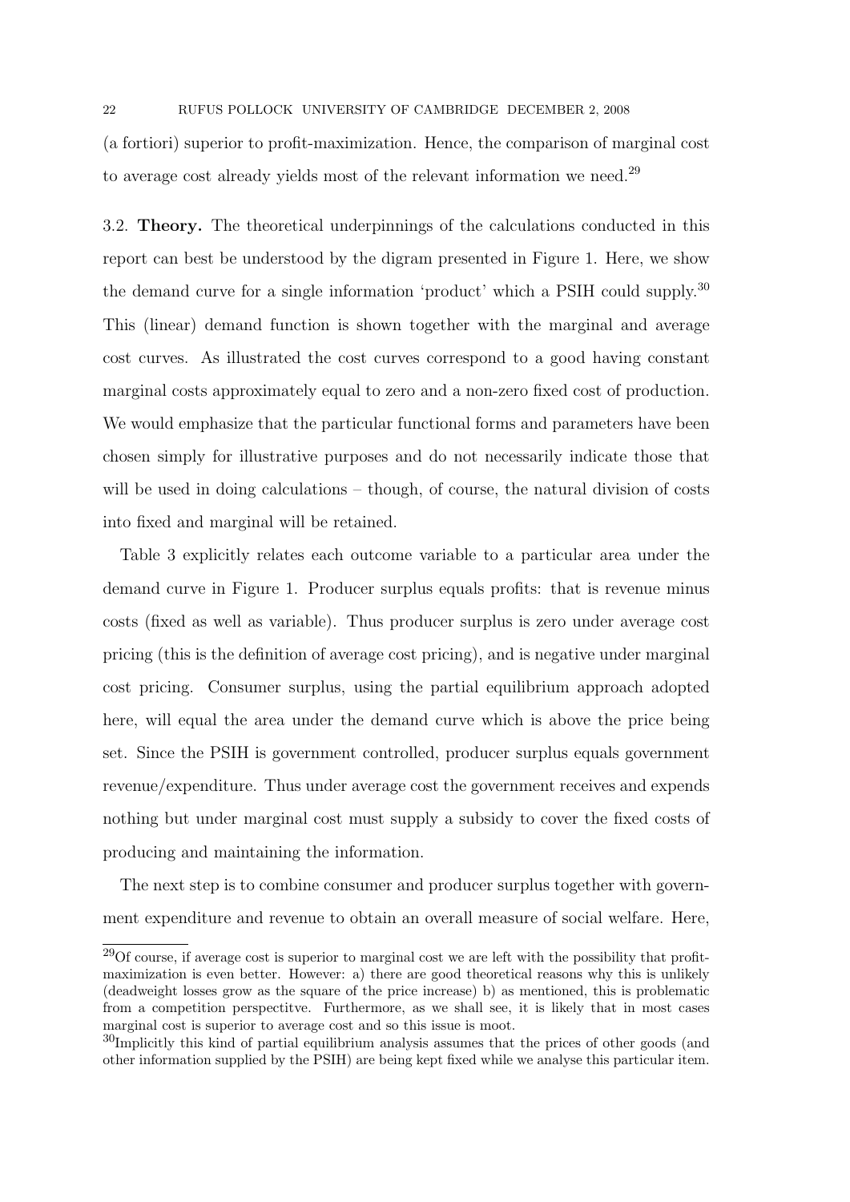(a fortiori) superior to profit-maximization. Hence, the comparison of marginal cost to average cost already yields most of the relevant information we need.[29]

3.2. **Theory.** The theoretical underpinnings of the calculations conducted in this report can best be understood by the digram presented in Figure 1. Here, we show the demand curve for a single information 'product' which a PSIH could supply.[30] This (linear) demand function is shown together with the marginal and average cost curves. As illustrated the cost curves correspond to a good having constant marginal costs approximately equal to zero and a non-zero fixed cost of production. We would emphasize that the particular functional forms and parameters have been chosen simply for illustrative purposes and do not necessarily indicate those that will be used in doing calculations – though, of course, the natural division of costs into fixed and marginal will be retained.

Table 3 explicitly relates each outcome variable to a particular area under the demand curve in Figure 1. Producer surplus equals profits: that is revenue minus costs (fixed as well as variable). Thus producer surplus is zero under average cost pricing (this is the definition of average cost pricing), and is negative under marginal cost pricing. Consumer surplus, using the partial equilibrium approach adopted here, will equal the area under the demand curve which is above the price being set. Since the PSIH is government controlled, producer surplus equals government revenue/expenditure. Thus under average cost the government receives and expends nothing but under marginal cost must supply a subsidy to cover the fixed costs of producing and maintaining the information.

The next step is to combine consumer and producer surplus together with government expenditure and revenue to obtain an overall measure of social welfare. Here,

---

[29]Of course, if average cost is superior to marginal cost we are left with the possibility that profit-maximization is even better. However: a) there are good theoretical reasons why this is unlikely (deadweight losses grow as the square of the price increase) b) as mentioned, this is problematic from a competition perspectitve. Furthermore, as we shall see, it is likely that in most cases marginal cost is superior to average cost and so this issue is moot.

[30]Implicitly this kind of partial equilibrium analysis assumes that the prices of other goods (and other information supplied by the PSIH) are being kept fixed while we analyse this particular item.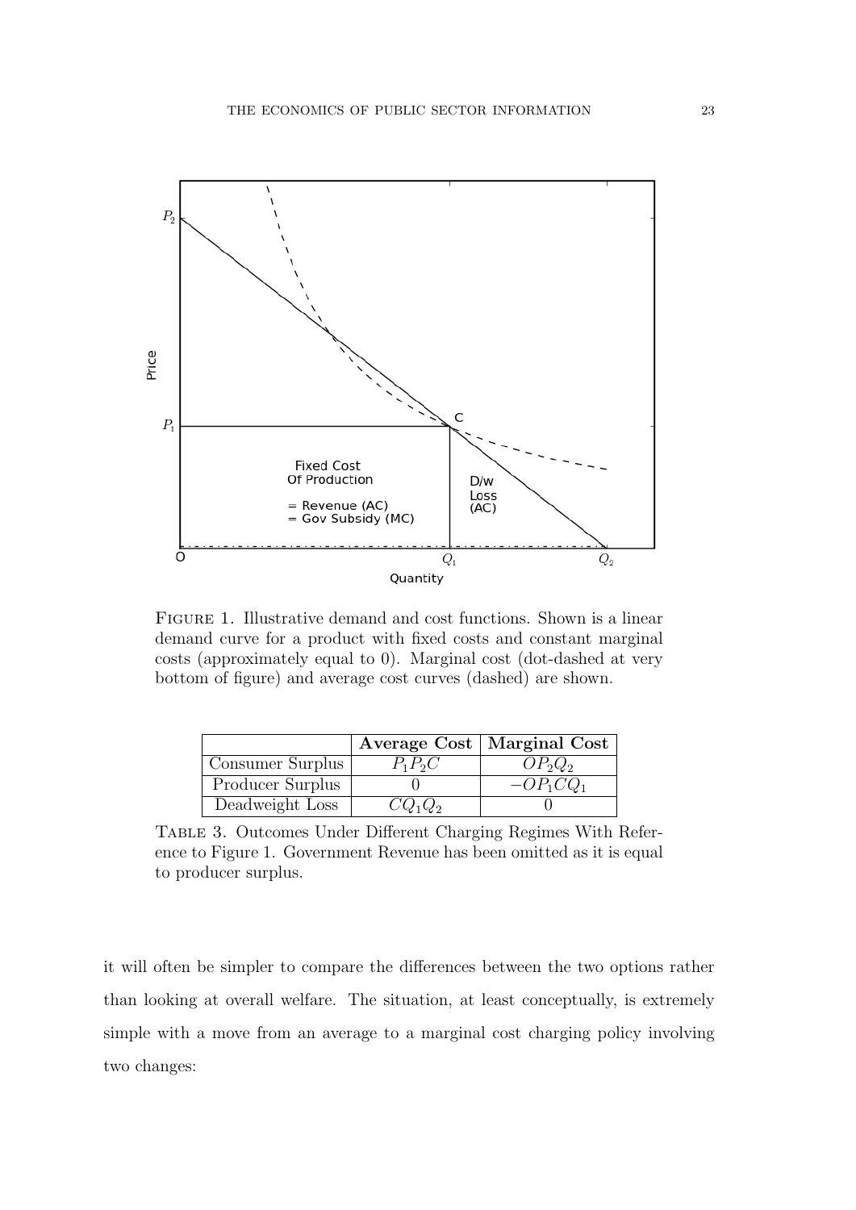Figure 1. Illustrative demand and cost functions. Shown is a linear demand curve for a product with fixed costs and constant marginal costs (approximately equal to 0). Marginal cost (dot-dashed at very bottom of figure) and average cost curves (dashed) are shown.

| | **Average Cost** | **Marginal Cost** |
|---|---|---|
| Consumer Surplus | $P_1P_2C$ | $OP_2Q_2$ |
| Producer Surplus | 0 | $-OP_1CQ_1$ |
| Deadweight Loss | $CQ_1Q_2$ | 0 |

Table 3. Outcomes Under Different Charging Regimes With Reference to Figure 1. Government Revenue has been omitted as it is equal to producer surplus.

it will often be simpler to compare the differences between the two options rather than looking at overall welfare. The situation, at least conceptually, is extremely simple with a move from an average to a marginal cost charging policy involving two changes: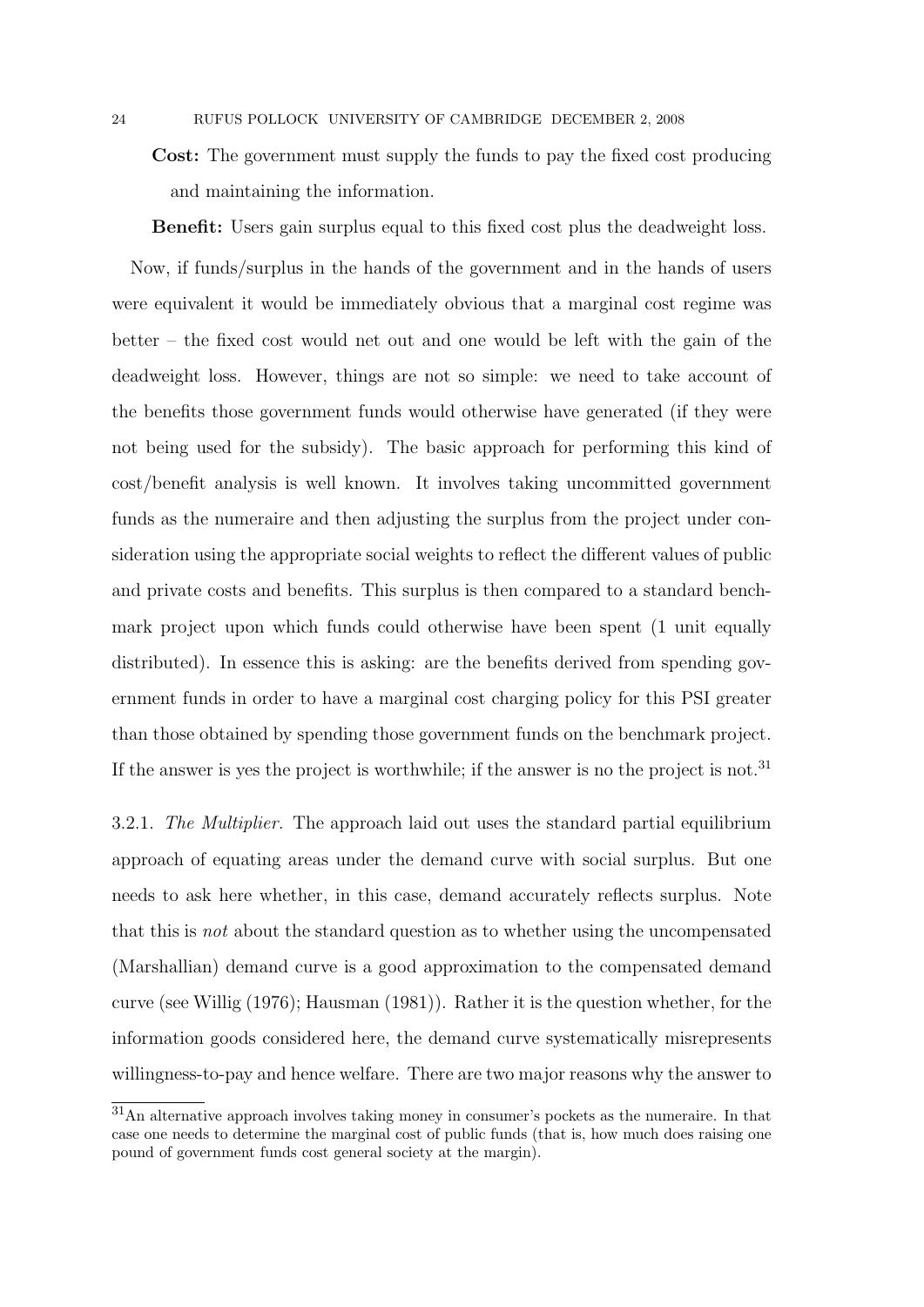**Cost:** The government must supply the funds to pay the fixed cost producing and maintaining the information.

**Benefit:** Users gain surplus equal to this fixed cost plus the deadweight loss.

Now, if funds/surplus in the hands of the government and in the hands of users were equivalent it would be immediately obvious that a marginal cost regime was better – the fixed cost would net out and one would be left with the gain of the deadweight loss. However, things are not so simple: we need to take account of the benefits those government funds would otherwise have generated (if they were not being used for the subsidy). The basic approach for performing this kind of cost/benefit analysis is well known. It involves taking uncommitted government funds as the numeraire and then adjusting the surplus from the project under consideration using the appropriate social weights to reflect the different values of public and private costs and benefits. This surplus is then compared to a standard benchmark project upon which funds could otherwise have been spent (1 unit equally distributed). In essence this is asking: are the benefits derived from spending government funds in order to have a marginal cost charging policy for this PSI greater than those obtained by spending those government funds on the benchmark project. If the answer is yes the project is worthwhile; if the answer is no the project is not.[31]

3.2.1. *The Multiplier.* The approach laid out uses the standard partial equilibrium approach of equating areas under the demand curve with social surplus. But one needs to ask here whether, in this case, demand accurately reflects surplus. Note that this is *not* about the standard question as to whether using the uncompensated (Marshallian) demand curve is a good approximation to the compensated demand curve (see Willig (1976); Hausman (1981)). Rather it is the question whether, for the information goods considered here, the demand curve systematically misrepresents willingness-to-pay and hence welfare. There are two major reasons why the answer to

[31] An alternative approach involves taking money in consumer's pockets as the numeraire. In that case one needs to determine the marginal cost of public funds (that is, how much does raising one pound of government funds cost general society at the margin).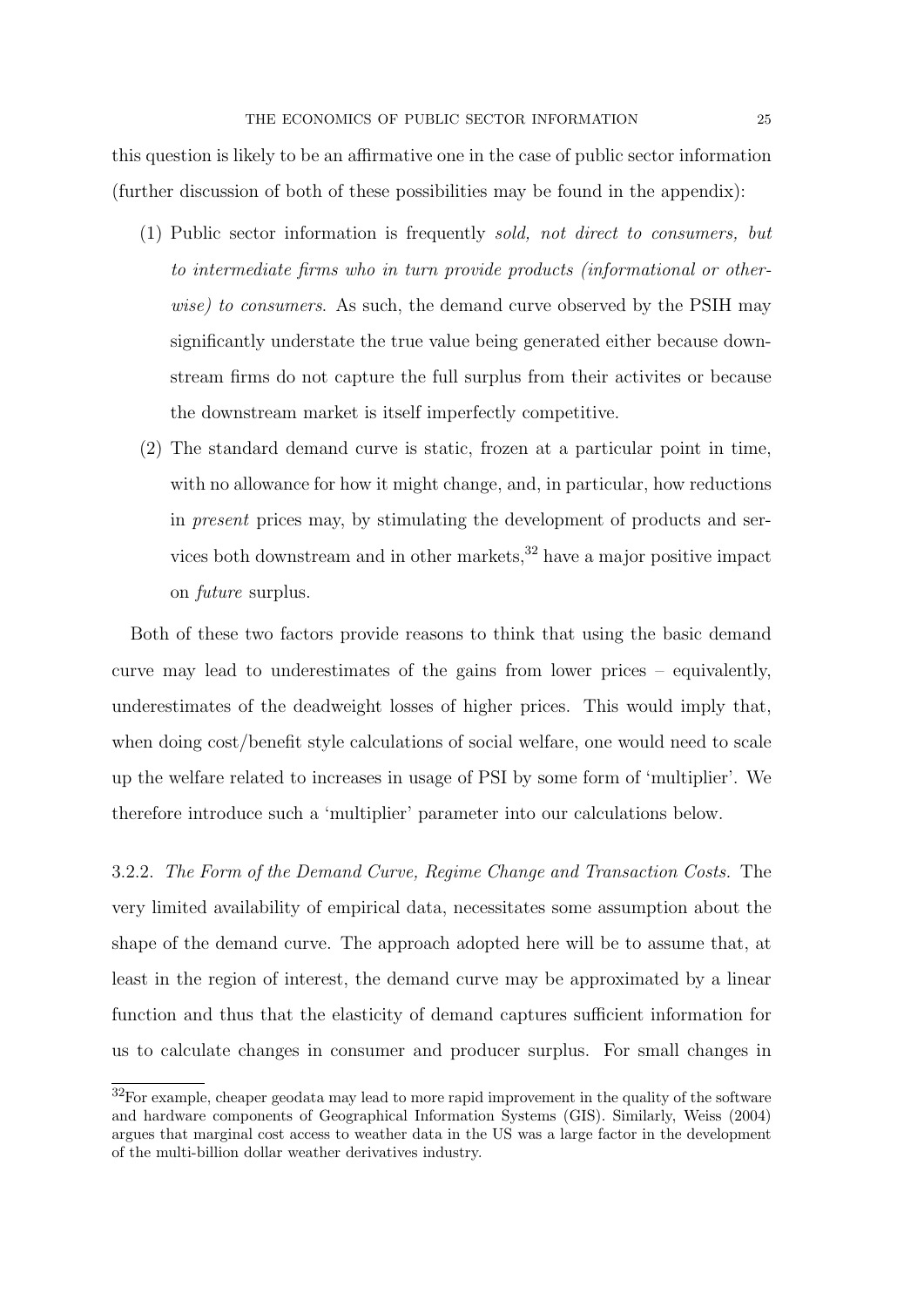this question is likely to be an affirmative one in the case of public sector information (further discussion of both of these possibilities may be found in the appendix):

1. Public sector information is frequently *sold, not direct to consumers, but to intermediate firms who in turn provide products (informational or otherwise) to consumers*. As such, the demand curve observed by the PSIH may significantly understate the true value being generated either because downstream firms do not capture the full surplus from their activites or because the downstream market is itself imperfectly competitive.
2. The standard demand curve is static, frozen at a particular point in time, with no allowance for how it might change, and, in particular, how reductions in *present* prices may, by stimulating the development of products and services both downstream and in other markets,[32] have a major positive impact on *future* surplus.

Both of these two factors provide reasons to think that using the basic demand curve may lead to underestimates of the gains from lower prices – equivalently, underestimates of the deadweight losses of higher prices. This would imply that, when doing cost/benefit style calculations of social welfare, one would need to scale up the welfare related to increases in usage of PSI by some form of 'multiplier'. We therefore introduce such a 'multiplier' parameter into our calculations below.

3.2.2. *The Form of the Demand Curve, Regime Change and Transaction Costs.* The very limited availability of empirical data, necessitates some assumption about the shape of the demand curve. The approach adopted here will be to assume that, at least in the region of interest, the demand curve may be approximated by a linear function and thus that the elasticity of demand captures sufficient information for us to calculate changes in consumer and producer surplus. For small changes in

[32]For example, cheaper geodata may lead to more rapid improvement in the quality of the software and hardware components of Geographical Information Systems (GIS). Similarly, Weiss (2004) argues that marginal cost access to weather data in the US was a large factor in the development of the multi-billion dollar weather derivatives industry.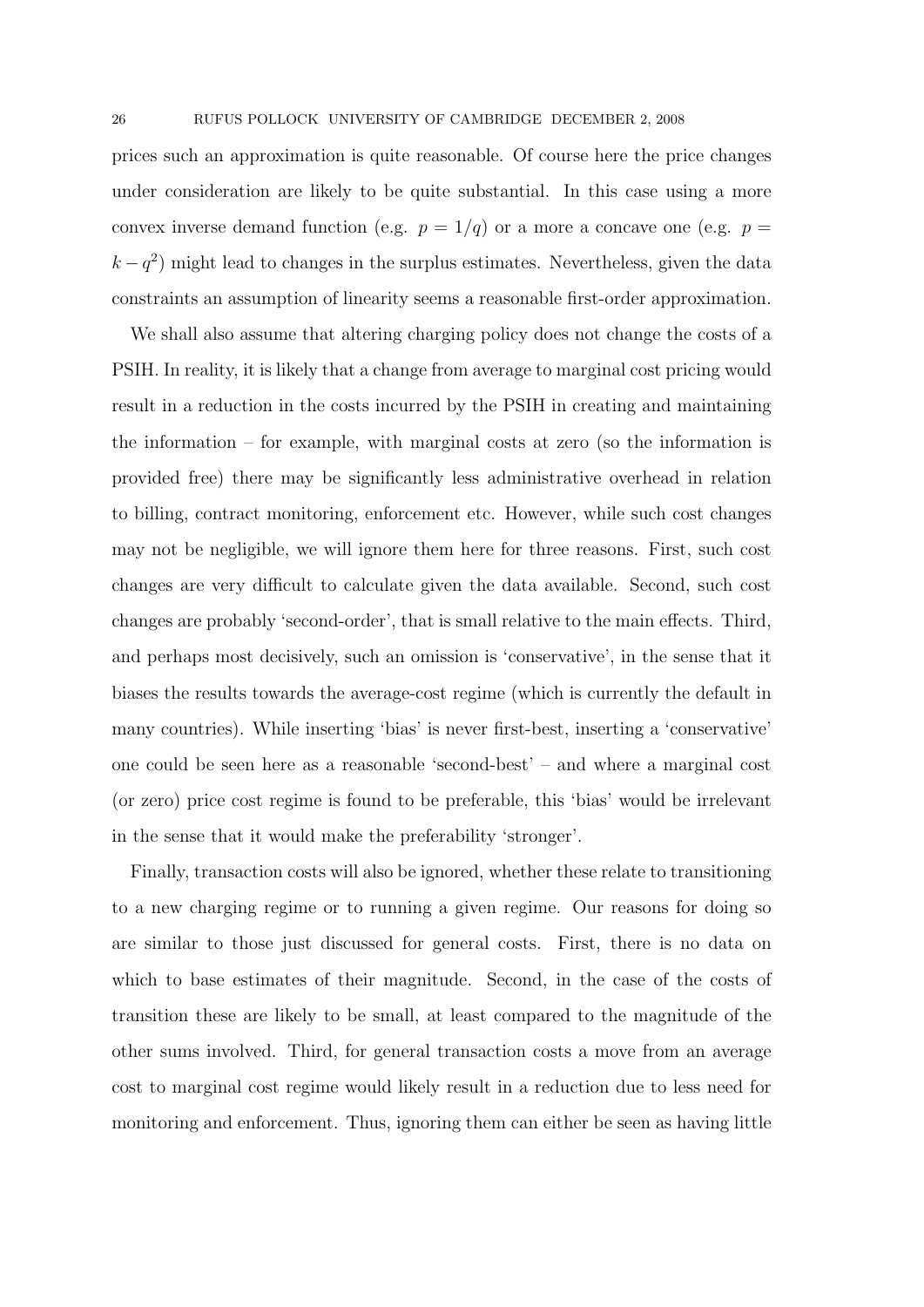prices such an approximation is quite reasonable. Of course here the price changes under consideration are likely to be quite substantial. In this case using a more convex inverse demand function (e.g. $p = 1/q$) or a more a concave one (e.g. $p = k - q^2$) might lead to changes in the surplus estimates. Nevertheless, given the data constraints an assumption of linearity seems a reasonable first-order approximation.

We shall also assume that altering charging policy does not change the costs of a PSIH. In reality, it is likely that a change from average to marginal cost pricing would result in a reduction in the costs incurred by the PSIH in creating and maintaining the information – for example, with marginal costs at zero (so the information is provided free) there may be significantly less administrative overhead in relation to billing, contract monitoring, enforcement etc. However, while such cost changes may not be negligible, we will ignore them here for three reasons. First, such cost changes are very difficult to calculate given the data available. Second, such cost changes are probably 'second-order', that is small relative to the main effects. Third, and perhaps most decisively, such an omission is 'conservative', in the sense that it biases the results towards the average-cost regime (which is currently the default in many countries). While inserting 'bias' is never first-best, inserting a 'conservative' one could be seen here as a reasonable 'second-best' – and where a marginal cost (or zero) price cost regime is found to be preferable, this 'bias' would be irrelevant in the sense that it would make the preferability 'stronger'.

Finally, transaction costs will also be ignored, whether these relate to transitioning to a new charging regime or to running a given regime. Our reasons for doing so are similar to those just discussed for general costs. First, there is no data on which to base estimates of their magnitude. Second, in the case of the costs of transition these are likely to be small, at least compared to the magnitude of the other sums involved. Third, for general transaction costs a move from an average cost to marginal cost regime would likely result in a reduction due to less need for monitoring and enforcement. Thus, ignoring them can either be seen as having little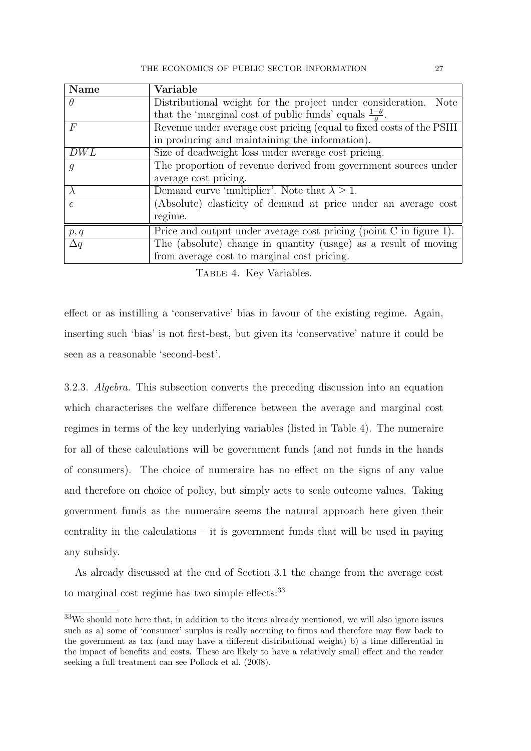| Name | Variable |
| --- | --- |
| $\theta$ | Distributional weight for the project under consideration. Note that the 'marginal cost of public funds' equals $\frac{1-\theta}{\theta}$. |
| $F$ | Revenue under average cost pricing (equal to fixed costs of the PSIH in producing and maintaining the information). |
| $DWL$ | Size of deadweight loss under average cost pricing. |
| $g$ | The proportion of revenue derived from government sources under average cost pricing. |
| $\lambda$ | Demand curve 'multiplier'. Note that $\lambda \geq 1$. |
| $\epsilon$ | (Absolute) elasticity of demand at price under an average cost regime. |
| $p, q$ | Price and output under average cost pricing (point C in figure 1). |
| $\Delta q$ | The (absolute) change in quantity (usage) as a result of moving from average cost to marginal cost pricing. |

Table 4. Key Variables.

effect or as instilling a 'conservative' bias in favour of the existing regime. Again, inserting such 'bias' is not first-best, but given its 'conservative' nature it could be seen as a reasonable 'second-best'.

3.2.3. *Algebra.* This subsection converts the preceding discussion into an equation which characterises the welfare difference between the average and marginal cost regimes in terms of the key underlying variables (listed in Table 4). The numeraire for all of these calculations will be government funds (and not funds in the hands of consumers). The choice of numeraire has no effect on the signs of any value and therefore on choice of policy, but simply acts to scale outcome values. Taking government funds as the numeraire seems the natural approach here given their centrality in the calculations – it is government funds that will be used in paying any subsidy.

As already discussed at the end of Section 3.1 the change from the average cost to marginal cost regime has two simple effects:[33]

[33]We should note here that, in addition to the items already mentioned, we will also ignore issues such as a) some of 'consumer' surplus is really accruing to firms and therefore may flow back to the government as tax (and may have a different distributional weight) b) a time differential in the impact of benefits and costs. These are likely to have a relatively small effect and the reader seeking a full treatment can see Pollock et al. (2008).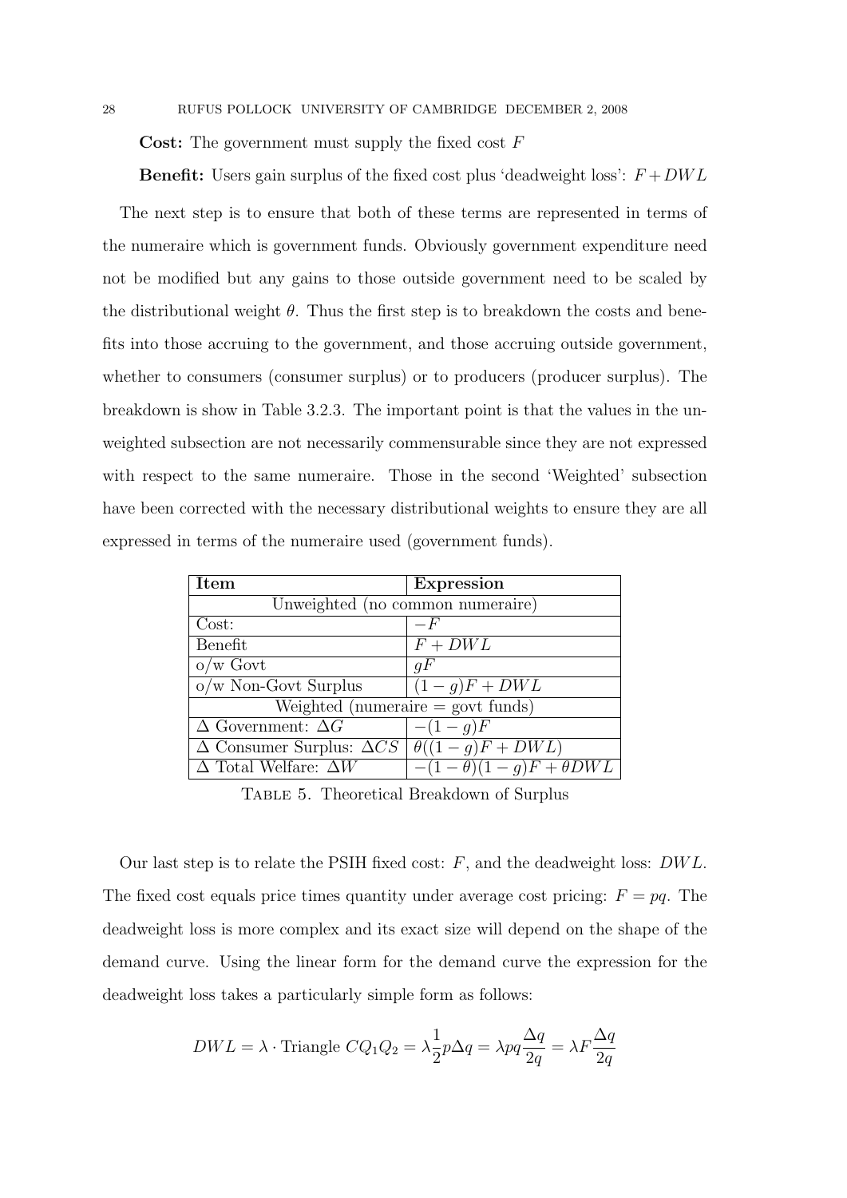**Cost:** The government must supply the fixed cost $F$

**Benefit:** Users gain surplus of the fixed cost plus 'deadweight loss': $F + DWL$

The next step is to ensure that both of these terms are represented in terms of the numeraire which is government funds. Obviously government expenditure need not be modified but any gains to those outside government need to be scaled by the distributional weight $\theta$. Thus the first step is to breakdown the costs and benefits into those accruing to the government, and those accruing outside government, whether to consumers (consumer surplus) or to producers (producer surplus). The breakdown is show in Table 3.2.3. The important point is that the values in the unweighted subsection are not necessarily commensurable since they are not expressed with respect to the same numeraire. Those in the second 'Weighted' subsection have been corrected with the necessary distributional weights to ensure they are all expressed in terms of the numeraire used (government funds).

| **Item** | **Expression** |
|---|---|
| Unweighted (no common numeraire) | |
| Cost: | $-F$ |
| Benefit | $F + DWL$ |
| o/w Govt | $gF$ |
| o/w Non-Govt Surplus | $(1-g)F + DWL$ |
| Weighted (numeraire = govt funds) | |
| $\Delta$ Government: $\Delta G$ | $-(1-g)F$ |
| $\Delta$ Consumer Surplus: $\Delta CS$ | $\theta((1-g)F + DWL)$ |
| $\Delta$ Total Welfare: $\Delta W$ | $-(1-\theta)(1-g)F + \theta DWL$ |

Table 5. Theoretical Breakdown of Surplus

Our last step is to relate the PSIH fixed cost: $F$, and the deadweight loss: $DWL$. The fixed cost equals price times quantity under average cost pricing: $F = pq$. The deadweight loss is more complex and its exact size will depend on the shape of the demand curve. Using the linear form for the demand curve the expression for the deadweight loss takes a particularly simple form as follows:

$$DWL = \lambda \cdot \text{Triangle } CQ_1Q_2 = \lambda \frac{1}{2} p \Delta q = \lambda pq \frac{\Delta q}{2q} = \lambda F \frac{\Delta q}{2q}$$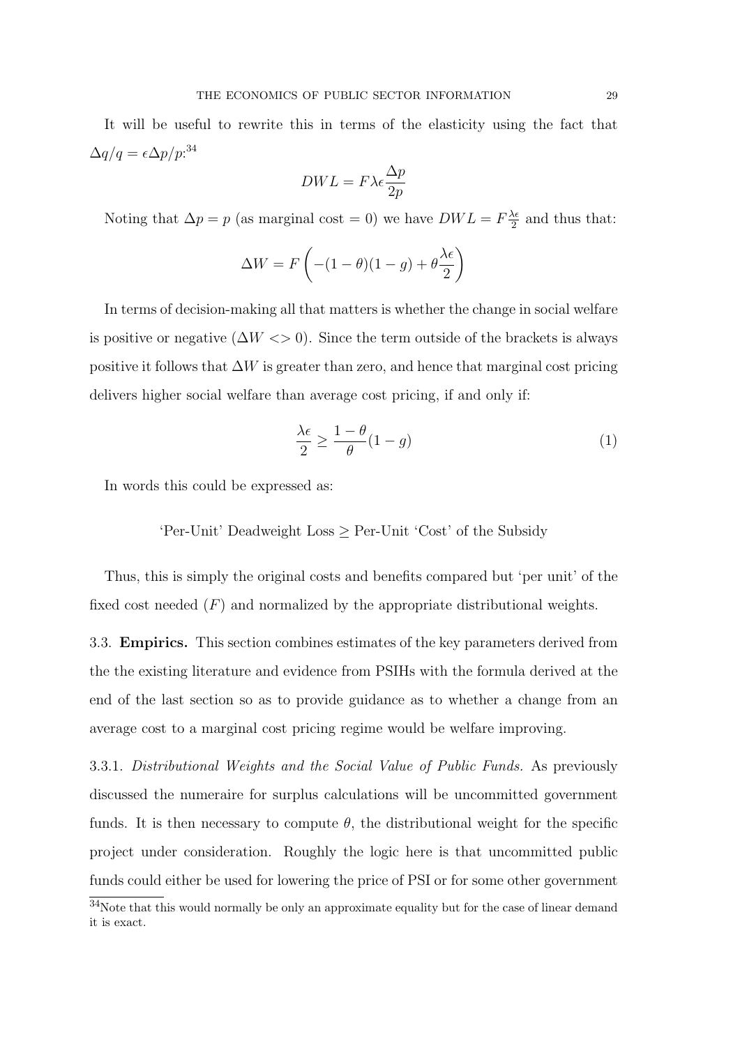It will be useful to rewrite this in terms of the elasticity using the fact that $\Delta q/q = \epsilon \Delta p/p$:[34]

$$DWL = F\lambda\epsilon\frac{\Delta p}{2p}$$

Noting that $\Delta p = p$ (as marginal cost = 0) we have $DWL = F\frac{\lambda\epsilon}{2}$ and thus that:

$$\Delta W = F\left(-(1-\theta)(1-g) + \theta\frac{\lambda\epsilon}{2}\right)$$

In terms of decision-making all that matters is whether the change in social welfare is positive or negative ($\Delta W <> 0$). Since the term outside of the brackets is always positive it follows that $\Delta W$ is greater than zero, and hence that marginal cost pricing delivers higher social welfare than average cost pricing, if and only if:

$$\frac{\lambda\epsilon}{2} \geq \frac{1-\theta}{\theta}(1-g) \tag{1}$$

In words this could be expressed as:

'Per-Unit' Deadweight Loss $\geq$ Per-Unit 'Cost' of the Subsidy

Thus, this is simply the original costs and benefits compared but 'per unit' of the fixed cost needed ($F$) and normalized by the appropriate distributional weights.

### 3.3. **Empirics.**

This section combines estimates of the key parameters derived from the the existing literature and evidence from PSIHs with the formula derived at the end of the last section so as to provide guidance as to whether a change from an average cost to a marginal cost pricing regime would be welfare improving.

#### 3.3.1. *Distributional Weights and the Social Value of Public Funds.*

As previously discussed the numeraire for surplus calculations will be uncommitted government funds. It is then necessary to compute $\theta$, the distributional weight for the specific project under consideration. Roughly the logic here is that uncommitted public funds could either be used for lowering the price of PSI or for some other government

[34] Note that this would normally be only an approximate equality but for the case of linear demand it is exact.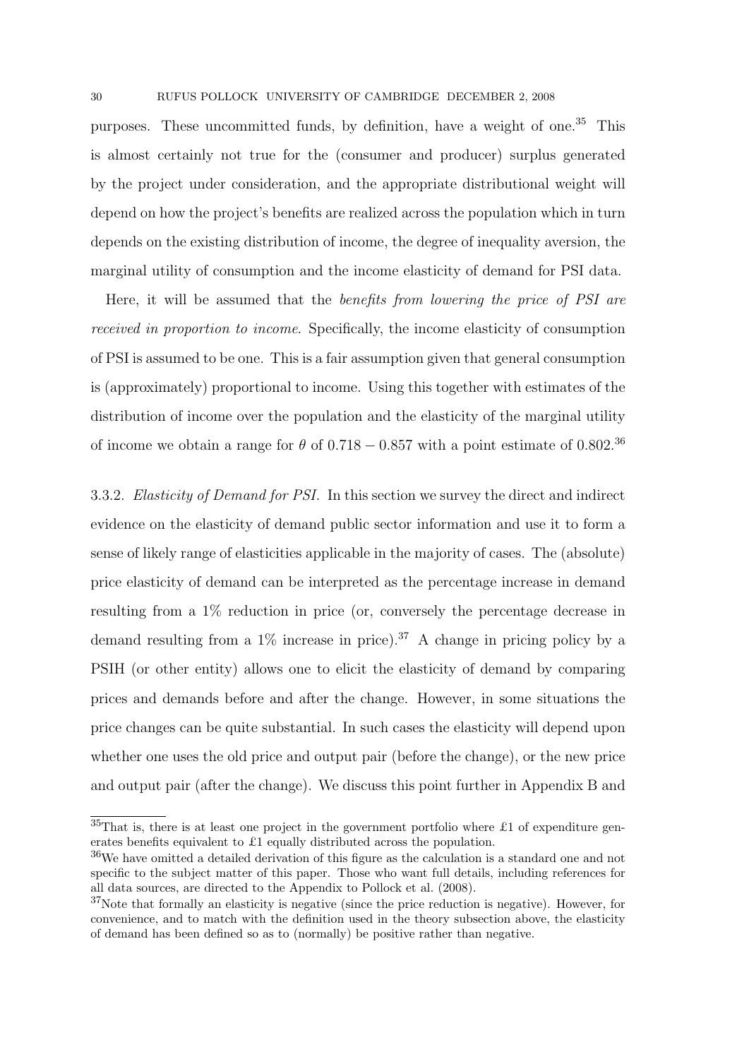purposes. These uncommitted funds, by definition, have a weight of one.[35] This is almost certainly not true for the (consumer and producer) surplus generated by the project under consideration, and the appropriate distributional weight will depend on how the project's benefits are realized across the population which in turn depends on the existing distribution of income, the degree of inequality aversion, the marginal utility of consumption and the income elasticity of demand for PSI data.

Here, it will be assumed that the *benefits from lowering the price of PSI are received in proportion to income*. Specifically, the income elasticity of consumption of PSI is assumed to be one. This is a fair assumption given that general consumption is (approximately) proportional to income. Using this together with estimates of the distribution of income over the population and the elasticity of the marginal utility of income we obtain a range for $\theta$ of $0.718 - 0.857$ with a point estimate of $0.802$.[36]

3.3.2. *Elasticity of Demand for PSI.* In this section we survey the direct and indirect evidence on the elasticity of demand public sector information and use it to form a sense of likely range of elasticities applicable in the majority of cases. The (absolute) price elasticity of demand can be interpreted as the percentage increase in demand resulting from a 1% reduction in price (or, conversely the percentage decrease in demand resulting from a 1% increase in price).[37] A change in pricing policy by a PSIH (or other entity) allows one to elicit the elasticity of demand by comparing prices and demands before and after the change. However, in some situations the price changes can be quite substantial. In such cases the elasticity will depend upon whether one uses the old price and output pair (before the change), or the new price and output pair (after the change). We discuss this point further in Appendix B and

---

[35] That is, there is at least one project in the government portfolio where £1 of expenditure generates benefits equivalent to £1 equally distributed across the population.

[36] We have omitted a detailed derivation of this figure as the calculation is a standard one and not specific to the subject matter of this paper. Those who want full details, including references for all data sources, are directed to the Appendix to Pollock et al. (2008).

[37] Note that formally an elasticity is negative (since the price reduction is negative). However, for convenience, and to match with the definition used in the theory subsection above, the elasticity of demand has been defined so as to (normally) be positive rather than negative.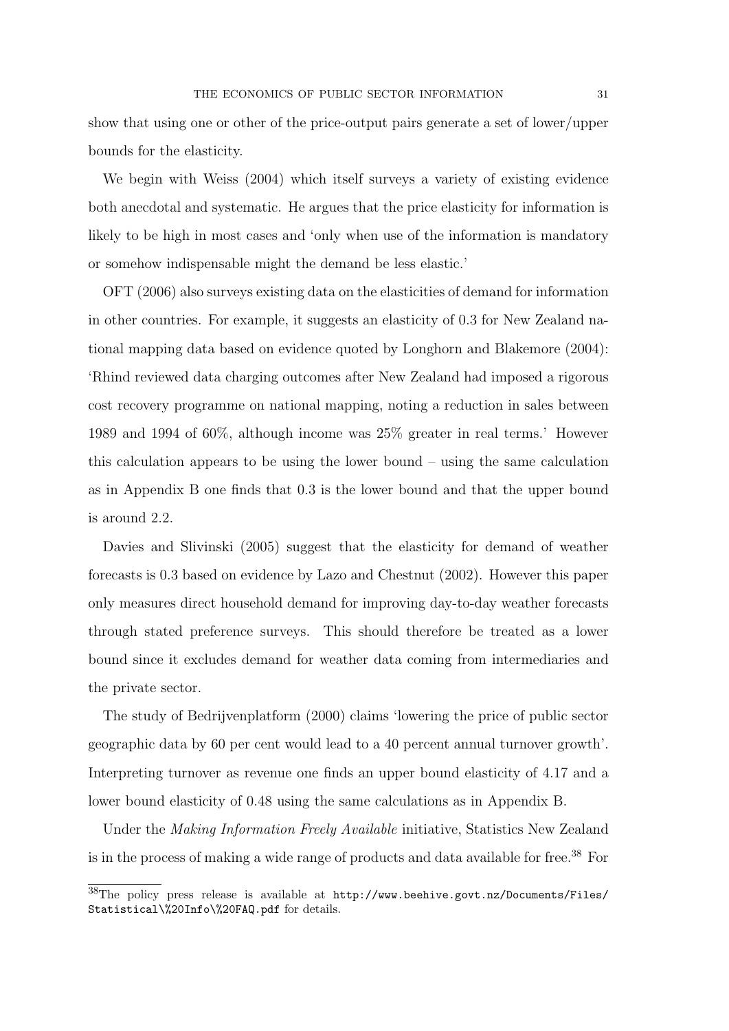show that using one or other of the price-output pairs generate a set of lower/upper bounds for the elasticity.

We begin with Weiss (2004) which itself surveys a variety of existing evidence both anecdotal and systematic. He argues that the price elasticity for information is likely to be high in most cases and 'only when use of the information is mandatory or somehow indispensable might the demand be less elastic.'

OFT (2006) also surveys existing data on the elasticities of demand for information in other countries. For example, it suggests an elasticity of 0.3 for New Zealand national mapping data based on evidence quoted by Longhorn and Blakemore (2004): 'Rhind reviewed data charging outcomes after New Zealand had imposed a rigorous cost recovery programme on national mapping, noting a reduction in sales between 1989 and 1994 of 60%, although income was 25% greater in real terms.' However this calculation appears to be using the lower bound – using the same calculation as in Appendix B one finds that 0.3 is the lower bound and that the upper bound is around 2.2.

Davies and Slivinski (2005) suggest that the elasticity for demand of weather forecasts is 0.3 based on evidence by Lazo and Chestnut (2002). However this paper only measures direct household demand for improving day-to-day weather forecasts through stated preference surveys. This should therefore be treated as a lower bound since it excludes demand for weather data coming from intermediaries and the private sector.

The study of Bedrijvenplatform (2000) claims 'lowering the price of public sector geographic data by 60 per cent would lead to a 40 percent annual turnover growth'. Interpreting turnover as revenue one finds an upper bound elasticity of 4.17 and a lower bound elasticity of 0.48 using the same calculations as in Appendix B.

Under the *Making Information Freely Available* initiative, Statistics New Zealand is in the process of making a wide range of products and data available for free.[38] For

[38]The policy press release is available at http://www.beehive.govt.nz/Documents/Files/Statistical\%20Info\%20FAQ.pdf for details.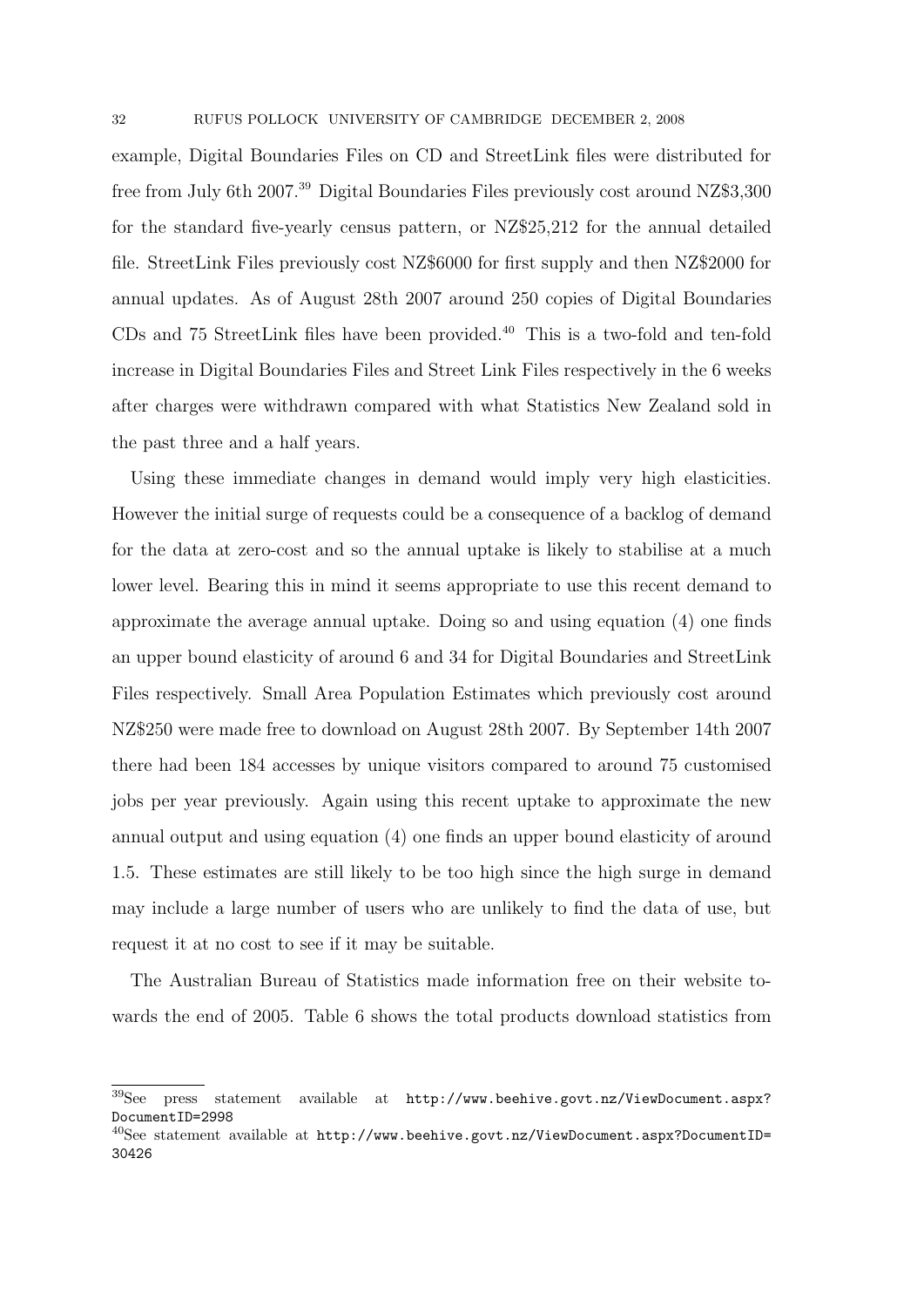example, Digital Boundaries Files on CD and StreetLink files were distributed for free from July 6th 2007.[39] Digital Boundaries Files previously cost around NZ$3,300 for the standard five-yearly census pattern, or NZ$25,212 for the annual detailed file. StreetLink Files previously cost NZ$6000 for first supply and then NZ$2000 for annual updates. As of August 28th 2007 around 250 copies of Digital Boundaries CDs and 75 StreetLink files have been provided.[40] This is a two-fold and ten-fold increase in Digital Boundaries Files and Street Link Files respectively in the 6 weeks after charges were withdrawn compared with what Statistics New Zealand sold in the past three and a half years.

Using these immediate changes in demand would imply very high elasticities. However the initial surge of requests could be a consequence of a backlog of demand for the data at zero-cost and so the annual uptake is likely to stabilise at a much lower level. Bearing this in mind it seems appropriate to use this recent demand to approximate the average annual uptake. Doing so and using equation (4) one finds an upper bound elasticity of around 6 and 34 for Digital Boundaries and StreetLink Files respectively. Small Area Population Estimates which previously cost around NZ$250 were made free to download on August 28th 2007. By September 14th 2007 there had been 184 accesses by unique visitors compared to around 75 customised jobs per year previously. Again using this recent uptake to approximate the new annual output and using equation (4) one finds an upper bound elasticity of around 1.5. These estimates are still likely to be too high since the high surge in demand may include a large number of users who are unlikely to find the data of use, but request it at no cost to see if it may be suitable.

The Australian Bureau of Statistics made information free on their website towards the end of 2005. Table 6 shows the total products download statistics from

[39]See press statement available at `http://www.beehive.govt.nz/ViewDocument.aspx?DocumentID=2998`

[40]See statement available at `http://www.beehive.govt.nz/ViewDocument.aspx?DocumentID=30426`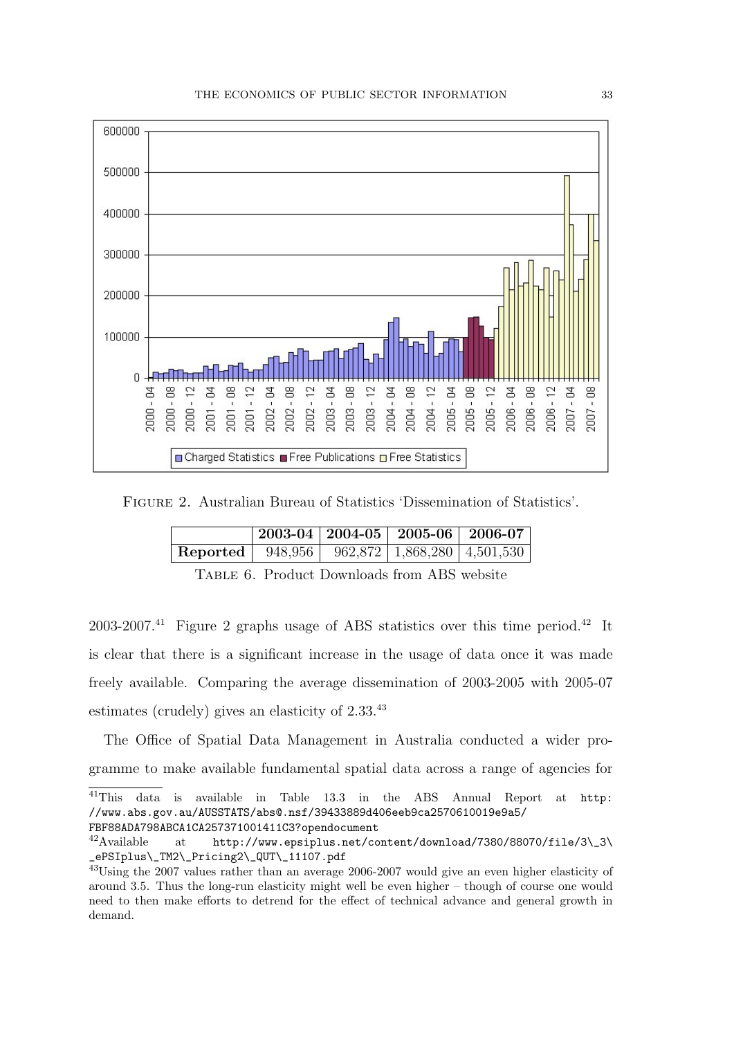Figure 2. Australian Bureau of Statistics 'Dissemination of Statistics'.

| | 2003-04 | 2004-05 | 2005-06 | 2006-07 |
|---|---|---|---|---|
| **Reported** | 948,956 | 962,872 | 1,868,280 | 4,501,530 |

Table 6. Product Downloads from ABS website

2003-2007.[41] Figure 2 graphs usage of ABS statistics over this time period.[42] It is clear that there is a significant increase in the usage of data once it was made freely available. Comparing the average dissemination of 2003-2005 with 2005-07 estimates (crudely) gives an elasticity of 2.33.[43]

The Office of Spatial Data Management in Australia conducted a wider programme to make available fundamental spatial data across a range of agencies for

[41] This data is available in Table 13.3 in the ABS Annual Report at http://www.abs.gov.au/AUSSTATS/abs@.nsf/39433889d406eeb9ca2570610019e9a5/FBF88ADA798ABCA1CA257371001411C3?opendocument

[42] Available at http://www.epsiplus.net/content/download/7380/88070/file/3_3_ePSIplus_TM2_Pricing2_QUT_11107.pdf

[43] Using the 2007 values rather than an average 2006-2007 would give an even higher elasticity of around 3.5. Thus the long-run elasticity might well be even higher – though of course one would need to then make efforts to detrend for the effect of technical advance and general growth in demand.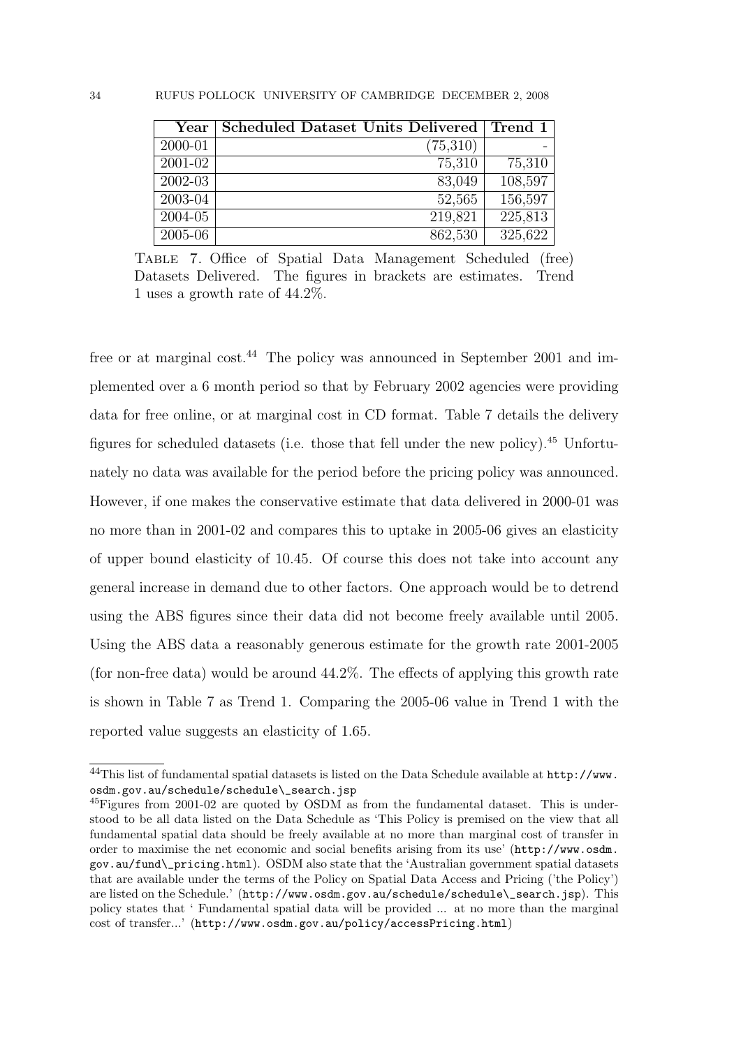| Year | Scheduled Dataset Units Delivered | Trend 1 |
|---|---|---|
| 2000-01 | (75,310) | - |
| 2001-02 | 75,310 | 75,310 |
| 2002-03 | 83,049 | 108,597 |
| 2003-04 | 52,565 | 156,597 |
| 2004-05 | 219,821 | 225,813 |
| 2005-06 | 862,530 | 325,622 |

TABLE 7. Office of Spatial Data Management Scheduled (free) Datasets Delivered. The figures in brackets are estimates. Trend 1 uses a growth rate of 44.2%.

free or at marginal cost.[44] The policy was announced in September 2001 and implemented over a 6 month period so that by February 2002 agencies were providing data for free online, or at marginal cost in CD format. Table 7 details the delivery figures for scheduled datasets (i.e. those that fell under the new policy).[45] Unfortunately no data was available for the period before the pricing policy was announced. However, if one makes the conservative estimate that data delivered in 2000-01 was no more than in 2001-02 and compares this to uptake in 2005-06 gives an elasticity of upper bound elasticity of 10.45. Of course this does not take into account any general increase in demand due to other factors. One approach would be to detrend using the ABS figures since their data did not become freely available until 2005. Using the ABS data a reasonably generous estimate for the growth rate 2001-2005 (for non-free data) would be around 44.2%. The effects of applying this growth rate is shown in Table 7 as Trend 1. Comparing the 2005-06 value in Trend 1 with the reported value suggests an elasticity of 1.65.

[44]This list of fundamental spatial datasets is listed on the Data Schedule available at `http://www.osdm.gov.au/schedule/schedule\_search.jsp`

[45]Figures from 2001-02 are quoted by OSDM as from the fundamental dataset. This is understood to be all data listed on the Data Schedule as 'This Policy is premised on the view that all fundamental spatial data should be freely available at no more than marginal cost of transfer in order to maximise the net economic and social benefits arising from its use' (`http://www.osdm.gov.au/fund\_pricing.html`). OSDM also state that the 'Australian government spatial datasets that are available under the terms of the Policy on Spatial Data Access and Pricing ('the Policy') are listed on the Schedule.' (`http://www.osdm.gov.au/schedule/schedule\_search.jsp`). This policy states that ' Fundamental spatial data will be provided ... at no more than the marginal cost of transfer...' (`http://www.osdm.gov.au/policy/accessPricing.html`)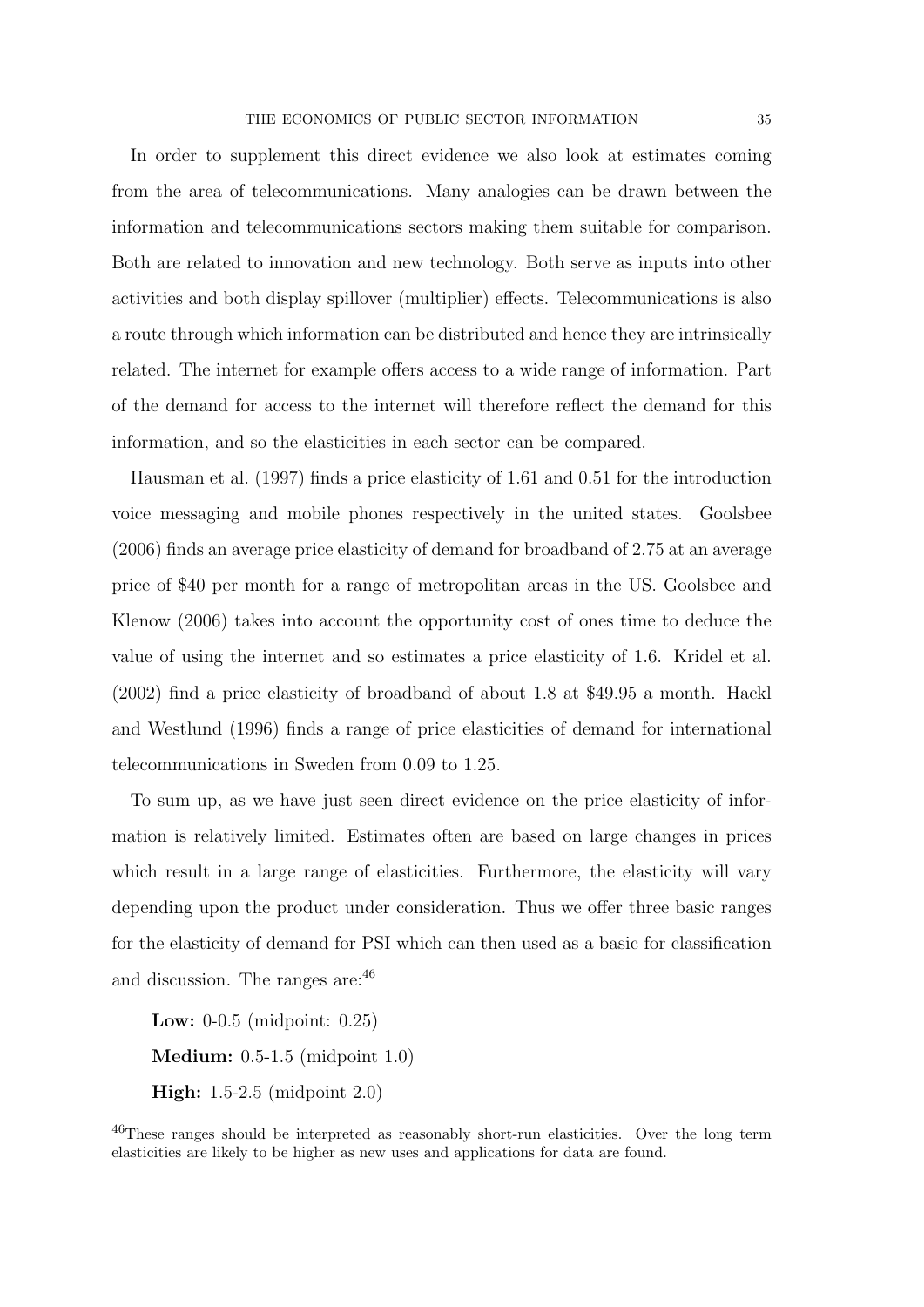In order to supplement this direct evidence we also look at estimates coming from the area of telecommunications. Many analogies can be drawn between the information and telecommunications sectors making them suitable for comparison. Both are related to innovation and new technology. Both serve as inputs into other activities and both display spillover (multiplier) effects. Telecommunications is also a route through which information can be distributed and hence they are intrinsically related. The internet for example offers access to a wide range of information. Part of the demand for access to the internet will therefore reflect the demand for this information, and so the elasticities in each sector can be compared.

Hausman et al. (1997) finds a price elasticity of 1.61 and 0.51 for the introduction voice messaging and mobile phones respectively in the united states. Goolsbee (2006) finds an average price elasticity of demand for broadband of 2.75 at an average price of $40 per month for a range of metropolitan areas in the US. Goolsbee and Klenow (2006) takes into account the opportunity cost of ones time to deduce the value of using the internet and so estimates a price elasticity of 1.6. Kridel et al. (2002) find a price elasticity of broadband of about 1.8 at $49.95 a month. Hackl and Westlund (1996) finds a range of price elasticities of demand for international telecommunications in Sweden from 0.09 to 1.25.

To sum up, as we have just seen direct evidence on the price elasticity of information is relatively limited. Estimates often are based on large changes in prices which result in a large range of elasticities. Furthermore, the elasticity will vary depending upon the product under consideration. Thus we offer three basic ranges for the elasticity of demand for PSI which can then used as a basic for classification and discussion. The ranges are:[46]

**Low:** 0-0.5 (midpoint: 0.25)

**Medium:** 0.5-1.5 (midpoint 1.0)

**High:** 1.5-2.5 (midpoint 2.0)

[46] These ranges should be interpreted as reasonably short-run elasticities. Over the long term elasticities are likely to be higher as new uses and applications for data are found.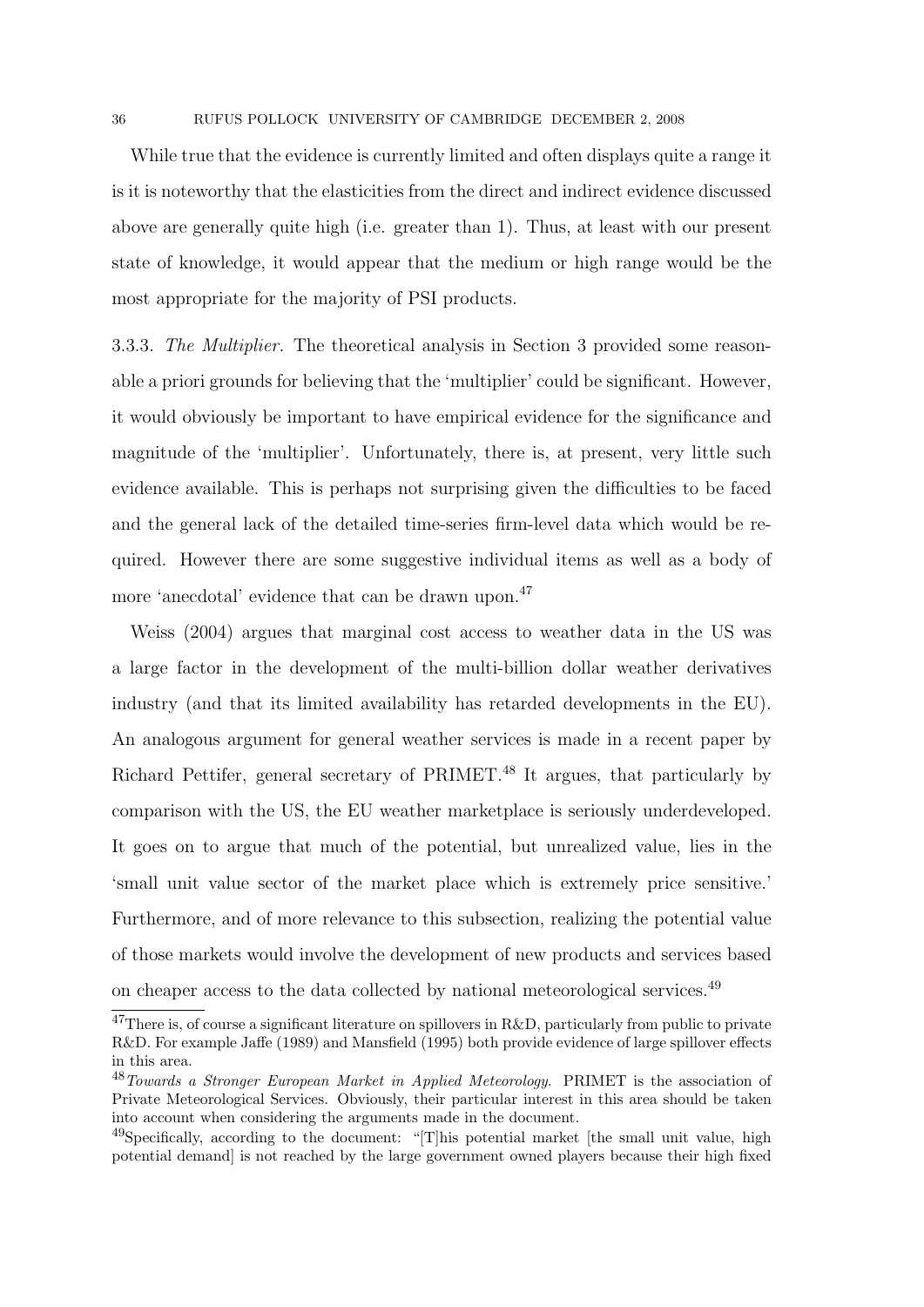While true that the evidence is currently limited and often displays quite a range it is it is noteworthy that the elasticities from the direct and indirect evidence discussed above are generally quite high (i.e. greater than 1). Thus, at least with our present state of knowledge, it would appear that the medium or high range would be the most appropriate for the majority of PSI products.

3.3.3. *The Multiplier.* The theoretical analysis in Section 3 provided some reasonable a priori grounds for believing that the 'multiplier' could be significant. However, it would obviously be important to have empirical evidence for the significance and magnitude of the 'multiplier'. Unfortunately, there is, at present, very little such evidence available. This is perhaps not surprising given the difficulties to be faced and the general lack of the detailed time-series firm-level data which would be required. However there are some suggestive individual items as well as a body of more 'anecdotal' evidence that can be drawn upon.[47]

Weiss (2004) argues that marginal cost access to weather data in the US was a large factor in the development of the multi-billion dollar weather derivatives industry (and that its limited availability has retarded developments in the EU). An analogous argument for general weather services is made in a recent paper by Richard Pettifer, general secretary of PRIMET.[48] It argues, that particularly by comparison with the US, the EU weather marketplace is seriously underdeveloped. It goes on to argue that much of the potential, but unrealized value, lies in the 'small unit value sector of the market place which is extremely price sensitive.' Furthermore, and of more relevance to this subsection, realizing the potential value of those markets would involve the development of new products and services based on cheaper access to the data collected by national meteorological services.[49]

---

[47]There is, of course a significant literature on spillovers in R&D, particularly from public to private R&D. For example Jaffe (1989) and Mansfield (1995) both provide evidence of large spillover effects in this area.

[48]*Towards a Stronger European Market in Applied Meteorology*. PRIMET is the association of Private Meteorological Services. Obviously, their particular interest in this area should be taken into account when considering the arguments made in the document.

[49]Specifically, according to the document: "[T]his potential market [the small unit value, high potential demand] is not reached by the large government owned players because their high fixed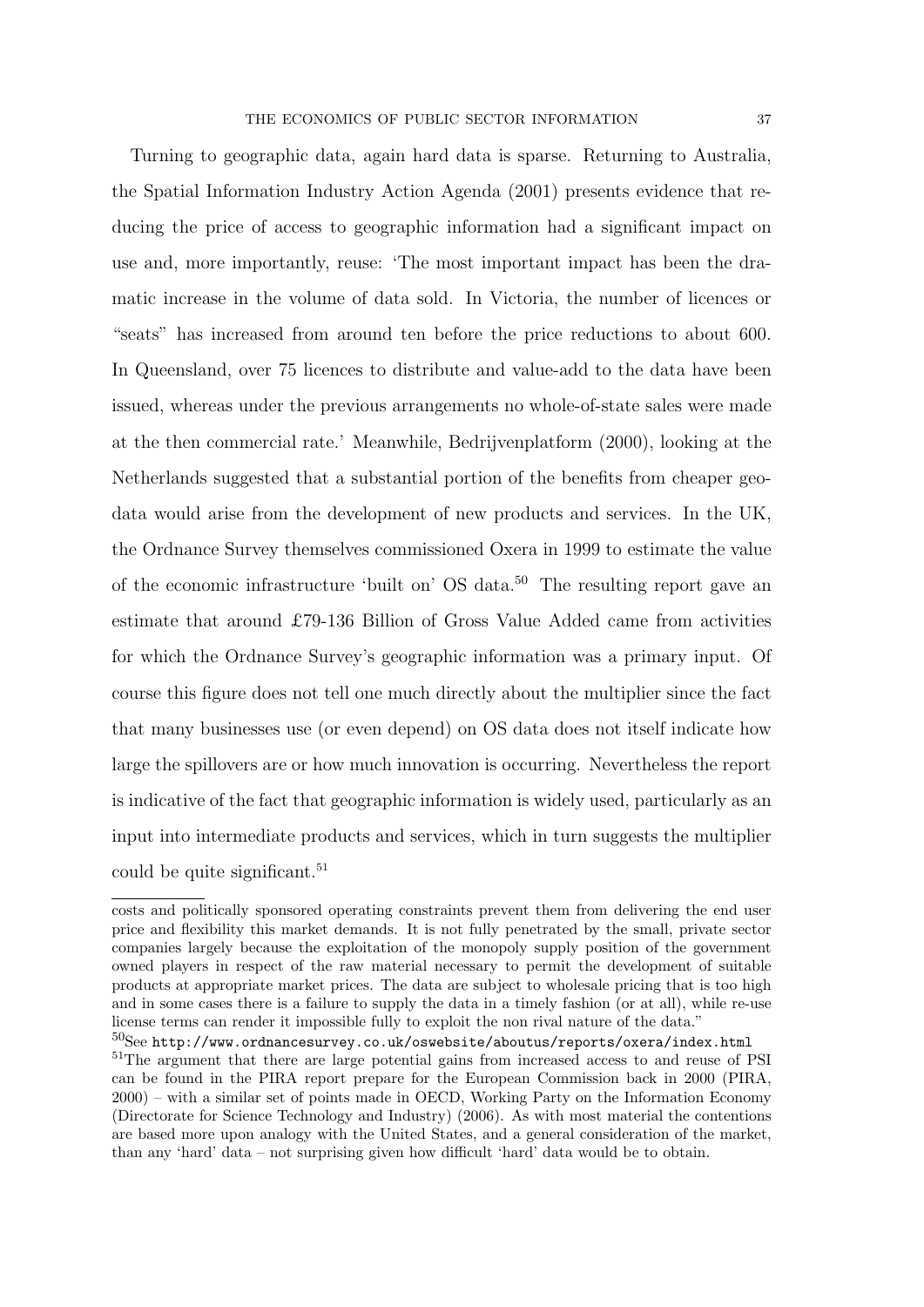Turning to geographic data, again hard data is sparse. Returning to Australia, the Spatial Information Industry Action Agenda (2001) presents evidence that reducing the price of access to geographic information had a significant impact on use and, more importantly, reuse: 'The most important impact has been the dramatic increase in the volume of data sold. In Victoria, the number of licences or "seats" has increased from around ten before the price reductions to about 600. In Queensland, over 75 licences to distribute and value-add to the data have been issued, whereas under the previous arrangements no whole-of-state sales were made at the then commercial rate.' Meanwhile, Bedrijvenplatform (2000), looking at the Netherlands suggested that a substantial portion of the benefits from cheaper geodata would arise from the development of new products and services. In the UK, the Ordnance Survey themselves commissioned Oxera in 1999 to estimate the value of the economic infrastructure 'built on' OS data.[50] The resulting report gave an estimate that around £79-136 Billion of Gross Value Added came from activities for which the Ordnance Survey's geographic information was a primary input. Of course this figure does not tell one much directly about the multiplier since the fact that many businesses use (or even depend) on OS data does not itself indicate how large the spillovers are or how much innovation is occurring. Nevertheless the report is indicative of the fact that geographic information is widely used, particularly as an input into intermediate products and services, which in turn suggests the multiplier could be quite significant.[51]

---

costs and politically sponsored operating constraints prevent them from delivering the end user price and flexibility this market demands. It is not fully penetrated by the small, private sector companies largely because the exploitation of the monopoly supply position of the government owned players in respect of the raw material necessary to permit the development of suitable products at appropriate market prices. The data are subject to wholesale pricing that is too high and in some cases there is a failure to supply the data in a timely fashion (or at all), while re-use license terms can render it impossible fully to exploit the non rival nature of the data."

[50] See http://www.ordnancesurvey.co.uk/oswebsite/aboutus/reports/oxera/index.html

[51] The argument that there are large potential gains from increased access to and reuse of PSI can be found in the PIRA report prepare for the European Commission back in 2000 (PIRA, 2000) – with a similar set of points made in OECD, Working Party on the Information Economy (Directorate for Science Technology and Industry) (2006). As with most material the contentions are based more upon analogy with the United States, and a general consideration of the market, than any 'hard' data – not surprising given how difficult 'hard' data would be to obtain.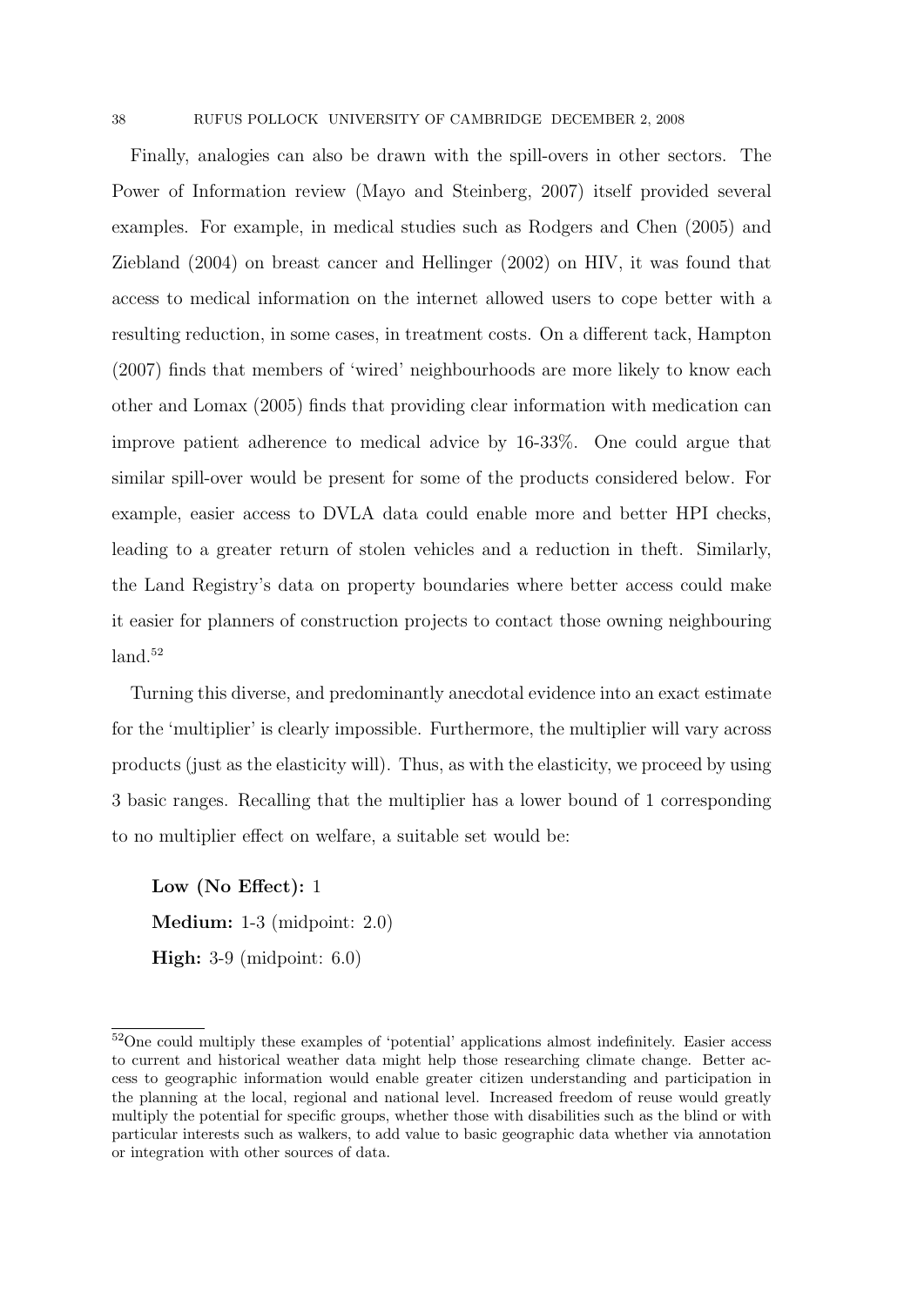Finally, analogies can also be drawn with the spill-overs in other sectors. The Power of Information review (Mayo and Steinberg, 2007) itself provided several examples. For example, in medical studies such as Rodgers and Chen (2005) and Ziebland (2004) on breast cancer and Hellinger (2002) on HIV, it was found that access to medical information on the internet allowed users to cope better with a resulting reduction, in some cases, in treatment costs. On a different tack, Hampton (2007) finds that members of 'wired' neighbourhoods are more likely to know each other and Lomax (2005) finds that providing clear information with medication can improve patient adherence to medical advice by 16-33%. One could argue that similar spill-over would be present for some of the products considered below. For example, easier access to DVLA data could enable more and better HPI checks, leading to a greater return of stolen vehicles and a reduction in theft. Similarly, the Land Registry's data on property boundaries where better access could make it easier for planners of construction projects to contact those owning neighbouring land.[52]

Turning this diverse, and predominantly anecdotal evidence into an exact estimate for the 'multiplier' is clearly impossible. Furthermore, the multiplier will vary across products (just as the elasticity will). Thus, as with the elasticity, we proceed by using 3 basic ranges. Recalling that the multiplier has a lower bound of 1 corresponding to no multiplier effect on welfare, a suitable set would be:

**Low (No Effect):** 1
**Medium:** 1-3 (midpoint: 2.0)
**High:** 3-9 (midpoint: 6.0)

[52]One could multiply these examples of 'potential' applications almost indefinitely. Easier access to current and historical weather data might help those researching climate change. Better access to geographic information would enable greater citizen understanding and participation in the planning at the local, regional and national level. Increased freedom of reuse would greatly multiply the potential for specific groups, whether those with disabilities such as the blind or with particular interests such as walkers, to add value to basic geographic data whether via annotation or integration with other sources of data.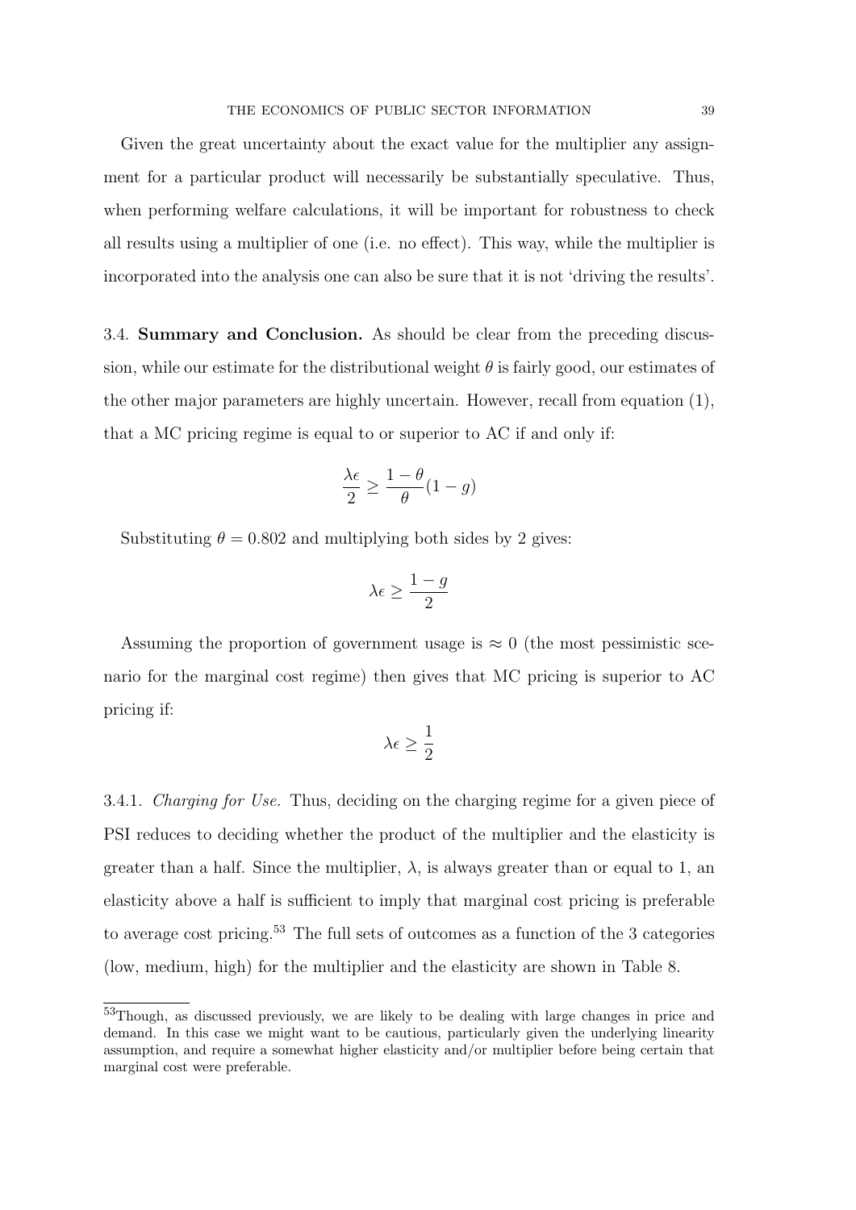Given the great uncertainty about the exact value for the multiplier any assignment for a particular product will necessarily be substantially speculative. Thus, when performing welfare calculations, it will be important for robustness to check all results using a multiplier of one (i.e. no effect). This way, while the multiplier is incorporated into the analysis one can also be sure that it is not 'driving the results'.

3.4. **Summary and Conclusion.** As should be clear from the preceding discussion, while our estimate for the distributional weight $\theta$ is fairly good, our estimates of the other major parameters are highly uncertain. However, recall from equation (1), that a MC pricing regime is equal to or superior to AC if and only if:

$$\frac{\lambda \epsilon}{2} \geq \frac{1-\theta}{\theta}(1-g)$$

Substituting $\theta = 0.802$ and multiplying both sides by 2 gives:

$$\lambda \epsilon \geq \frac{1-g}{2}$$

Assuming the proportion of government usage is $\approx 0$ (the most pessimistic scenario for the marginal cost regime) then gives that MC pricing is superior to AC pricing if:

$$\lambda \epsilon \geq \frac{1}{2}$$

3.4.1. *Charging for Use.* Thus, deciding on the charging regime for a given piece of PSI reduces to deciding whether the product of the multiplier and the elasticity is greater than a half. Since the multiplier, $\lambda$, is always greater than or equal to 1, an elasticity above a half is sufficient to imply that marginal cost pricing is preferable to average cost pricing.[53] The full sets of outcomes as a function of the 3 categories (low, medium, high) for the multiplier and the elasticity are shown in Table 8.

[53] Though, as discussed previously, we are likely to be dealing with large changes in price and demand. In this case we might want to be cautious, particularly given the underlying linearity assumption, and require a somewhat higher elasticity and/or multiplier before being certain that marginal cost were preferable.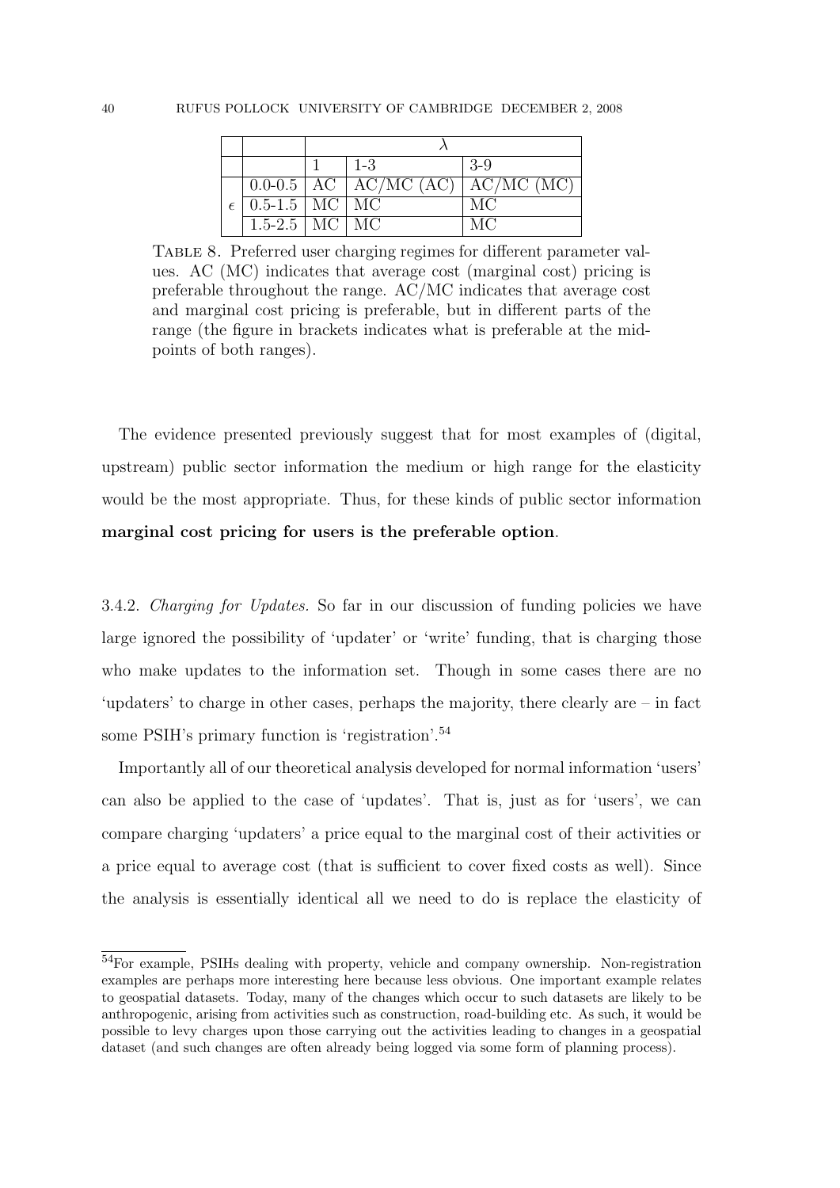| | | $\lambda$ | | |
|---|---|---|---|---|
| | | 1 | 1-3 | 3-9 |
| $\epsilon$ | 0.0-0.5 | AC | AC/MC (AC) | AC/MC (MC) |
| | 0.5-1.5 | MC | MC | MC |
| | 1.5-2.5 | MC | MC | MC |

TABLE 8. Preferred user charging regimes for different parameter values. AC (MC) indicates that average cost (marginal cost) pricing is preferable throughout the range. AC/MC indicates that average cost and marginal cost pricing is preferable, but in different parts of the range (the figure in brackets indicates what is preferable at the mid-points of both ranges).

The evidence presented previously suggest that for most examples of (digital, upstream) public sector information the medium or high range for the elasticity would be the most appropriate. Thus, for these kinds of public sector information **marginal cost pricing for users is the preferable option**.

3.4.2. *Charging for Updates.* So far in our discussion of funding policies we have large ignored the possibility of 'updater' or 'write' funding, that is charging those who make updates to the information set. Though in some cases there are no 'updaters' to charge in other cases, perhaps the majority, there clearly are – in fact some PSIH's primary function is 'registration'.[54]

Importantly all of our theoretical analysis developed for normal information 'users' can also be applied to the case of 'updates'. That is, just as for 'users', we can compare charging 'updaters' a price equal to the marginal cost of their activities or a price equal to average cost (that is sufficient to cover fixed costs as well). Since the analysis is essentially identical all we need to do is replace the elasticity of

[54]For example, PSIHs dealing with property, vehicle and company ownership. Non-registration examples are perhaps more interesting here because less obvious. One important example relates to geospatial datasets. Today, many of the changes which occur to such datasets are likely to be anthropogenic, arising from activities such as construction, road-building etc. As such, it would be possible to levy charges upon those carrying out the activities leading to changes in a geospatial dataset (and such changes are often already being logged via some form of planning process).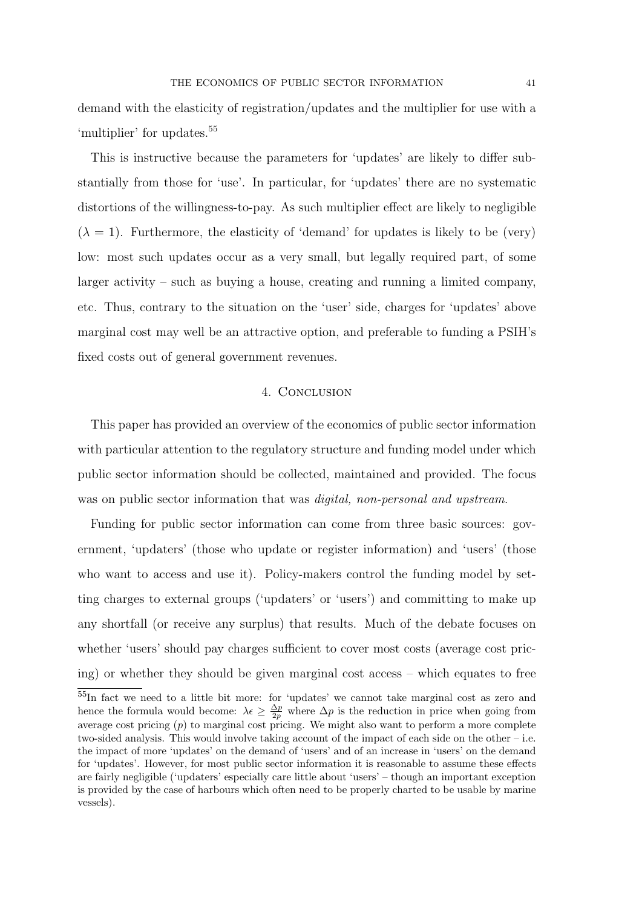demand with the elasticity of registration/updates and the multiplier for use with a 'multiplier' for updates.[55]

This is instructive because the parameters for 'updates' are likely to differ substantially from those for 'use'. In particular, for 'updates' there are no systematic distortions of the willingness-to-pay. As such multiplier effect are likely to negligible ($\lambda = 1$). Furthermore, the elasticity of 'demand' for updates is likely to be (very) low: most such updates occur as a very small, but legally required part, of some larger activity – such as buying a house, creating and running a limited company, etc. Thus, contrary to the situation on the 'user' side, charges for 'updates' above marginal cost may well be an attractive option, and preferable to funding a PSIH's fixed costs out of general government revenues.

## 4. Conclusion

This paper has provided an overview of the economics of public sector information with particular attention to the regulatory structure and funding model under which public sector information should be collected, maintained and provided. The focus was on public sector information that was *digital, non-personal and upstream*.

Funding for public sector information can come from three basic sources: government, 'updaters' (those who update or register information) and 'users' (those who want to access and use it). Policy-makers control the funding model by setting charges to external groups ('updaters' or 'users') and committing to make up any shortfall (or receive any surplus) that results. Much of the debate focuses on whether 'users' should pay charges sufficient to cover most costs (average cost pricing) or whether they should be given marginal cost access – which equates to free

[55]In fact we need to a little bit more: for 'updates' we cannot take marginal cost as zero and hence the formula would become: $\lambda\epsilon \geq \frac{\Delta p}{2p}$ where $\Delta p$ is the reduction in price when going from average cost pricing ($p$) to marginal cost pricing. We might also want to perform a more complete two-sided analysis. This would involve taking account of the impact of each side on the other – i.e. the impact of more 'updates' on the demand of 'users' and of an increase in 'users' on the demand for 'updates'. However, for most public sector information it is reasonable to assume these effects are fairly negligible ('updaters' especially care little about 'users' – though an important exception is provided by the case of harbours which often need to be properly charted to be usable by marine vessels).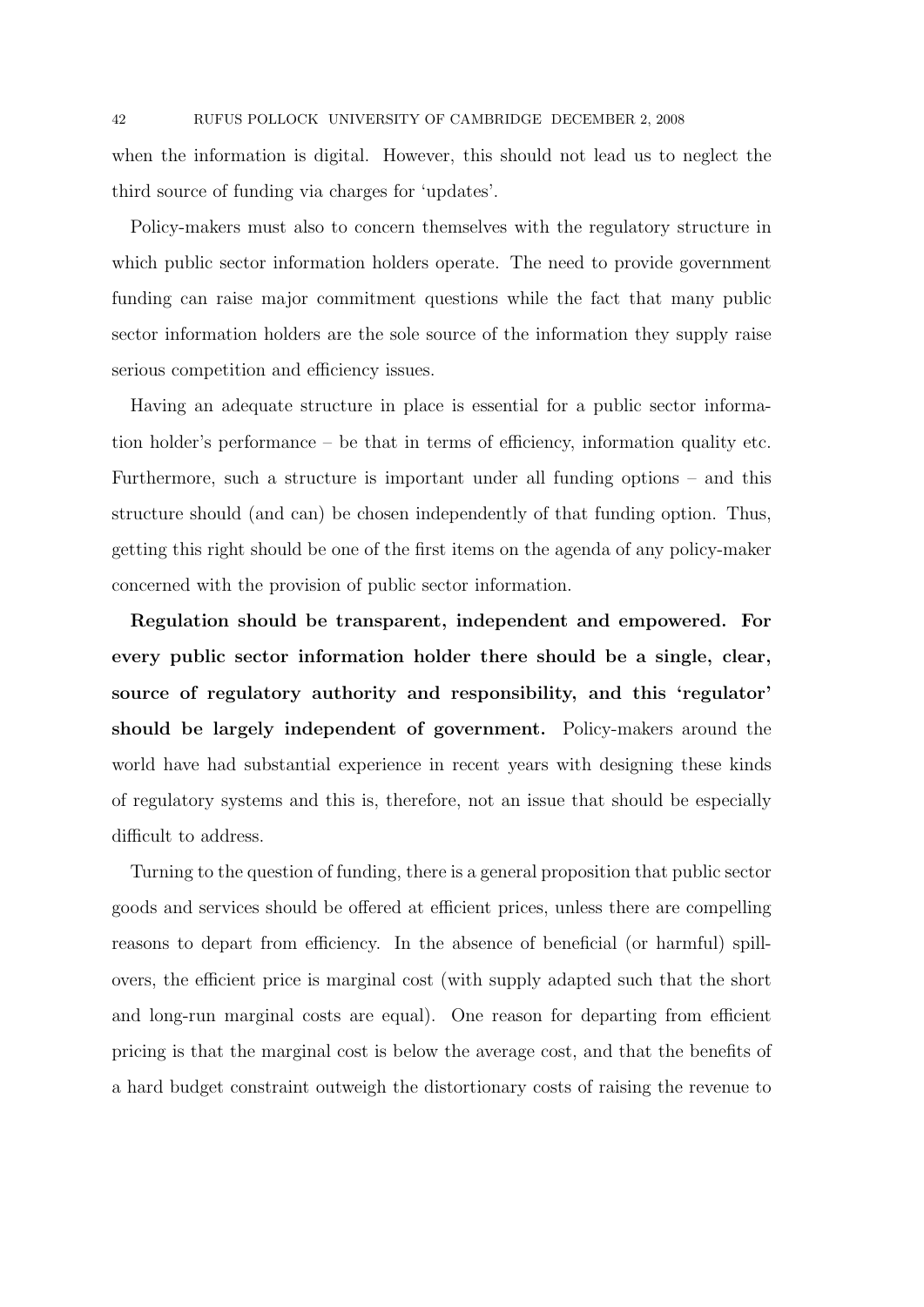when the information is digital. However, this should not lead us to neglect the third source of funding via charges for 'updates'.

Policy-makers must also to concern themselves with the regulatory structure in which public sector information holders operate. The need to provide government funding can raise major commitment questions while the fact that many public sector information holders are the sole source of the information they supply raise serious competition and efficiency issues.

Having an adequate structure in place is essential for a public sector information holder's performance – be that in terms of efficiency, information quality etc. Furthermore, such a structure is important under all funding options – and this structure should (and can) be chosen independently of that funding option. Thus, getting this right should be one of the first items on the agenda of any policy-maker concerned with the provision of public sector information.

**Regulation should be transparent, independent and empowered. For every public sector information holder there should be a single, clear, source of regulatory authority and responsibility, and this 'regulator' should be largely independent of government.** Policy-makers around the world have had substantial experience in recent years with designing these kinds of regulatory systems and this is, therefore, not an issue that should be especially difficult to address.

Turning to the question of funding, there is a general proposition that public sector goods and services should be offered at efficient prices, unless there are compelling reasons to depart from efficiency. In the absence of beneficial (or harmful) spill-overs, the efficient price is marginal cost (with supply adapted such that the short and long-run marginal costs are equal). One reason for departing from efficient pricing is that the marginal cost is below the average cost, and that the benefits of a hard budget constraint outweigh the distortionary costs of raising the revenue to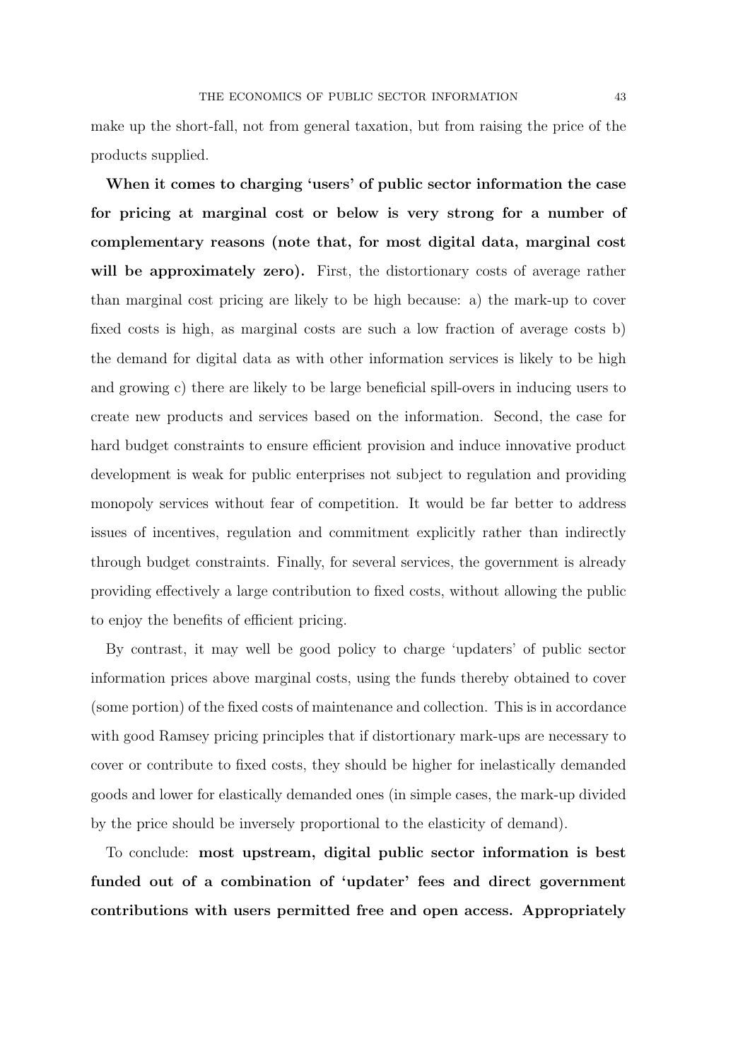make up the short-fall, not from general taxation, but from raising the price of the products supplied.

**When it comes to charging 'users' of public sector information the case for pricing at marginal cost or below is very strong for a number of complementary reasons (note that, for most digital data, marginal cost will be approximately zero).** First, the distortionary costs of average rather than marginal cost pricing are likely to be high because: a) the mark-up to cover fixed costs is high, as marginal costs are such a low fraction of average costs b) the demand for digital data as with other information services is likely to be high and growing c) there are likely to be large beneficial spill-overs in inducing users to create new products and services based on the information. Second, the case for hard budget constraints to ensure efficient provision and induce innovative product development is weak for public enterprises not subject to regulation and providing monopoly services without fear of competition. It would be far better to address issues of incentives, regulation and commitment explicitly rather than indirectly through budget constraints. Finally, for several services, the government is already providing effectively a large contribution to fixed costs, without allowing the public to enjoy the benefits of efficient pricing.

By contrast, it may well be good policy to charge 'updaters' of public sector information prices above marginal costs, using the funds thereby obtained to cover (some portion) of the fixed costs of maintenance and collection. This is in accordance with good Ramsey pricing principles that if distortionary mark-ups are necessary to cover or contribute to fixed costs, they should be higher for inelastically demanded goods and lower for elastically demanded ones (in simple cases, the mark-up divided by the price should be inversely proportional to the elasticity of demand).

To conclude: **most upstream, digital public sector information is best funded out of a combination of 'updater' fees and direct government contributions with users permitted free and open access. Appropriately**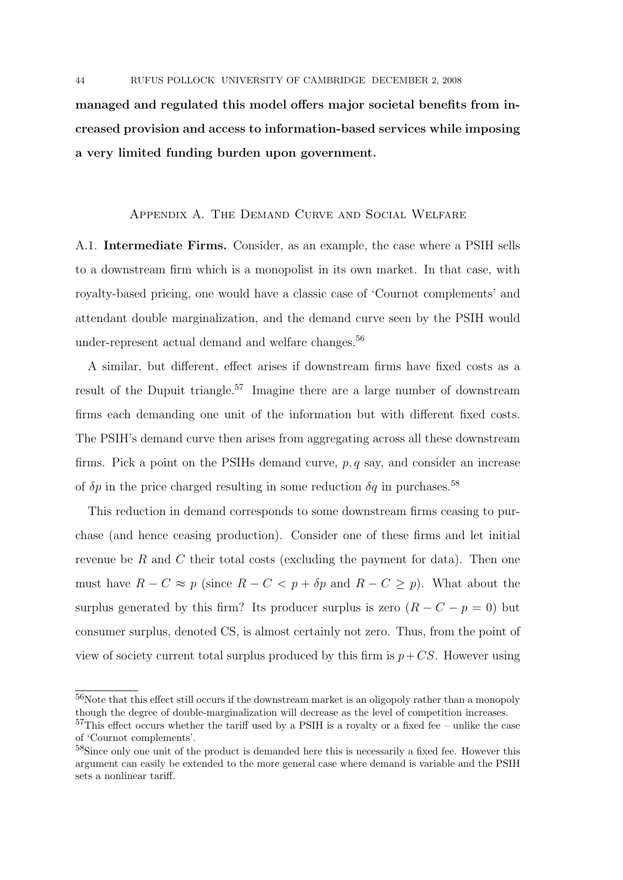**managed and regulated this model offers major societal benefits from increased provision and access to information-based services while imposing a very limited funding burden upon government.**

## Appendix A. The Demand Curve and Social Welfare

A.1. **Intermediate Firms.** Consider, as an example, the case where a PSIH sells to a downstream firm which is a monopolist in its own market. In that case, with royalty-based pricing, one would have a classic case of 'Cournot complements' and attendant double marginalization, and the demand curve seen by the PSIH would under-represent actual demand and welfare changes.[56]

A similar, but different, effect arises if downstream firms have fixed costs as a result of the Dupuit triangle.[57] Imagine there are a large number of downstream firms each demanding one unit of the information but with different fixed costs. The PSIH's demand curve then arises from aggregating across all these downstream firms. Pick a point on the PSIHs demand curve, $p, q$ say, and consider an increase of $\delta p$ in the price charged resulting in some reduction $\delta q$ in purchases.[58]

This reduction in demand corresponds to some downstream firms ceasing to purchase (and hence ceasing production). Consider one of these firms and let initial revenue be $R$ and $C$ their total costs (excluding the payment for data). Then one must have $R - C \approx p$ (since $R - C < p + \delta p$ and $R - C \geq p$). What about the surplus generated by this firm? Its producer surplus is zero ($R - C - p = 0$) but consumer surplus, denoted CS, is almost certainly not zero. Thus, from the point of view of society current total surplus produced by this firm is $p + CS$. However using

---

[56] Note that this effect still occurs if the downstream market is an oligopoly rather than a monopoly though the degree of double-marginalization will decrease as the level of competition increases.

[57] This effect occurs whether the tariff used by a PSIH is a royalty or a fixed fee – unlike the case of 'Cournot complements'.

[58] Since only one unit of the product is demanded here this is necessarily a fixed fee. However this argument can easily be extended to the more general case where demand is variable and the PSIH sets a nonlinear tariff.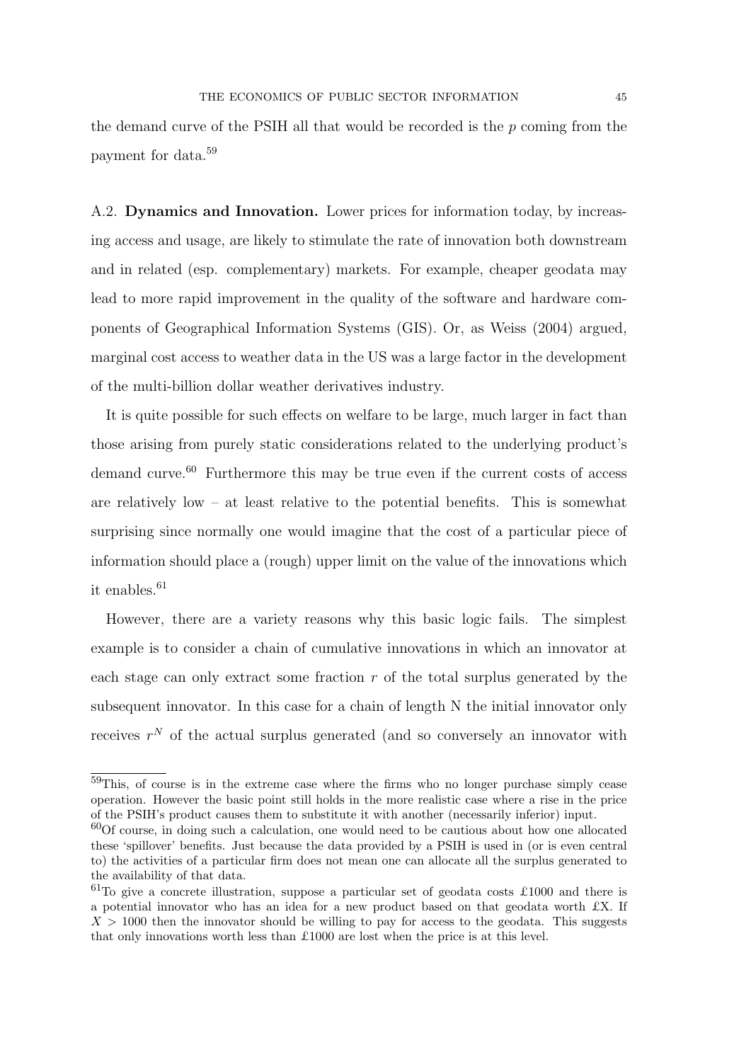the demand curve of the PSIH all that would be recorded is the $p$ coming from the payment for data.[59]

A.2. **Dynamics and Innovation.** Lower prices for information today, by increasing access and usage, are likely to stimulate the rate of innovation both downstream and in related (esp. complementary) markets. For example, cheaper geodata may lead to more rapid improvement in the quality of the software and hardware components of Geographical Information Systems (GIS). Or, as Weiss (2004) argued, marginal cost access to weather data in the US was a large factor in the development of the multi-billion dollar weather derivatives industry.

It is quite possible for such effects on welfare to be large, much larger in fact than those arising from purely static considerations related to the underlying product's demand curve.[60] Furthermore this may be true even if the current costs of access are relatively low – at least relative to the potential benefits. This is somewhat surprising since normally one would imagine that the cost of a particular piece of information should place a (rough) upper limit on the value of the innovations which it enables.[61]

However, there are a variety reasons why this basic logic fails. The simplest example is to consider a chain of cumulative innovations in which an innovator at each stage can only extract some fraction $r$ of the total surplus generated by the subsequent innovator. In this case for a chain of length N the initial innovator only receives $r^N$ of the actual surplus generated (and so conversely an innovator with

---

[59]This, of course is in the extreme case where the firms who no longer purchase simply cease operation. However the basic point still holds in the more realistic case where a rise in the price of the PSIH's product causes them to substitute it with another (necessarily inferior) input.

[60]Of course, in doing such a calculation, one would need to be cautious about how one allocated these 'spillover' benefits. Just because the data provided by a PSIH is used in (or is even central to) the activities of a particular firm does not mean one can allocate all the surplus generated to the availability of that data.

[61]To give a concrete illustration, suppose a particular set of geodata costs £1000 and there is a potential innovator who has an idea for a new product based on that geodata worth £X. If $X > 1000$ then the innovator should be willing to pay for access to the geodata. This suggests that only innovations worth less than £1000 are lost when the price is at this level.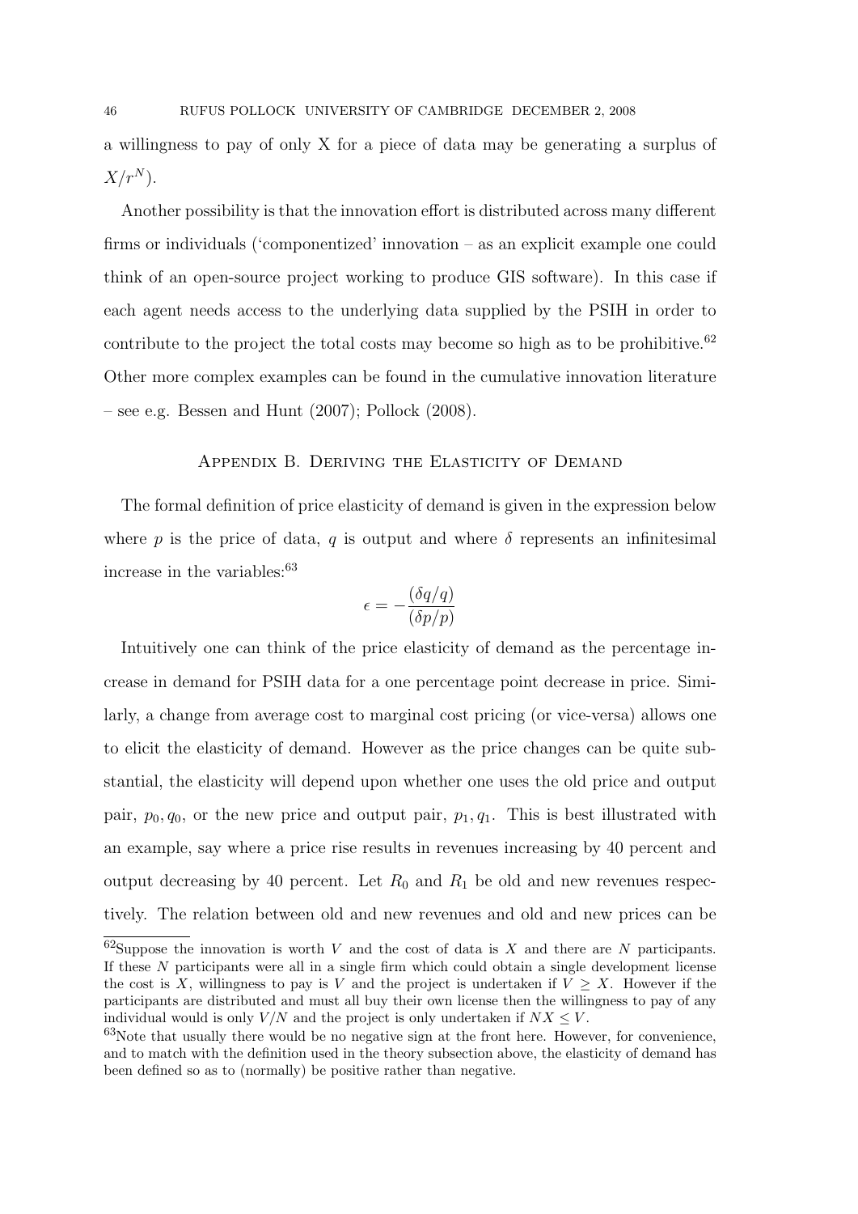a willingness to pay of only X for a piece of data may be generating a surplus of $X/r^N$).

Another possibility is that the innovation effort is distributed across many different firms or individuals ('componentized' innovation – as an explicit example one could think of an open-source project working to produce GIS software). In this case if each agent needs access to the underlying data supplied by the PSIH in order to contribute to the project the total costs may become so high as to be prohibitive.[62] Other more complex examples can be found in the cumulative innovation literature – see e.g. Bessen and Hunt (2007); Pollock (2008).

## Appendix B. Deriving the Elasticity of Demand

The formal definition of price elasticity of demand is given in the expression below where $p$ is the price of data, $q$ is output and where $\delta$ represents an infinitesimal increase in the variables:[63]

$$\epsilon = -\frac{(\delta q/q)}{(\delta p/p)}$$

Intuitively one can think of the price elasticity of demand as the percentage increase in demand for PSIH data for a one percentage point decrease in price. Similarly, a change from average cost to marginal cost pricing (or vice-versa) allows one to elicit the elasticity of demand. However as the price changes can be quite substantial, the elasticity will depend upon whether one uses the old price and output pair, $p_0, q_0$, or the new price and output pair, $p_1, q_1$. This is best illustrated with an example, say where a price rise results in revenues increasing by 40 percent and output decreasing by 40 percent. Let $R_0$ and $R_1$ be old and new revenues respectively. The relation between old and new revenues and old and new prices can be

[62] Suppose the innovation is worth $V$ and the cost of data is $X$ and there are $N$ participants. If these $N$ participants were all in a single firm which could obtain a single development license the cost is $X$, willingness to pay is $V$ and the project is undertaken if $V \geq X$. However if the participants are distributed and must all buy their own license then the willingness to pay of any individual would is only $V/N$ and the project is only undertaken if $NX \leq V$.

[63] Note that usually there would be no negative sign at the front here. However, for convenience, and to match with the definition used in the theory subsection above, the elasticity of demand has been defined so as to (normally) be positive rather than negative.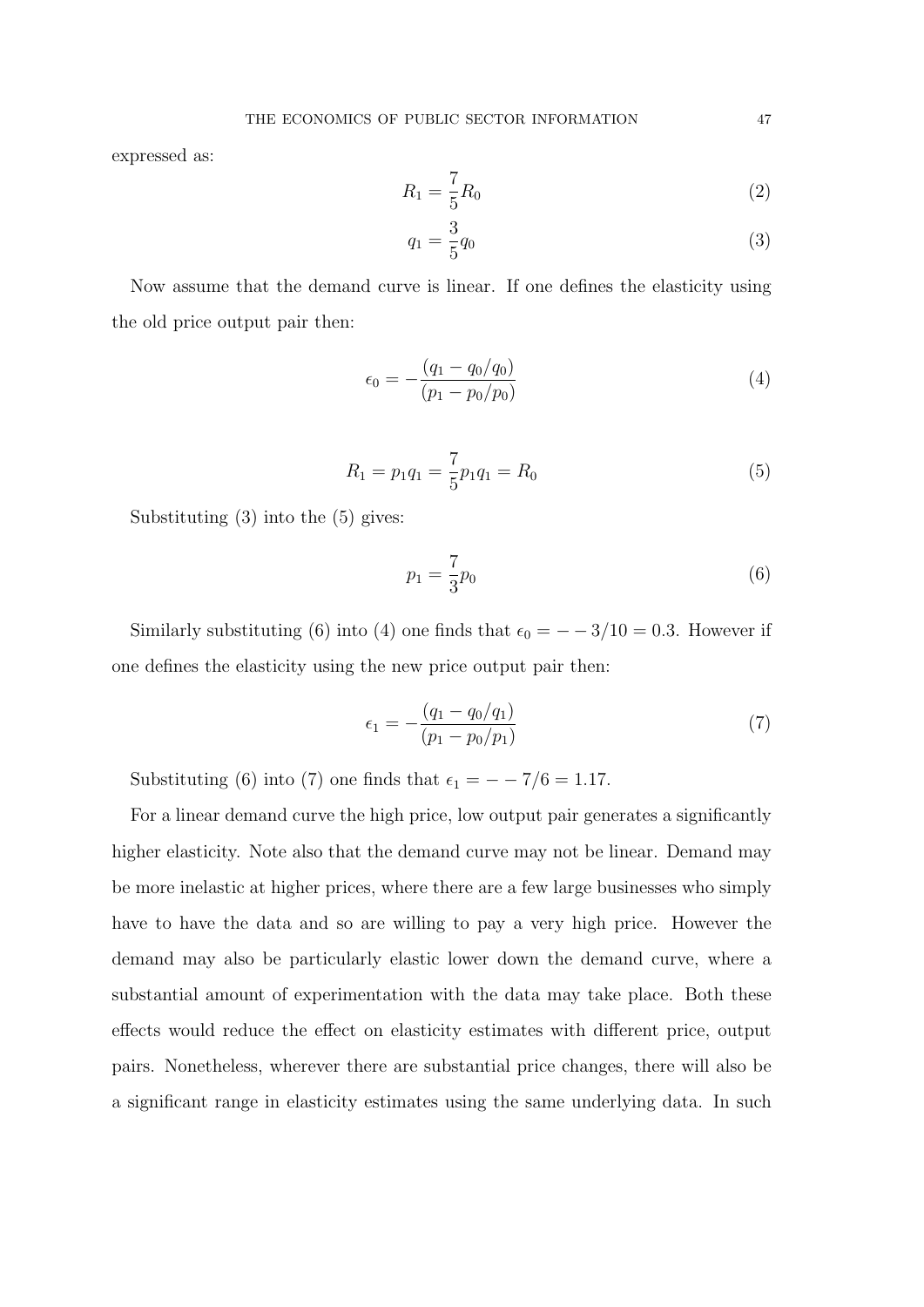expressed as:

$$R_1 = \frac{7}{5} R_0 \tag{2}$$

$$q_1 = \frac{3}{5} q_0 \tag{3}$$

Now assume that the demand curve is linear. If one defines the elasticity using the old price output pair then:

$$\epsilon_0 = -\frac{(q_1 - q_0/q_0)}{(p_1 - p_0/p_0)} \tag{4}$$

$$R_1 = p_1 q_1 = \frac{7}{5} p_1 q_1 = R_0 \tag{5}$$

Substituting (3) into the (5) gives:

$$p_1 = \frac{7}{3} p_0 \tag{6}$$

Similarly substituting (6) into (4) one finds that $\epsilon_0 = - - 3/10 = 0.3$. However if one defines the elasticity using the new price output pair then:

$$\epsilon_1 = -\frac{(q_1 - q_0/q_1)}{(p_1 - p_0/p_1)} \tag{7}$$

Substituting (6) into (7) one finds that $\epsilon_1 = - - 7/6 = 1.17$.

For a linear demand curve the high price, low output pair generates a significantly higher elasticity. Note also that the demand curve may not be linear. Demand may be more inelastic at higher prices, where there are a few large businesses who simply have to have the data and so are willing to pay a very high price. However the demand may also be particularly elastic lower down the demand curve, where a substantial amount of experimentation with the data may take place. Both these effects would reduce the effect on elasticity estimates with different price, output pairs. Nonetheless, wherever there are substantial price changes, there will also be a significant range in elasticity estimates using the same underlying data. In such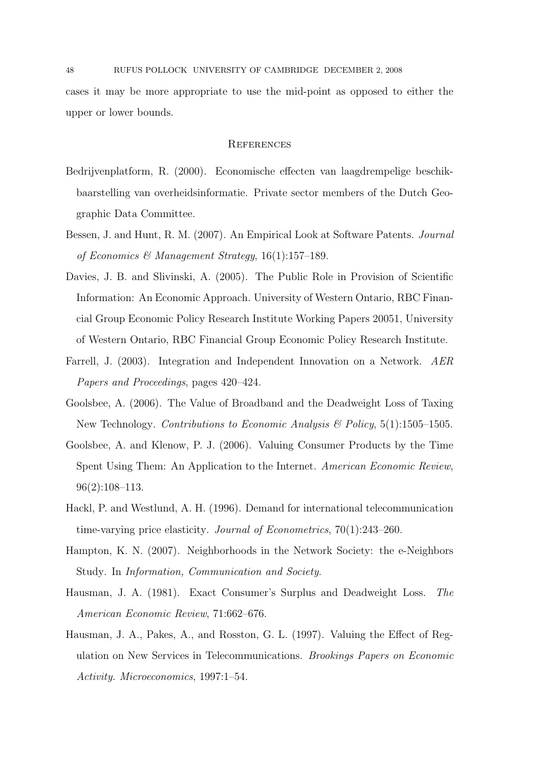cases it may be more appropriate to use the mid-point as opposed to either the upper or lower bounds.

## References

Bedrijvenplatform, R. (2000). Economische effecten van laagdrempelige beschikbaarstelling van overheidsinformatie. Private sector members of the Dutch Geographic Data Committee.

Bessen, J. and Hunt, R. M. (2007). An Empirical Look at Software Patents. *Journal of Economics & Management Strategy*, 16(1):157–189.

Davies, J. B. and Slivinski, A. (2005). The Public Role in Provision of Scientific Information: An Economic Approach. University of Western Ontario, RBC Financial Group Economic Policy Research Institute Working Papers 20051, University of Western Ontario, RBC Financial Group Economic Policy Research Institute.

Farrell, J. (2003). Integration and Independent Innovation on a Network. *AER Papers and Proceedings*, pages 420–424.

Goolsbee, A. (2006). The Value of Broadband and the Deadweight Loss of Taxing New Technology. *Contributions to Economic Analysis & Policy*, 5(1):1505–1505.

Goolsbee, A. and Klenow, P. J. (2006). Valuing Consumer Products by the Time Spent Using Them: An Application to the Internet. *American Economic Review*, 96(2):108–113.

Hackl, P. and Westlund, A. H. (1996). Demand for international telecommunication time-varying price elasticity. *Journal of Econometrics*, 70(1):243–260.

Hampton, K. N. (2007). Neighborhoods in the Network Society: the e-Neighbors Study. In *Information, Communication and Society*.

Hausman, J. A. (1981). Exact Consumer's Surplus and Deadweight Loss. *The American Economic Review*, 71:662–676.

Hausman, J. A., Pakes, A., and Rosston, G. L. (1997). Valuing the Effect of Regulation on New Services in Telecommunications. *Brookings Papers on Economic Activity. Microeconomics*, 1997:1–54.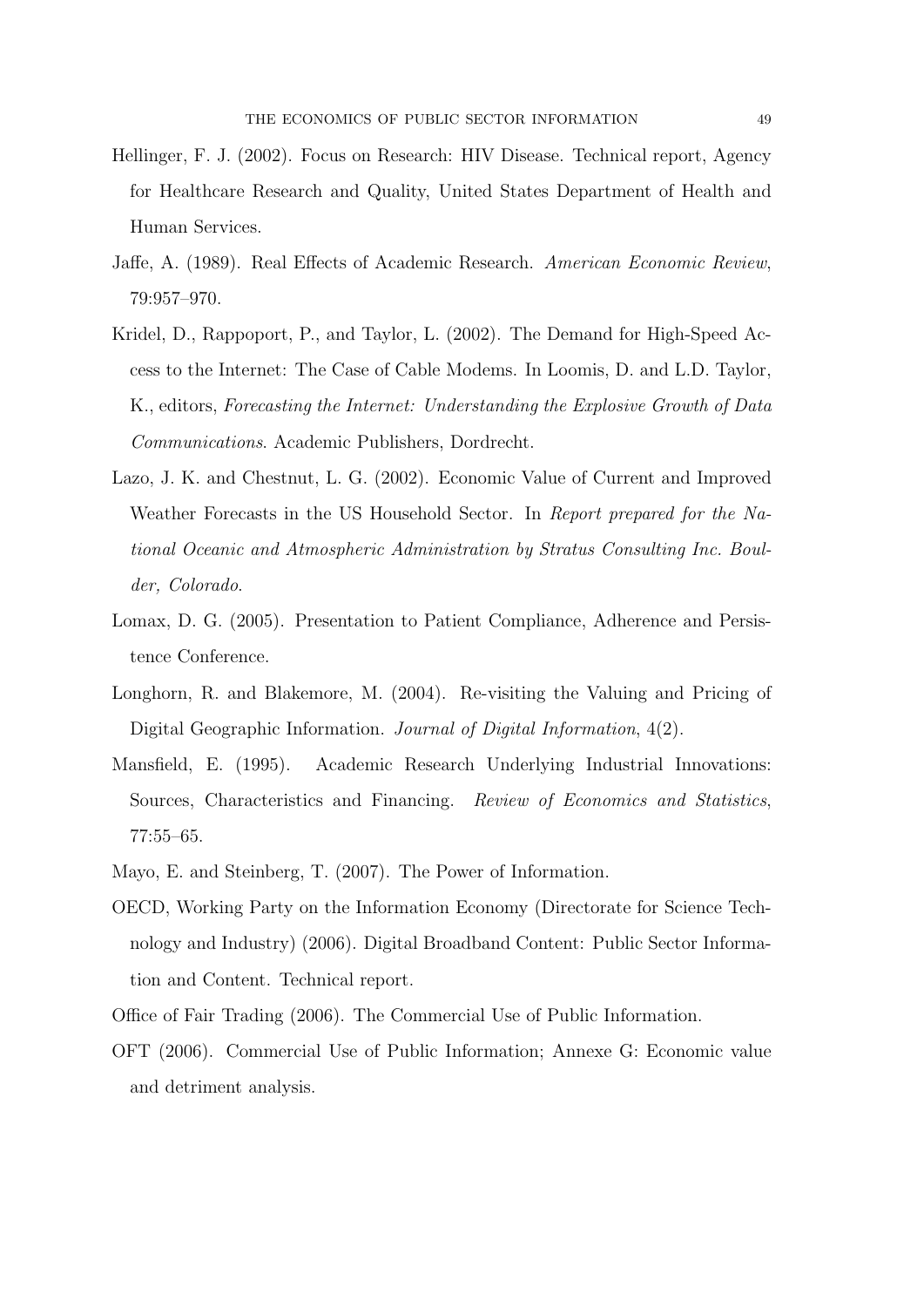Hellinger, F. J. (2002). Focus on Research: HIV Disease. Technical report, Agency for Healthcare Research and Quality, United States Department of Health and Human Services.

Jaffe, A. (1989). Real Effects of Academic Research. *American Economic Review*, 79:957–970.

Kridel, D., Rappoport, P., and Taylor, L. (2002). The Demand for High-Speed Access to the Internet: The Case of Cable Modems. In Loomis, D. and L.D. Taylor, K., editors, *Forecasting the Internet: Understanding the Explosive Growth of Data Communications*. Academic Publishers, Dordrecht.

Lazo, J. K. and Chestnut, L. G. (2002). Economic Value of Current and Improved Weather Forecasts in the US Household Sector. In *Report prepared for the National Oceanic and Atmospheric Administration by Stratus Consulting Inc. Boulder, Colorado*.

Lomax, D. G. (2005). Presentation to Patient Compliance, Adherence and Persistence Conference.

Longhorn, R. and Blakemore, M. (2004). Re-visiting the Valuing and Pricing of Digital Geographic Information. *Journal of Digital Information*, 4(2).

Mansfield, E. (1995). Academic Research Underlying Industrial Innovations: Sources, Characteristics and Financing. *Review of Economics and Statistics*, 77:55–65.

Mayo, E. and Steinberg, T. (2007). The Power of Information.

OECD, Working Party on the Information Economy (Directorate for Science Technology and Industry) (2006). Digital Broadband Content: Public Sector Information and Content. Technical report.

Office of Fair Trading (2006). The Commercial Use of Public Information.

OFT (2006). Commercial Use of Public Information; Annexe G: Economic value and detriment analysis.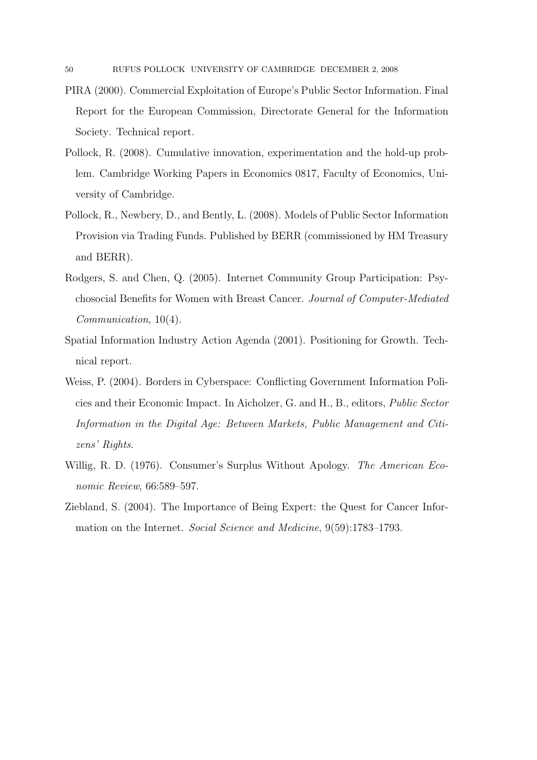PIRA (2000). Commercial Exploitation of Europe's Public Sector Information. Final Report for the European Commission, Directorate General for the Information Society. Technical report.

Pollock, R. (2008). Cumulative innovation, experimentation and the hold-up problem. Cambridge Working Papers in Economics 0817, Faculty of Economics, University of Cambridge.

Pollock, R., Newbery, D., and Bently, L. (2008). Models of Public Sector Information Provision via Trading Funds. Published by BERR (commissioned by HM Treasury and BERR).

Rodgers, S. and Chen, Q. (2005). Internet Community Group Participation: Psychosocial Benefits for Women with Breast Cancer. *Journal of Computer-Mediated Communication*, 10(4).

Spatial Information Industry Action Agenda (2001). Positioning for Growth. Technical report.

Weiss, P. (2004). Borders in Cyberspace: Conflicting Government Information Policies and their Economic Impact. In Aicholzer, G. and H., B., editors, *Public Sector Information in the Digital Age: Between Markets, Public Management and Citizens' Rights*.

Willig, R. D. (1976). Consumer's Surplus Without Apology. *The American Economic Review*, 66:589–597.

Ziebland, S. (2004). The Importance of Being Expert: the Quest for Cancer Information on the Internet. *Social Science and Medicine*, 9(59):1783–1793.